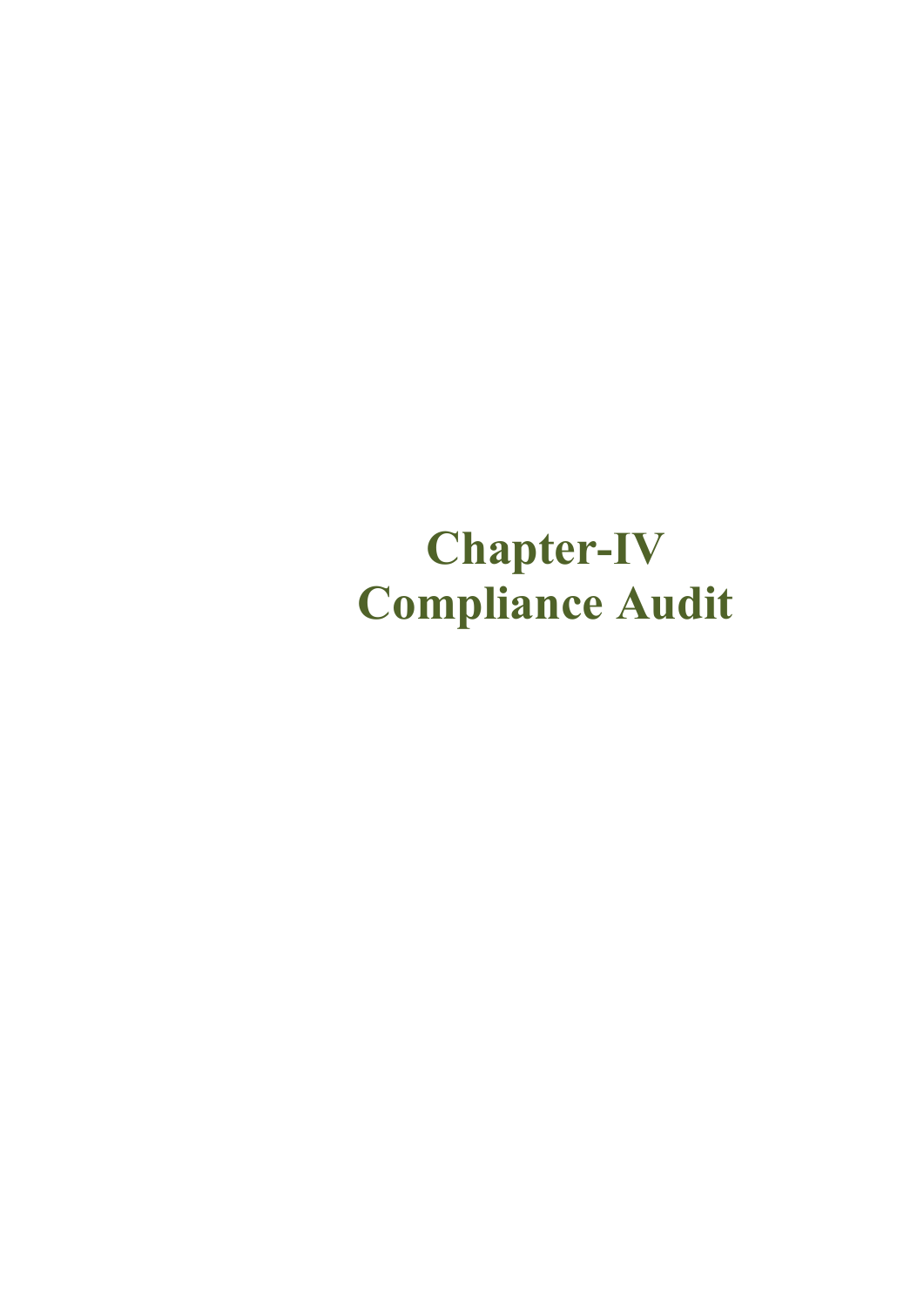# Chapter-IV
# Compliance Audit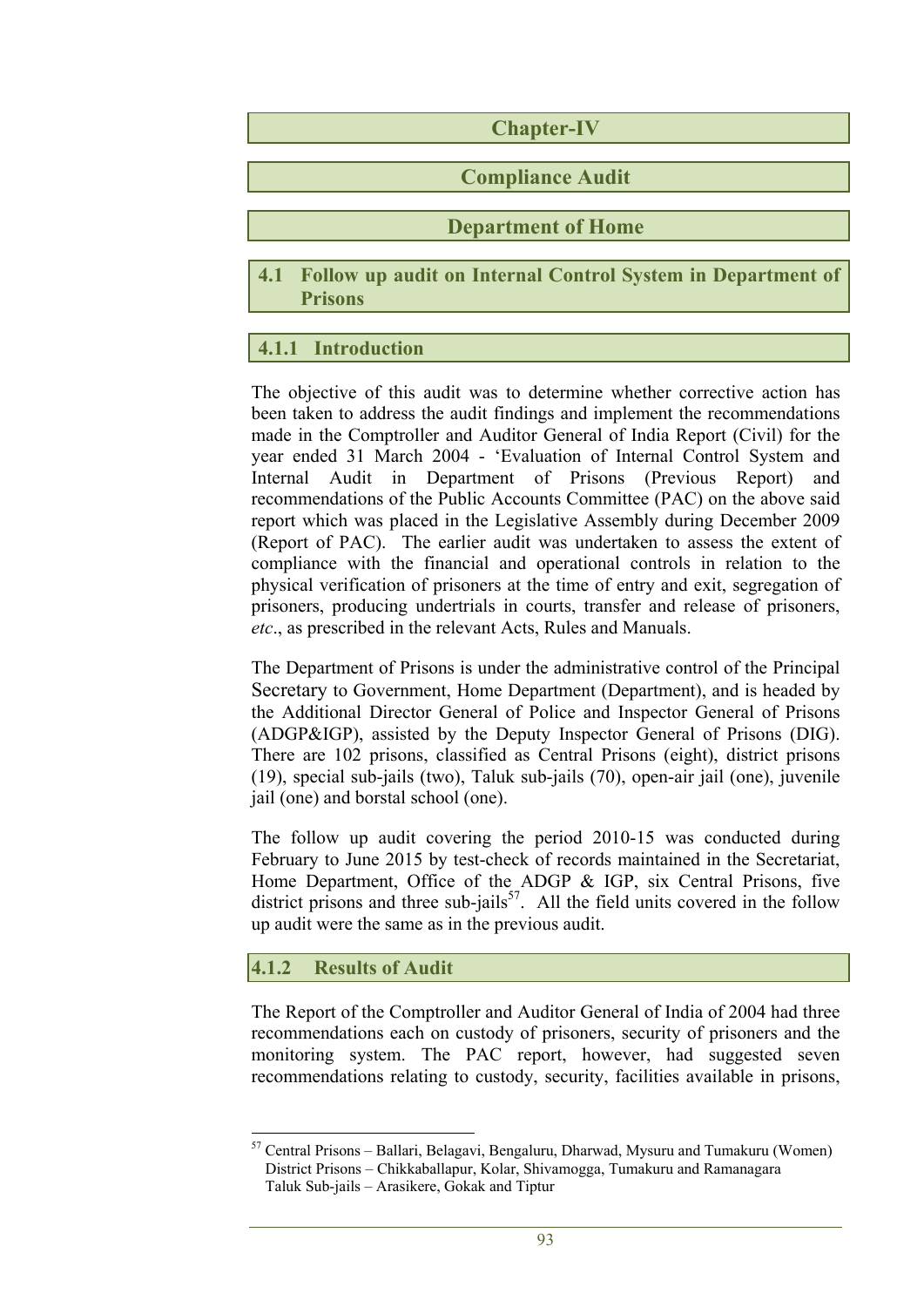# Chapter-IV

# Compliance Audit

# Department of Home

## 4.1 Follow up audit on Internal Control System in Department of Prisons

### 4.1.1 Introduction

The objective of this audit was to determine whether corrective action has been taken to address the audit findings and implement the recommendations made in the Comptroller and Auditor General of India Report (Civil) for the year ended 31 March 2004 - 'Evaluation of Internal Control System and Internal Audit in Department of Prisons (Previous Report) and recommendations of the Public Accounts Committee (PAC) on the above said report which was placed in the Legislative Assembly during December 2009 (Report of PAC). The earlier audit was undertaken to assess the extent of compliance with the financial and operational controls in relation to the physical verification of prisoners at the time of entry and exit, segregation of prisoners, producing undertrials in courts, transfer and release of prisoners, *etc*., as prescribed in the relevant Acts, Rules and Manuals.

The Department of Prisons is under the administrative control of the Principal Secretary to Government, Home Department (Department), and is headed by the Additional Director General of Police and Inspector General of Prisons (ADGP&IGP), assisted by the Deputy Inspector General of Prisons (DIG). There are 102 prisons, classified as Central Prisons (eight), district prisons (19), special sub-jails (two), Taluk sub-jails (70), open-air jail (one), juvenile jail (one) and borstal school (one).

The follow up audit covering the period 2010-15 was conducted during February to June 2015 by test-check of records maintained in the Secretariat, Home Department, Office of the ADGP & IGP, six Central Prisons, five district prisons and three sub-jails[57]. All the field units covered in the follow up audit were the same as in the previous audit.

### 4.1.2 Results of Audit

The Report of the Comptroller and Auditor General of India of 2004 had three recommendations each on custody of prisoners, security of prisoners and the monitoring system. The PAC report, however, had suggested seven recommendations relating to custody, security, facilities available in prisons,

---

[57] Central Prisons – Ballari, Belagavi, Bengaluru, Dharwad, Mysuru and Tumakuru (Women)
District Prisons – Chikkaballapur, Kolar, Shivamogga, Tumakuru and Ramanagara
Taluk Sub-jails – Arasikere, Gokak and Tiptur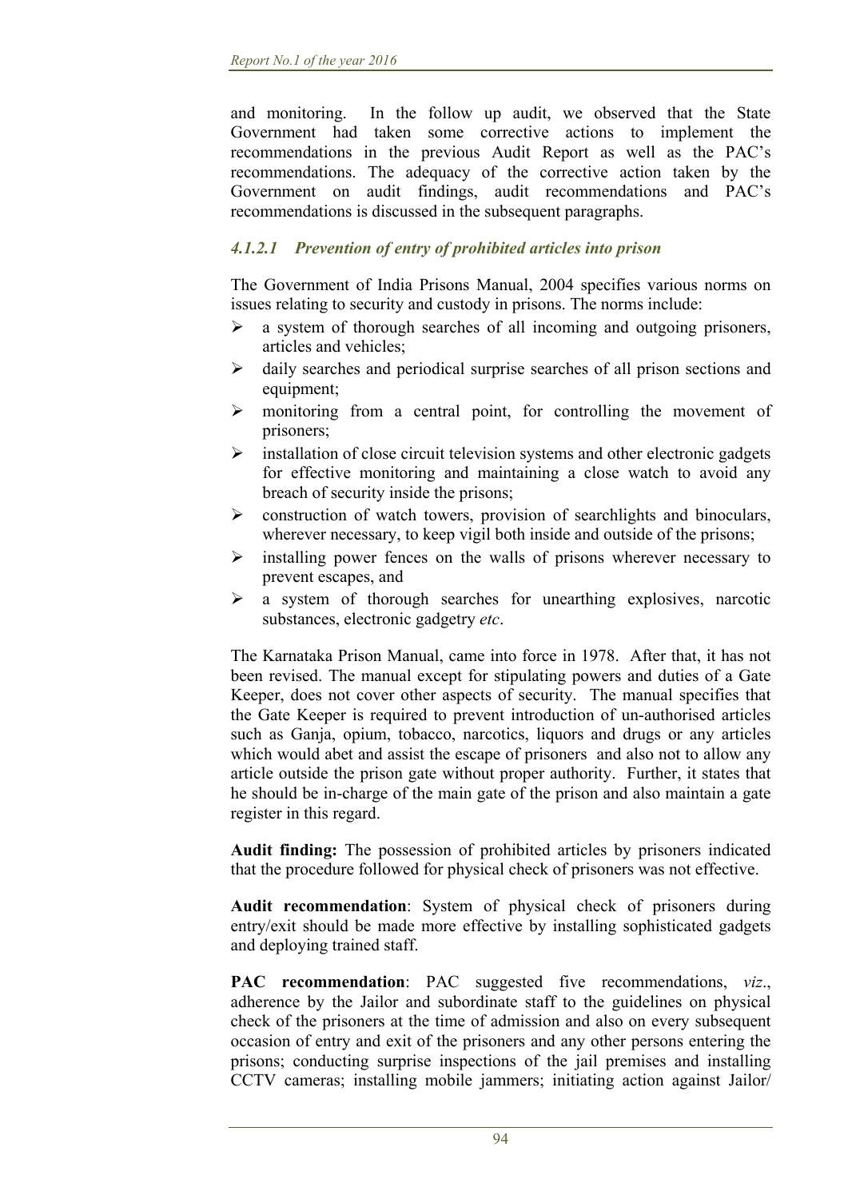and monitoring. In the follow up audit, we observed that the State Government had taken some corrective actions to implement the recommendations in the previous Audit Report as well as the PAC's recommendations. The adequacy of the corrective action taken by the Government on audit findings, audit recommendations and PAC's recommendations is discussed in the subsequent paragraphs.

#### *4.1.2.1 Prevention of entry of prohibited articles into prison*

The Government of India Prisons Manual, 2004 specifies various norms on issues relating to security and custody in prisons. The norms include:

- a system of thorough searches of all incoming and outgoing prisoners, articles and vehicles;
- daily searches and periodical surprise searches of all prison sections and equipment;
- monitoring from a central point, for controlling the movement of prisoners;
- installation of close circuit television systems and other electronic gadgets for effective monitoring and maintaining a close watch to avoid any breach of security inside the prisons;
- construction of watch towers, provision of searchlights and binoculars, wherever necessary, to keep vigil both inside and outside of the prisons;
- installing power fences on the walls of prisons wherever necessary to prevent escapes, and
- a system of thorough searches for unearthing explosives, narcotic substances, electronic gadgetry *etc*.

The Karnataka Prison Manual, came into force in 1978. After that, it has not been revised. The manual except for stipulating powers and duties of a Gate Keeper, does not cover other aspects of security. The manual specifies that the Gate Keeper is required to prevent introduction of un-authorised articles such as Ganja, opium, tobacco, narcotics, liquors and drugs or any articles which would abet and assist the escape of prisoners and also not to allow any article outside the prison gate without proper authority. Further, it states that he should be in-charge of the main gate of the prison and also maintain a gate register in this regard.

**Audit finding:** The possession of prohibited articles by prisoners indicated that the procedure followed for physical check of prisoners was not effective.

**Audit recommendation**: System of physical check of prisoners during entry/exit should be made more effective by installing sophisticated gadgets and deploying trained staff.

**PAC recommendation**: PAC suggested five recommendations, *viz*., adherence by the Jailor and subordinate staff to the guidelines on physical check of the prisoners at the time of admission and also on every subsequent occasion of entry and exit of the prisoners and any other persons entering the prisons; conducting surprise inspections of the jail premises and installing CCTV cameras; installing mobile jammers; initiating action against Jailor/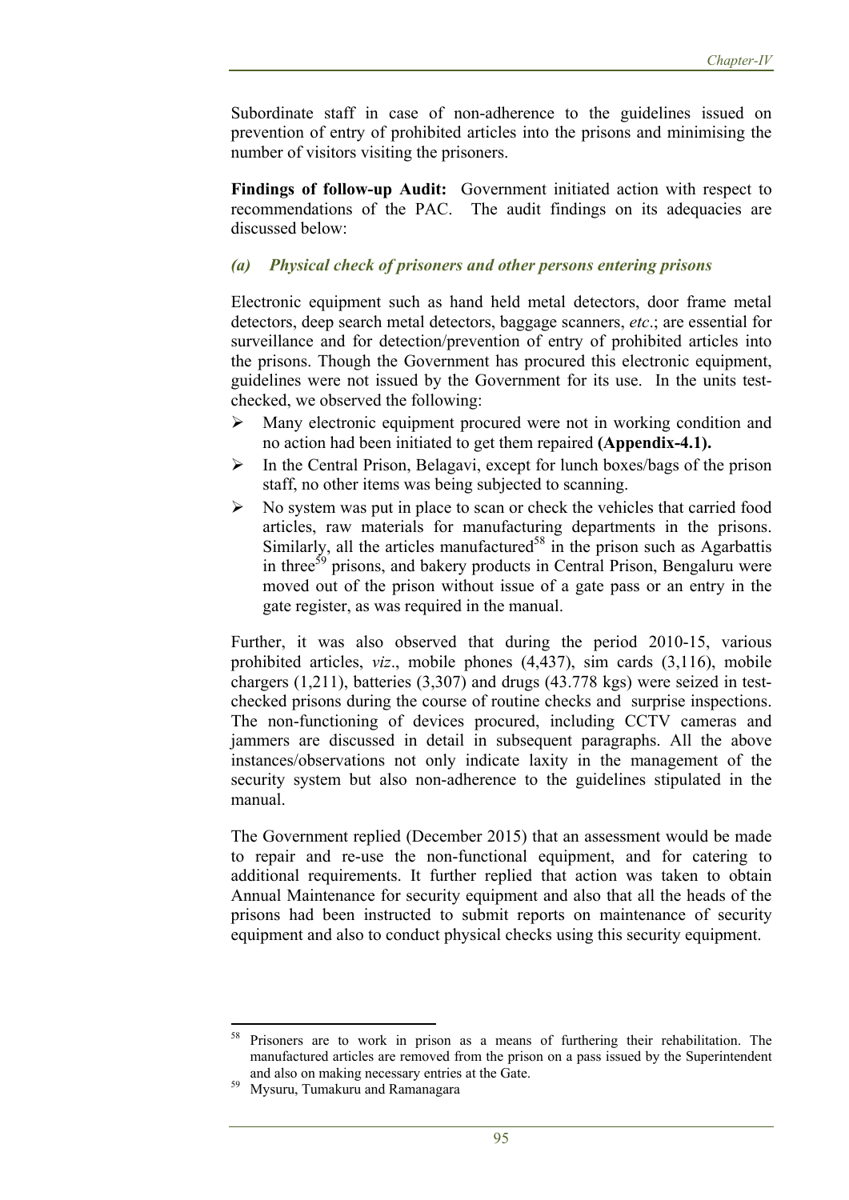Subordinate staff in case of non-adherence to the guidelines issued on prevention of entry of prohibited articles into the prisons and minimising the number of visitors visiting the prisoners.

**Findings of follow-up Audit:** Government initiated action with respect to recommendations of the PAC. The audit findings on its adequacies are discussed below:

### *(a) Physical check of prisoners and other persons entering prisons*

Electronic equipment such as hand held metal detectors, door frame metal detectors, deep search metal detectors, baggage scanners, *etc*.; are essential for surveillance and for detection/prevention of entry of prohibited articles into the prisons. Though the Government has procured this electronic equipment, guidelines were not issued by the Government for its use. In the units test-checked, we observed the following:

- Many electronic equipment procured were not in working condition and no action had been initiated to get them repaired **(Appendix-4.1).**
- In the Central Prison, Belagavi, except for lunch boxes/bags of the prison staff, no other items was being subjected to scanning.
- No system was put in place to scan or check the vehicles that carried food articles, raw materials for manufacturing departments in the prisons. Similarly, all the articles manufactured[58] in the prison such as Agarbattis in three[59] prisons, and bakery products in Central Prison, Bengaluru were moved out of the prison without issue of a gate pass or an entry in the gate register, as was required in the manual.

Further, it was also observed that during the period 2010-15, various prohibited articles, *viz*., mobile phones (4,437), sim cards (3,116), mobile chargers (1,211), batteries (3,307) and drugs (43.778 kgs) were seized in test-checked prisons during the course of routine checks and surprise inspections. The non-functioning of devices procured, including CCTV cameras and jammers are discussed in detail in subsequent paragraphs. All the above instances/observations not only indicate laxity in the management of the security system but also non-adherence to the guidelines stipulated in the manual.

The Government replied (December 2015) that an assessment would be made to repair and re-use the non-functional equipment, and for catering to additional requirements. It further replied that action was taken to obtain Annual Maintenance for security equipment and also that all the heads of the prisons had been instructed to submit reports on maintenance of security equipment and also to conduct physical checks using this security equipment.

---

[58] Prisoners are to work in prison as a means of furthering their rehabilitation. The manufactured articles are removed from the prison on a pass issued by the Superintendent and also on making necessary entries at the Gate.

[59] Mysuru, Tumakuru and Ramanagara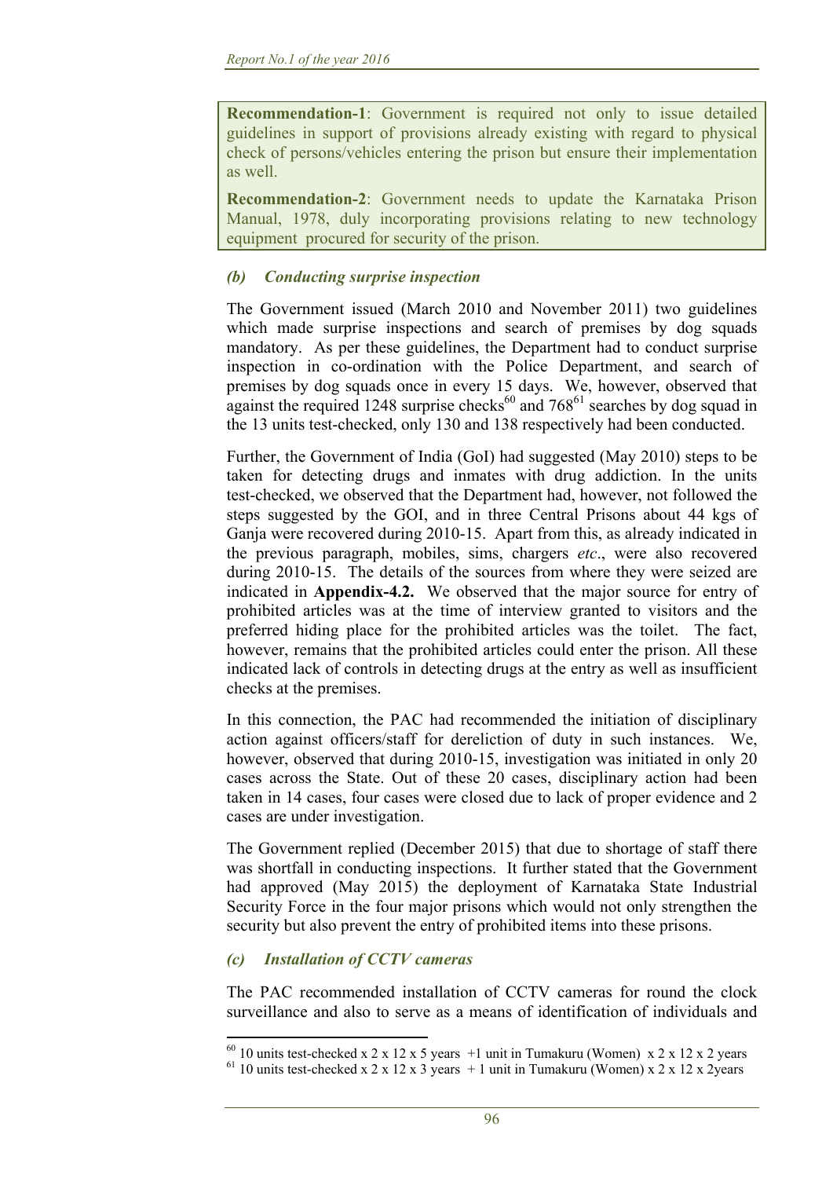**Recommendation-1**: Government is required not only to issue detailed guidelines in support of provisions already existing with regard to physical check of persons/vehicles entering the prison but ensure their implementation as well.

**Recommendation-2**: Government needs to update the Karnataka Prison Manual, 1978, duly incorporating provisions relating to new technology equipment procured for security of the prison.

### *(b) Conducting surprise inspection*

The Government issued (March 2010 and November 2011) two guidelines which made surprise inspections and search of premises by dog squads mandatory. As per these guidelines, the Department had to conduct surprise inspection in co-ordination with the Police Department, and search of premises by dog squads once in every 15 days. We, however, observed that against the required 1248 surprise checks[60] and 768[61] searches by dog squad in the 13 units test-checked, only 130 and 138 respectively had been conducted.

Further, the Government of India (GoI) had suggested (May 2010) steps to be taken for detecting drugs and inmates with drug addiction. In the units test-checked, we observed that the Department had, however, not followed the steps suggested by the GOI, and in three Central Prisons about 44 kgs of Ganja were recovered during 2010-15. Apart from this, as already indicated in the previous paragraph, mobiles, sims, chargers *etc*., were also recovered during 2010-15. The details of the sources from where they were seized are indicated in **Appendix-4.2.** We observed that the major source for entry of prohibited articles was at the time of interview granted to visitors and the preferred hiding place for the prohibited articles was the toilet. The fact, however, remains that the prohibited articles could enter the prison. All these indicated lack of controls in detecting drugs at the entry as well as insufficient checks at the premises.

In this connection, the PAC had recommended the initiation of disciplinary action against officers/staff for dereliction of duty in such instances. We, however, observed that during 2010-15, investigation was initiated in only 20 cases across the State. Out of these 20 cases, disciplinary action had been taken in 14 cases, four cases were closed due to lack of proper evidence and 2 cases are under investigation.

The Government replied (December 2015) that due to shortage of staff there was shortfall in conducting inspections. It further stated that the Government had approved (May 2015) the deployment of Karnataka State Industrial Security Force in the four major prisons which would not only strengthen the security but also prevent the entry of prohibited items into these prisons.

### *(c) Installation of CCTV cameras*

The PAC recommended installation of CCTV cameras for round the clock surveillance and also to serve as a means of identification of individuals and

---

[60] 10 units test-checked x 2 x 12 x 5 years +1 unit in Tumakuru (Women) x 2 x 12 x 2 years

[61] 10 units test-checked x 2 x 12 x 3 years + 1 unit in Tumakuru (Women) x 2 x 12 x 2years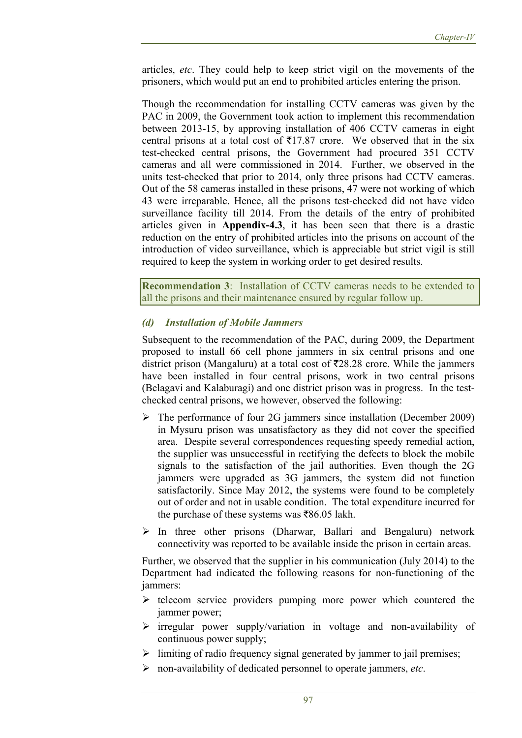articles, *etc*. They could help to keep strict vigil on the movements of the prisoners, which would put an end to prohibited articles entering the prison.

Though the recommendation for installing CCTV cameras was given by the PAC in 2009, the Government took action to implement this recommendation between 2013-15, by approving installation of 406 CCTV cameras in eight central prisons at a total cost of ₹17.87 crore. We observed that in the six test-checked central prisons, the Government had procured 351 CCTV cameras and all were commissioned in 2014. Further, we observed in the units test-checked that prior to 2014, only three prisons had CCTV cameras. Out of the 58 cameras installed in these prisons, 47 were not working of which 43 were irreparable. Hence, all the prisons test-checked did not have video surveillance facility till 2014. From the details of the entry of prohibited articles given in **Appendix-4.3**, it has been seen that there is a drastic reduction on the entry of prohibited articles into the prisons on account of the introduction of video surveillance, which is appreciable but strict vigil is still required to keep the system in working order to get desired results.

**Recommendation 3**: Installation of CCTV cameras needs to be extended to all the prisons and their maintenance ensured by regular follow up.

### *(d) Installation of Mobile Jammers*

Subsequent to the recommendation of the PAC, during 2009, the Department proposed to install 66 cell phone jammers in six central prisons and one district prison (Mangaluru) at a total cost of ₹28.28 crore. While the jammers have been installed in four central prisons, work in two central prisons (Belagavi and Kalaburagi) and one district prison was in progress. In the test-checked central prisons, we however, observed the following:

- The performance of four 2G jammers since installation (December 2009) in Mysuru prison was unsatisfactory as they did not cover the specified area. Despite several correspondences requesting speedy remedial action, the supplier was unsuccessful in rectifying the defects to block the mobile signals to the satisfaction of the jail authorities. Even though the 2G jammers were upgraded as 3G jammers, the system did not function satisfactorily. Since May 2012, the systems were found to be completely out of order and not in usable condition. The total expenditure incurred for the purchase of these systems was ₹86.05 lakh.
- In three other prisons (Dharwar, Ballari and Bengaluru) network connectivity was reported to be available inside the prison in certain areas.

Further, we observed that the supplier in his communication (July 2014) to the Department had indicated the following reasons for non-functioning of the jammers:

- telecom service providers pumping more power which countered the jammer power;
- irregular power supply/variation in voltage and non-availability of continuous power supply;
- limiting of radio frequency signal generated by jammer to jail premises;
- non-availability of dedicated personnel to operate jammers, *etc*.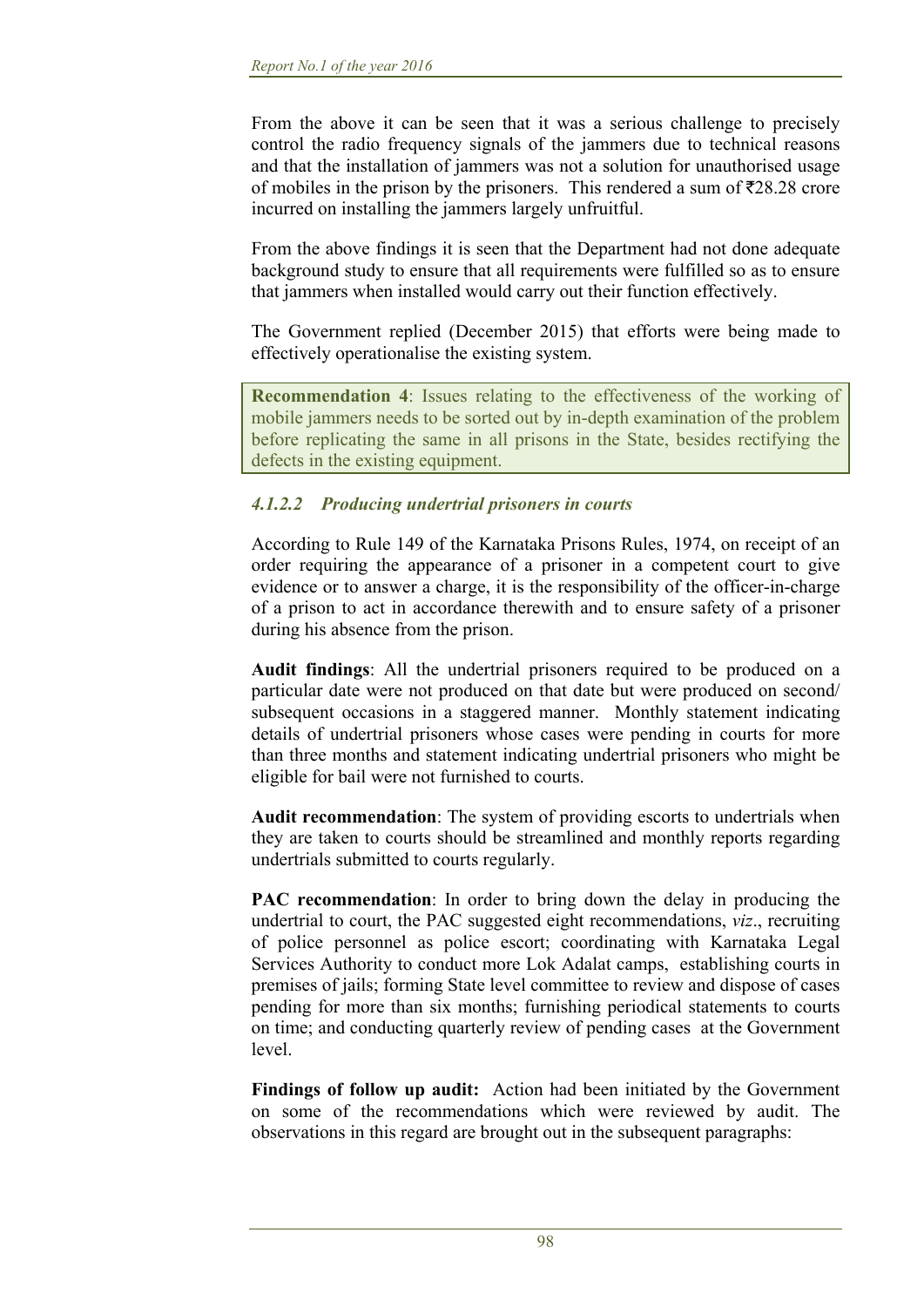From the above it can be seen that it was a serious challenge to precisely control the radio frequency signals of the jammers due to technical reasons and that the installation of jammers was not a solution for unauthorised usage of mobiles in the prison by the prisoners. This rendered a sum of ₹28.28 crore incurred on installing the jammers largely unfruitful.

From the above findings it is seen that the Department had not done adequate background study to ensure that all requirements were fulfilled so as to ensure that jammers when installed would carry out their function effectively.

The Government replied (December 2015) that efforts were being made to effectively operationalise the existing system.

**Recommendation 4**: Issues relating to the effectiveness of the working of mobile jammers needs to be sorted out by in-depth examination of the problem before replicating the same in all prisons in the State, besides rectifying the defects in the existing equipment.

### *4.1.2.2 Producing undertrial prisoners in courts*

According to Rule 149 of the Karnataka Prisons Rules, 1974, on receipt of an order requiring the appearance of a prisoner in a competent court to give evidence or to answer a charge, it is the responsibility of the officer-in-charge of a prison to act in accordance therewith and to ensure safety of a prisoner during his absence from the prison.

**Audit findings**: All the undertrial prisoners required to be produced on a particular date were not produced on that date but were produced on second/ subsequent occasions in a staggered manner. Monthly statement indicating details of undertrial prisoners whose cases were pending in courts for more than three months and statement indicating undertrial prisoners who might be eligible for bail were not furnished to courts.

**Audit recommendation**: The system of providing escorts to undertrials when they are taken to courts should be streamlined and monthly reports regarding undertrials submitted to courts regularly.

**PAC recommendation**: In order to bring down the delay in producing the undertrial to court, the PAC suggested eight recommendations, *viz*., recruiting of police personnel as police escort; coordinating with Karnataka Legal Services Authority to conduct more Lok Adalat camps, establishing courts in premises of jails; forming State level committee to review and dispose of cases pending for more than six months; furnishing periodical statements to courts on time; and conducting quarterly review of pending cases at the Government level.

**Findings of follow up audit:** Action had been initiated by the Government on some of the recommendations which were reviewed by audit. The observations in this regard are brought out in the subsequent paragraphs: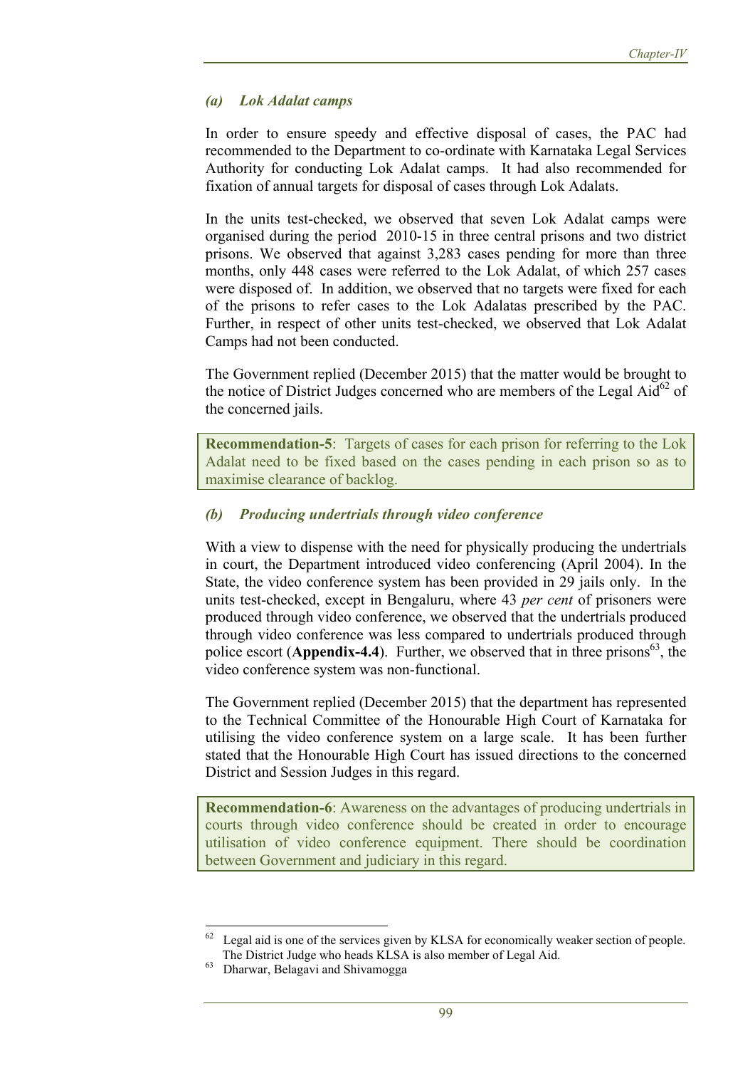### *(a) Lok Adalat camps*

In order to ensure speedy and effective disposal of cases, the PAC had recommended to the Department to co-ordinate with Karnataka Legal Services Authority for conducting Lok Adalat camps. It had also recommended for fixation of annual targets for disposal of cases through Lok Adalats.

In the units test-checked, we observed that seven Lok Adalat camps were organised during the period 2010-15 in three central prisons and two district prisons. We observed that against 3,283 cases pending for more than three months, only 448 cases were referred to the Lok Adalat, of which 257 cases were disposed of. In addition, we observed that no targets were fixed for each of the prisons to refer cases to the Lok Adalatas prescribed by the PAC. Further, in respect of other units test-checked, we observed that Lok Adalat Camps had not been conducted.

The Government replied (December 2015) that the matter would be brought to the notice of District Judges concerned who are members of the Legal Aid[62] of the concerned jails.

> **Recommendation-5**: Targets of cases for each prison for referring to the Lok Adalat need to be fixed based on the cases pending in each prison so as to maximise clearance of backlog.

### *(b) Producing undertrials through video conference*

With a view to dispense with the need for physically producing the undertrials in court, the Department introduced video conferencing (April 2004). In the State, the video conference system has been provided in 29 jails only. In the units test-checked, except in Bengaluru, where 43 *per cent* of prisoners were produced through video conference, we observed that the undertrials produced through video conference was less compared to undertrials produced through police escort (**Appendix-4.4**). Further, we observed that in three prisons[63], the video conference system was non-functional.

The Government replied (December 2015) that the department has represented to the Technical Committee of the Honourable High Court of Karnataka for utilising the video conference system on a large scale. It has been further stated that the Honourable High Court has issued directions to the concerned District and Session Judges in this regard.

> **Recommendation-6**: Awareness on the advantages of producing undertrials in courts through video conference should be created in order to encourage utilisation of video conference equipment. There should be coordination between Government and judiciary in this regard.

---

[62] Legal aid is one of the services given by KLSA for economically weaker section of people. The District Judge who heads KLSA is also member of Legal Aid.

[63] Dharwar, Belagavi and Shivamogga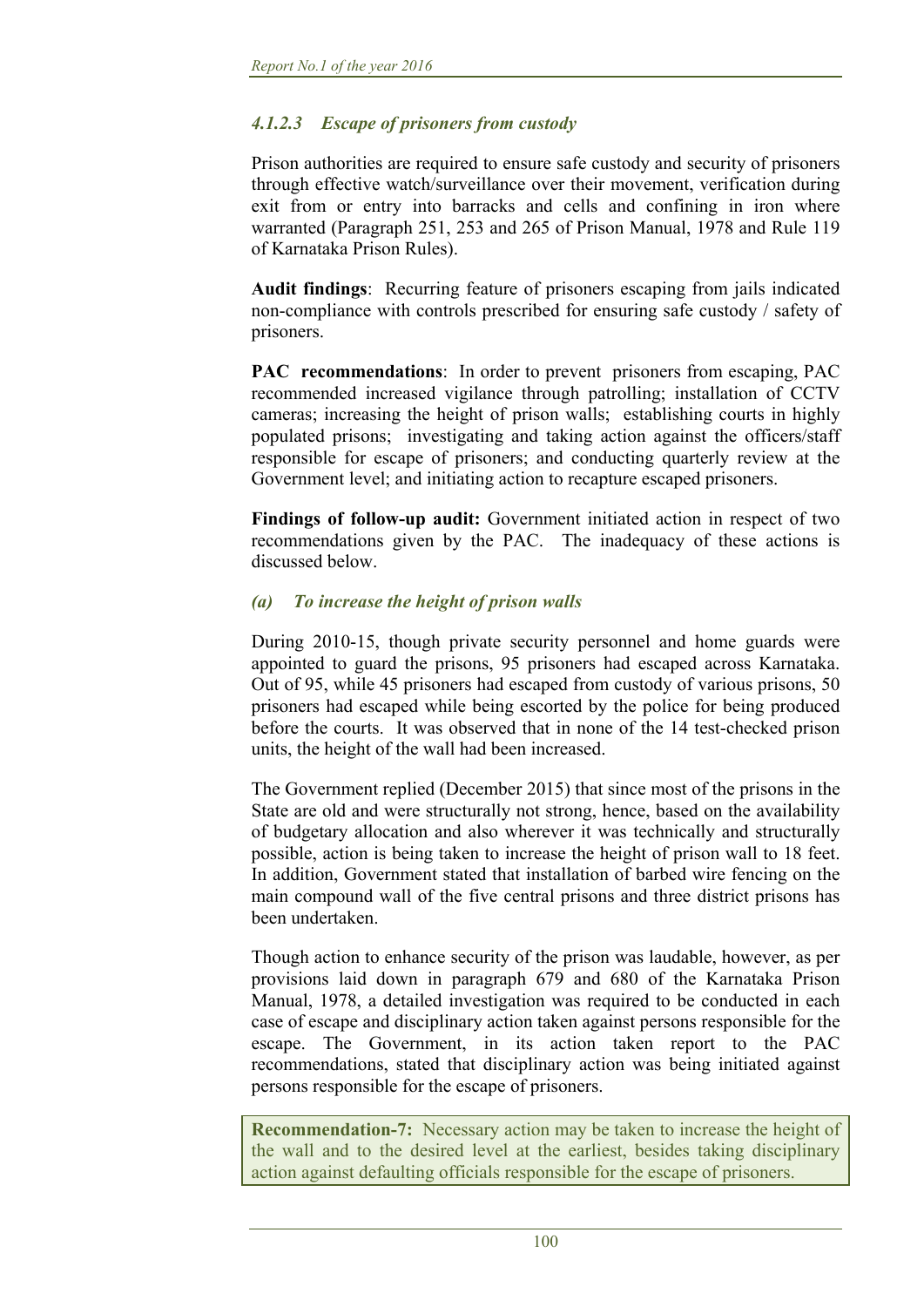#### *4.1.2.3 Escape of prisoners from custody*

Prison authorities are required to ensure safe custody and security of prisoners through effective watch/surveillance over their movement, verification during exit from or entry into barracks and cells and confining in iron where warranted (Paragraph 251, 253 and 265 of Prison Manual, 1978 and Rule 119 of Karnataka Prison Rules).

**Audit findings**: Recurring feature of prisoners escaping from jails indicated non-compliance with controls prescribed for ensuring safe custody / safety of prisoners.

**PAC recommendations**: In order to prevent prisoners from escaping, PAC recommended increased vigilance through patrolling; installation of CCTV cameras; increasing the height of prison walls; establishing courts in highly populated prisons; investigating and taking action against the officers/staff responsible for escape of prisoners; and conducting quarterly review at the Government level; and initiating action to recapture escaped prisoners.

**Findings of follow-up audit:** Government initiated action in respect of two recommendations given by the PAC. The inadequacy of these actions is discussed below.

##### *(a) To increase the height of prison walls*

During 2010-15, though private security personnel and home guards were appointed to guard the prisons, 95 prisoners had escaped across Karnataka. Out of 95, while 45 prisoners had escaped from custody of various prisons, 50 prisoners had escaped while being escorted by the police for being produced before the courts. It was observed that in none of the 14 test-checked prison units, the height of the wall had been increased.

The Government replied (December 2015) that since most of the prisons in the State are old and were structurally not strong, hence, based on the availability of budgetary allocation and also wherever it was technically and structurally possible, action is being taken to increase the height of prison wall to 18 feet. In addition, Government stated that installation of barbed wire fencing on the main compound wall of the five central prisons and three district prisons has been undertaken.

Though action to enhance security of the prison was laudable, however, as per provisions laid down in paragraph 679 and 680 of the Karnataka Prison Manual, 1978, a detailed investigation was required to be conducted in each case of escape and disciplinary action taken against persons responsible for the escape. The Government, in its action taken report to the PAC recommendations, stated that disciplinary action was being initiated against persons responsible for the escape of prisoners.

**Recommendation-7:** Necessary action may be taken to increase the height of the wall and to the desired level at the earliest, besides taking disciplinary action against defaulting officials responsible for the escape of prisoners.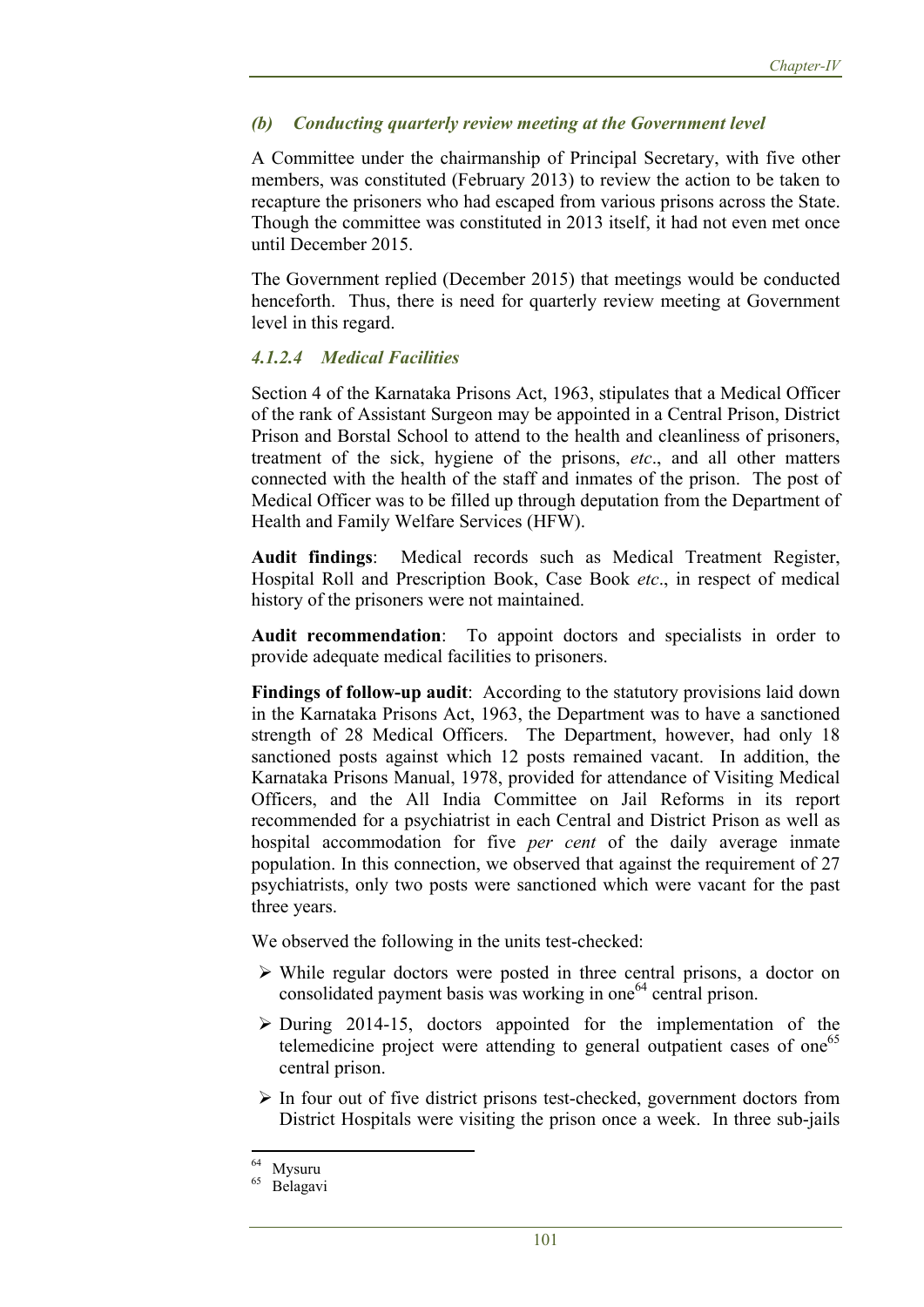### *(b) Conducting quarterly review meeting at the Government level*

A Committee under the chairmanship of Principal Secretary, with five other members, was constituted (February 2013) to review the action to be taken to recapture the prisoners who had escaped from various prisons across the State. Though the committee was constituted in 2013 itself, it had not even met once until December 2015.

The Government replied (December 2015) that meetings would be conducted henceforth. Thus, there is need for quarterly review meeting at Government level in this regard.

### *4.1.2.4 Medical Facilities*

Section 4 of the Karnataka Prisons Act, 1963, stipulates that a Medical Officer of the rank of Assistant Surgeon may be appointed in a Central Prison, District Prison and Borstal School to attend to the health and cleanliness of prisoners, treatment of the sick, hygiene of the prisons, *etc*., and all other matters connected with the health of the staff and inmates of the prison. The post of Medical Officer was to be filled up through deputation from the Department of Health and Family Welfare Services (HFW).

**Audit findings**: Medical records such as Medical Treatment Register, Hospital Roll and Prescription Book, Case Book *etc*., in respect of medical history of the prisoners were not maintained.

**Audit recommendation**: To appoint doctors and specialists in order to provide adequate medical facilities to prisoners.

**Findings of follow-up audit**: According to the statutory provisions laid down in the Karnataka Prisons Act, 1963, the Department was to have a sanctioned strength of 28 Medical Officers. The Department, however, had only 18 sanctioned posts against which 12 posts remained vacant. In addition, the Karnataka Prisons Manual, 1978, provided for attendance of Visiting Medical Officers, and the All India Committee on Jail Reforms in its report recommended for a psychiatrist in each Central and District Prison as well as hospital accommodation for five *per cent* of the daily average inmate population. In this connection, we observed that against the requirement of 27 psychiatrists, only two posts were sanctioned which were vacant for the past three years.

We observed the following in the units test-checked:

- While regular doctors were posted in three central prisons, a doctor on consolidated payment basis was working in one[64] central prison.
- During 2014-15, doctors appointed for the implementation of the telemedicine project were attending to general outpatient cases of one[65] central prison.
- In four out of five district prisons test-checked, government doctors from District Hospitals were visiting the prison once a week. In three sub-jails

[64] Mysuru
[65] Belagavi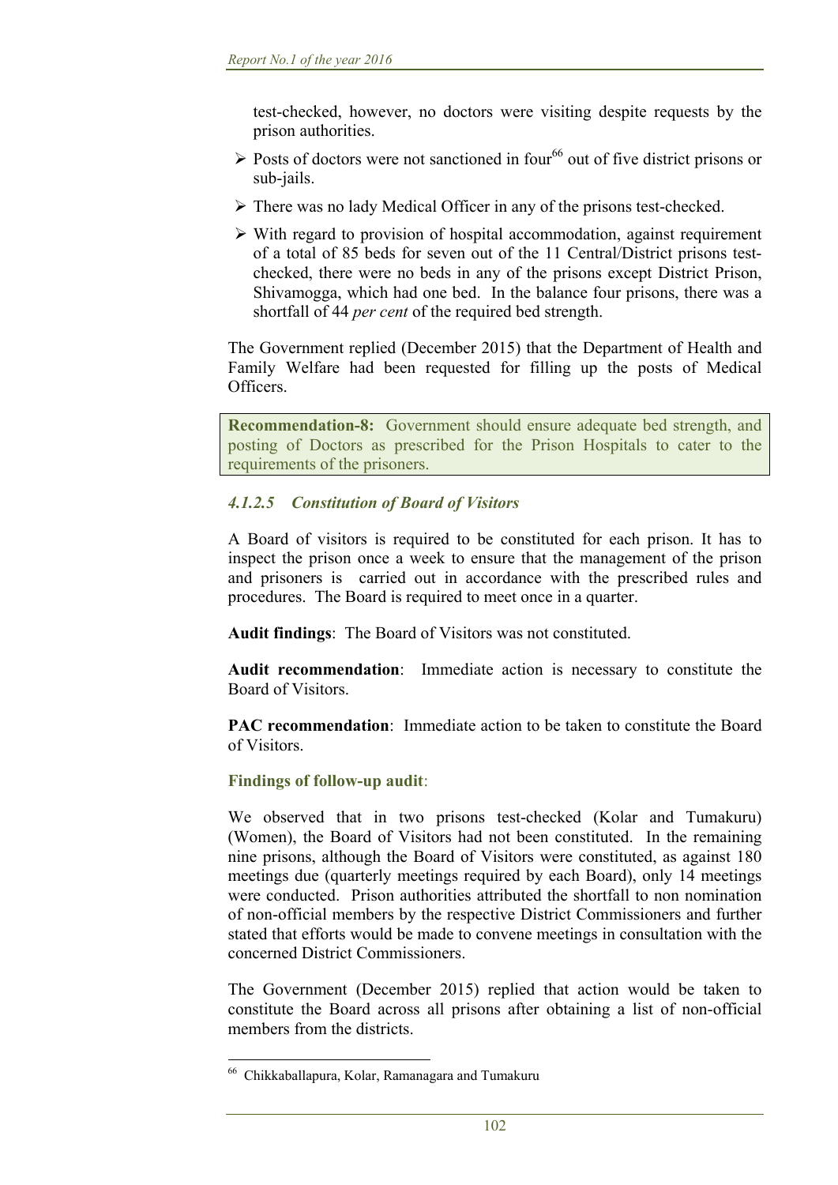test-checked, however, no doctors were visiting despite requests by the prison authorities.

- Posts of doctors were not sanctioned in four[66] out of five district prisons or sub-jails.
- There was no lady Medical Officer in any of the prisons test-checked.
- With regard to provision of hospital accommodation, against requirement of a total of 85 beds for seven out of the 11 Central/District prisons test-checked, there were no beds in any of the prisons except District Prison, Shivamogga, which had one bed. In the balance four prisons, there was a shortfall of 44 *per cent* of the required bed strength.

The Government replied (December 2015) that the Department of Health and Family Welfare had been requested for filling up the posts of Medical Officers.

**Recommendation-8:** Government should ensure adequate bed strength, and posting of Doctors as prescribed for the Prison Hospitals to cater to the requirements of the prisoners.

#### *4.1.2.5 Constitution of Board of Visitors*

A Board of visitors is required to be constituted for each prison. It has to inspect the prison once a week to ensure that the management of the prison and prisoners is carried out in accordance with the prescribed rules and procedures. The Board is required to meet once in a quarter.

**Audit findings**: The Board of Visitors was not constituted.

**Audit recommendation**: Immediate action is necessary to constitute the Board of Visitors.

**PAC recommendation**: Immediate action to be taken to constitute the Board of Visitors.

**Findings of follow-up audit**:

We observed that in two prisons test-checked (Kolar and Tumakuru) (Women), the Board of Visitors had not been constituted. In the remaining nine prisons, although the Board of Visitors were constituted, as against 180 meetings due (quarterly meetings required by each Board), only 14 meetings were conducted. Prison authorities attributed the shortfall to non nomination of non-official members by the respective District Commissioners and further stated that efforts would be made to convene meetings in consultation with the concerned District Commissioners.

The Government (December 2015) replied that action would be taken to constitute the Board across all prisons after obtaining a list of non-official members from the districts.

---

[66] Chikkaballapura, Kolar, Ramanagara and Tumakuru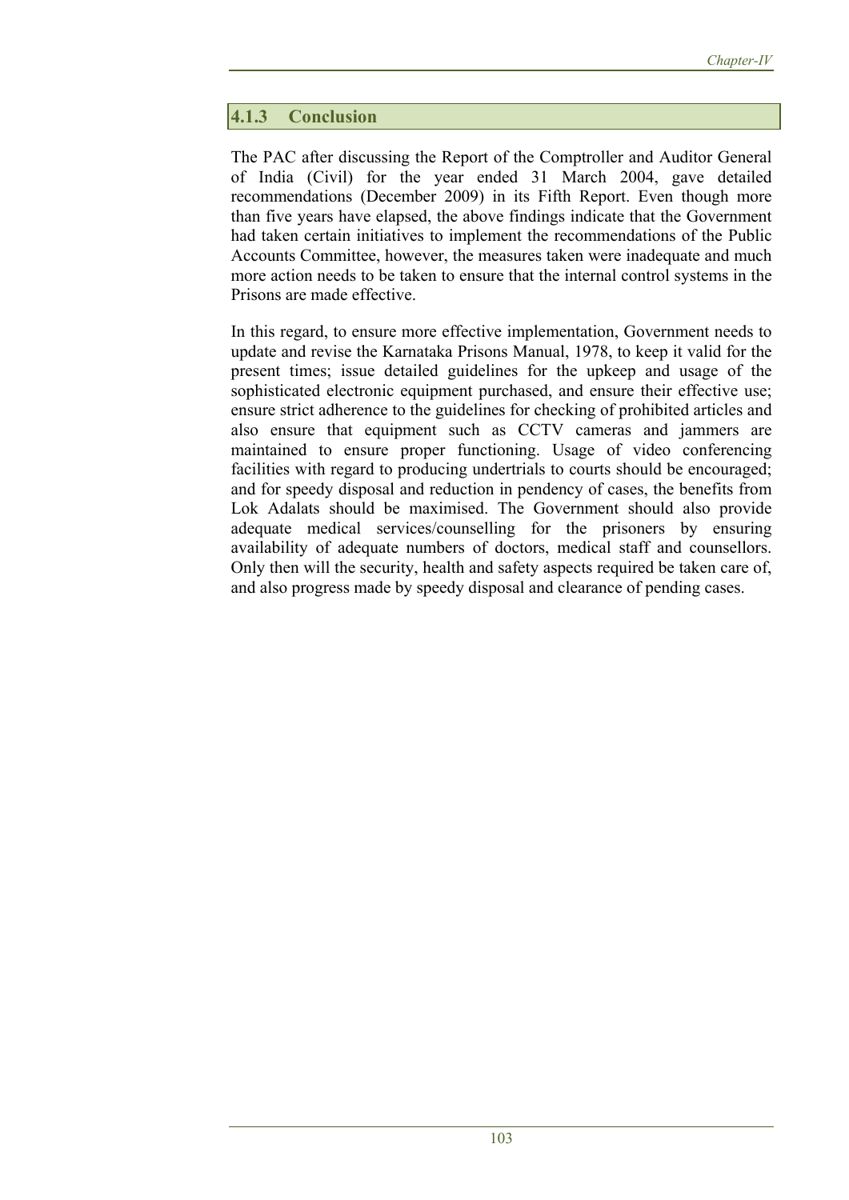### 4.1.3 Conclusion

The PAC after discussing the Report of the Comptroller and Auditor General of India (Civil) for the year ended 31 March 2004, gave detailed recommendations (December 2009) in its Fifth Report. Even though more than five years have elapsed, the above findings indicate that the Government had taken certain initiatives to implement the recommendations of the Public Accounts Committee, however, the measures taken were inadequate and much more action needs to be taken to ensure that the internal control systems in the Prisons are made effective.

In this regard, to ensure more effective implementation, Government needs to update and revise the Karnataka Prisons Manual, 1978, to keep it valid for the present times; issue detailed guidelines for the upkeep and usage of the sophisticated electronic equipment purchased, and ensure their effective use; ensure strict adherence to the guidelines for checking of prohibited articles and also ensure that equipment such as CCTV cameras and jammers are maintained to ensure proper functioning. Usage of video conferencing facilities with regard to producing undertrials to courts should be encouraged; and for speedy disposal and reduction in pendency of cases, the benefits from Lok Adalats should be maximised. The Government should also provide adequate medical services/counselling for the prisoners by ensuring availability of adequate numbers of doctors, medical staff and counsellors. Only then will the security, health and safety aspects required be taken care of, and also progress made by speedy disposal and clearance of pending cases.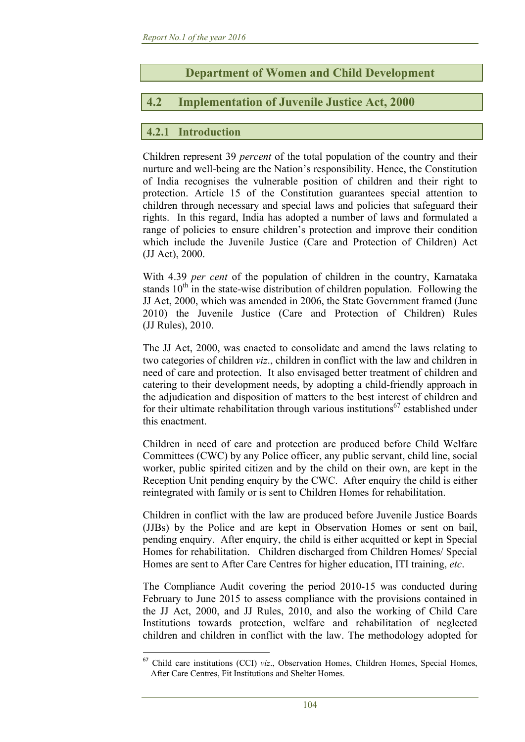## Department of Women and Child Development

## 4.2 Implementation of Juvenile Justice Act, 2000

### 4.2.1 Introduction

Children represent 39 *percent* of the total population of the country and their nurture and well-being are the Nation's responsibility. Hence, the Constitution of India recognises the vulnerable position of children and their right to protection. Article 15 of the Constitution guarantees special attention to children through necessary and special laws and policies that safeguard their rights. In this regard, India has adopted a number of laws and formulated a range of policies to ensure children's protection and improve their condition which include the Juvenile Justice (Care and Protection of Children) Act (JJ Act), 2000.

With 4.39 *per cent* of the population of children in the country, Karnataka stands 10th in the state-wise distribution of children population. Following the JJ Act, 2000, which was amended in 2006, the State Government framed (June 2010) the Juvenile Justice (Care and Protection of Children) Rules (JJ Rules), 2010.

The JJ Act, 2000, was enacted to consolidate and amend the laws relating to two categories of children *viz*., children in conflict with the law and children in need of care and protection. It also envisaged better treatment of children and catering to their development needs, by adopting a child-friendly approach in the adjudication and disposition of matters to the best interest of children and for their ultimate rehabilitation through various institutions[67] established under this enactment.

Children in need of care and protection are produced before Child Welfare Committees (CWC) by any Police officer, any public servant, child line, social worker, public spirited citizen and by the child on their own, are kept in the Reception Unit pending enquiry by the CWC. After enquiry the child is either reintegrated with family or is sent to Children Homes for rehabilitation.

Children in conflict with the law are produced before Juvenile Justice Boards (JJBs) by the Police and are kept in Observation Homes or sent on bail, pending enquiry. After enquiry, the child is either acquitted or kept in Special Homes for rehabilitation. Children discharged from Children Homes/ Special Homes are sent to After Care Centres for higher education, ITI training, *etc*.

The Compliance Audit covering the period 2010-15 was conducted during February to June 2015 to assess compliance with the provisions contained in the JJ Act, 2000, and JJ Rules, 2010, and also the working of Child Care Institutions towards protection, welfare and rehabilitation of neglected children and children in conflict with the law. The methodology adopted for

[67] Child care institutions (CCI) *viz*., Observation Homes, Children Homes, Special Homes, After Care Centres, Fit Institutions and Shelter Homes.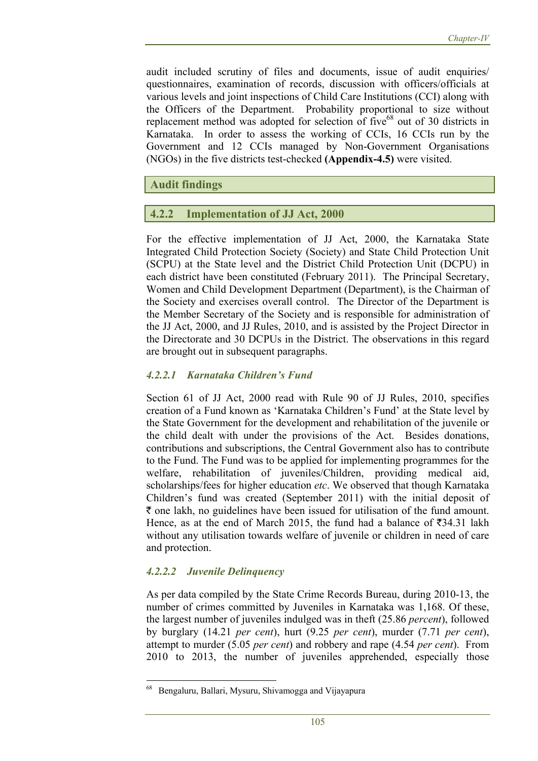audit included scrutiny of files and documents, issue of audit enquiries/ questionnaires, examination of records, discussion with officers/officials at various levels and joint inspections of Child Care Institutions (CCI) along with the Officers of the Department. Probability proportional to size without replacement method was adopted for selection of five[68] out of 30 districts in Karnataka. In order to assess the working of CCIs, 16 CCIs run by the Government and 12 CCIs managed by Non-Government Organisations (NGOs) in the five districts test-checked **(Appendix-4.5)** were visited.

## Audit findings

## 4.2.2 Implementation of JJ Act, 2000

For the effective implementation of JJ Act, 2000, the Karnataka State Integrated Child Protection Society (Society) and State Child Protection Unit (SCPU) at the State level and the District Child Protection Unit (DCPU) in each district have been constituted (February 2011). The Principal Secretary, Women and Child Development Department (Department), is the Chairman of the Society and exercises overall control. The Director of the Department is the Member Secretary of the Society and is responsible for administration of the JJ Act, 2000, and JJ Rules, 2010, and is assisted by the Project Director in the Directorate and 30 DCPUs in the District. The observations in this regard are brought out in subsequent paragraphs.

### *4.2.2.1 Karnataka Children's Fund*

Section 61 of JJ Act, 2000 read with Rule 90 of JJ Rules, 2010, specifies creation of a Fund known as 'Karnataka Children's Fund' at the State level by the State Government for the development and rehabilitation of the juvenile or the child dealt with under the provisions of the Act. Besides donations, contributions and subscriptions, the Central Government also has to contribute to the Fund. The Fund was to be applied for implementing programmes for the welfare, rehabilitation of juveniles/Children, providing medical aid, scholarships/fees for higher education *etc*. We observed that though Karnataka Children's fund was created (September 2011) with the initial deposit of ₹ one lakh, no guidelines have been issued for utilisation of the fund amount. Hence, as at the end of March 2015, the fund had a balance of ₹34.31 lakh without any utilisation towards welfare of juvenile or children in need of care and protection.

### *4.2.2.2 Juvenile Delinquency*

As per data compiled by the State Crime Records Bureau, during 2010-13, the number of crimes committed by Juveniles in Karnataka was 1,168. Of these, the largest number of juveniles indulged was in theft (25.86 *percent*), followed by burglary (14.21 *per cent*), hurt (9.25 *per cent*), murder (7.71 *per cent*), attempt to murder (5.05 *per cent*) and robbery and rape (4.54 *per cent*). From 2010 to 2013, the number of juveniles apprehended, especially those

---

[68] Bengaluru, Ballari, Mysuru, Shivamogga and Vijayapura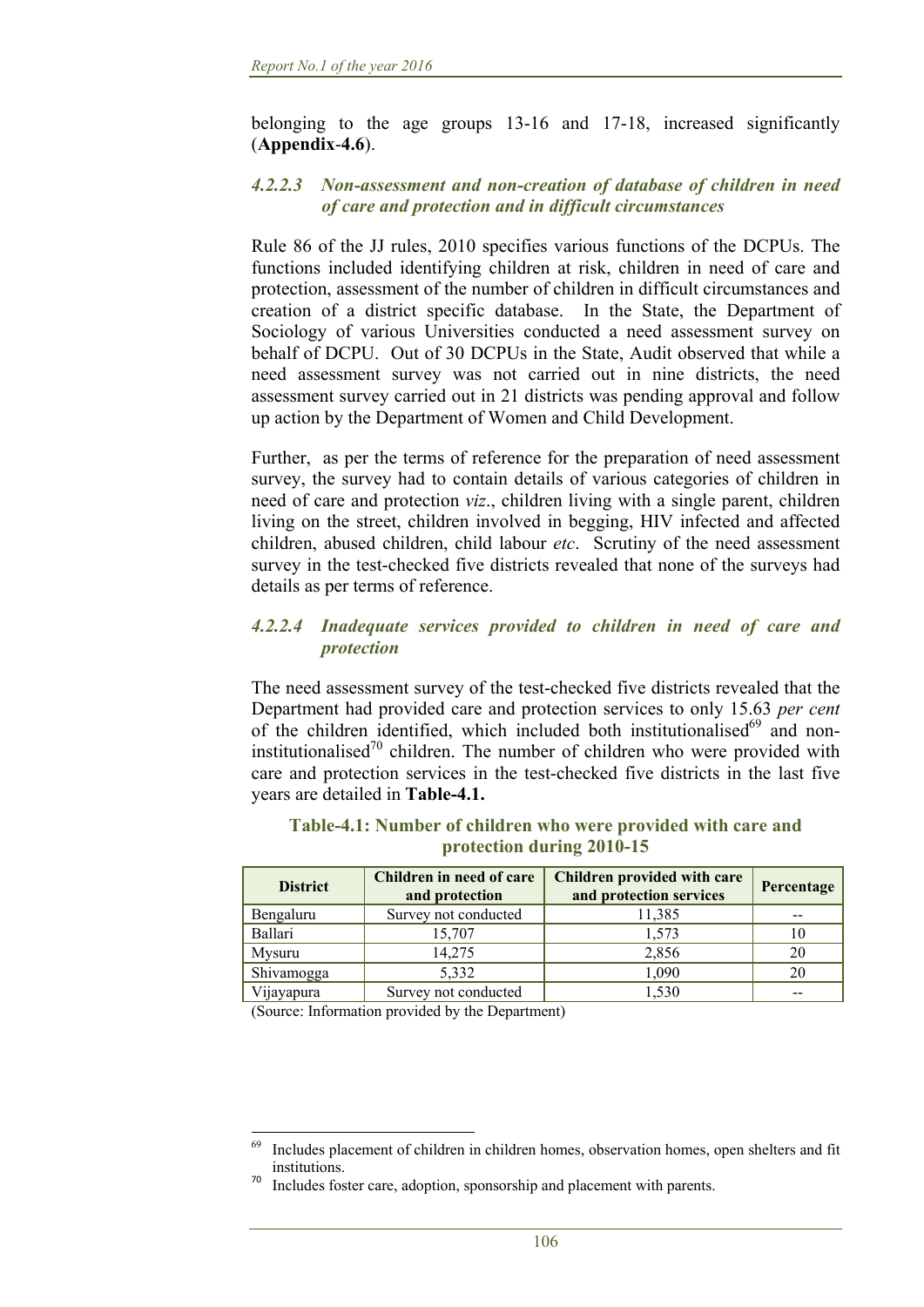belonging to the age groups 13-16 and 17-18, increased significantly (**Appendix-4.6**).

#### *4.2.2.3 Non-assessment and non-creation of database of children in need of care and protection and in difficult circumstances*

Rule 86 of the JJ rules, 2010 specifies various functions of the DCPUs. The functions included identifying children at risk, children in need of care and protection, assessment of the number of children in difficult circumstances and creation of a district specific database. In the State, the Department of Sociology of various Universities conducted a need assessment survey on behalf of DCPU. Out of 30 DCPUs in the State, Audit observed that while a need assessment survey was not carried out in nine districts, the need assessment survey carried out in 21 districts was pending approval and follow up action by the Department of Women and Child Development.

Further, as per the terms of reference for the preparation of need assessment survey, the survey had to contain details of various categories of children in need of care and protection *viz*., children living with a single parent, children living on the street, children involved in begging, HIV infected and affected children, abused children, child labour *etc*. Scrutiny of the need assessment survey in the test-checked five districts revealed that none of the surveys had details as per terms of reference.

#### *4.2.2.4 Inadequate services provided to children in need of care and protection*

The need assessment survey of the test-checked five districts revealed that the Department had provided care and protection services to only 15.63 *per cent* of the children identified, which included both institutionalised[69] and non-institutionalised[70] children. The number of children who were provided with care and protection services in the test-checked five districts in the last five years are detailed in **Table-4.1.**

**Table-4.1: Number of children who were provided with care and protection during 2010-15**

| District | Children in need of care and protection | Children provided with care and protection services | Percentage |
|---|---|---|---|
| Bengaluru | Survey not conducted | 11,385 | -- |
| Ballari | 15,707 | 1,573 | 10 |
| Mysuru | 14,275 | 2,856 | 20 |
| Shivamogga | 5,332 | 1,090 | 20 |
| Vijayapura | Survey not conducted | 1,530 | -- |

(Source: Information provided by the Department)

[69] Includes placement of children in children homes, observation homes, open shelters and fit institutions.

[70] Includes foster care, adoption, sponsorship and placement with parents.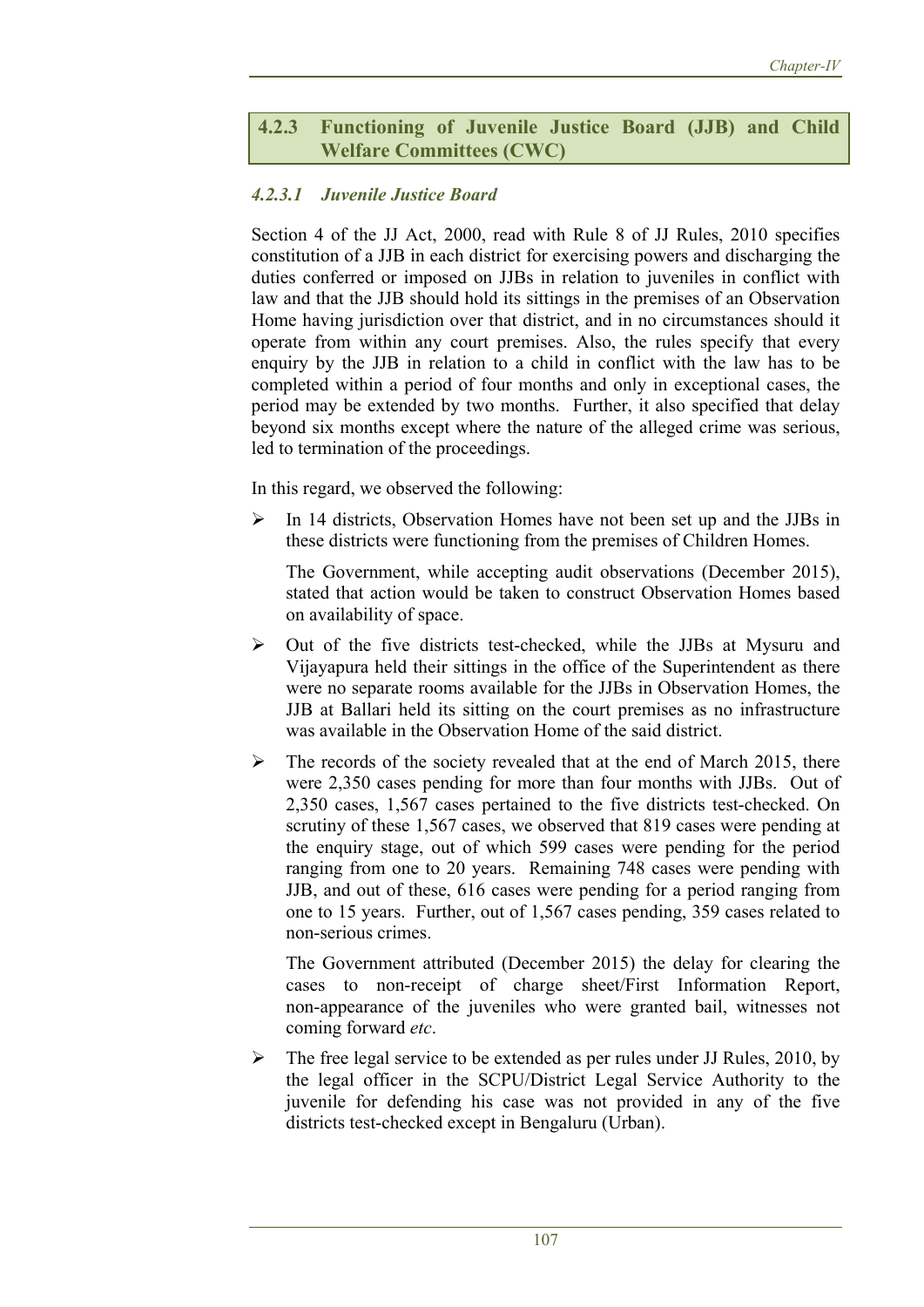### 4.2.3 Functioning of Juvenile Justice Board (JJB) and Child Welfare Committees (CWC)

#### *4.2.3.1 Juvenile Justice Board*

Section 4 of the JJ Act, 2000, read with Rule 8 of JJ Rules, 2010 specifies constitution of a JJB in each district for exercising powers and discharging the duties conferred or imposed on JJBs in relation to juveniles in conflict with law and that the JJB should hold its sittings in the premises of an Observation Home having jurisdiction over that district, and in no circumstances should it operate from within any court premises. Also, the rules specify that every enquiry by the JJB in relation to a child in conflict with the law has to be completed within a period of four months and only in exceptional cases, the period may be extended by two months. Further, it also specified that delay beyond six months except where the nature of the alleged crime was serious, led to termination of the proceedings.

In this regard, we observed the following:

- In 14 districts, Observation Homes have not been set up and the JJBs in these districts were functioning from the premises of Children Homes.

  The Government, while accepting audit observations (December 2015), stated that action would be taken to construct Observation Homes based on availability of space.

- Out of the five districts test-checked, while the JJBs at Mysuru and Vijayapura held their sittings in the office of the Superintendent as there were no separate rooms available for the JJBs in Observation Homes, the JJB at Ballari held its sitting on the court premises as no infrastructure was available in the Observation Home of the said district.

- The records of the society revealed that at the end of March 2015, there were 2,350 cases pending for more than four months with JJBs. Out of 2,350 cases, 1,567 cases pertained to the five districts test-checked. On scrutiny of these 1,567 cases, we observed that 819 cases were pending at the enquiry stage, out of which 599 cases were pending for the period ranging from one to 20 years. Remaining 748 cases were pending with JJB, and out of these, 616 cases were pending for a period ranging from one to 15 years. Further, out of 1,567 cases pending, 359 cases related to non-serious crimes.

  The Government attributed (December 2015) the delay for clearing the cases to non-receipt of charge sheet/First Information Report, non-appearance of the juveniles who were granted bail, witnesses not coming forward *etc*.

- The free legal service to be extended as per rules under JJ Rules, 2010, by the legal officer in the SCPU/District Legal Service Authority to the juvenile for defending his case was not provided in any of the five districts test-checked except in Bengaluru (Urban).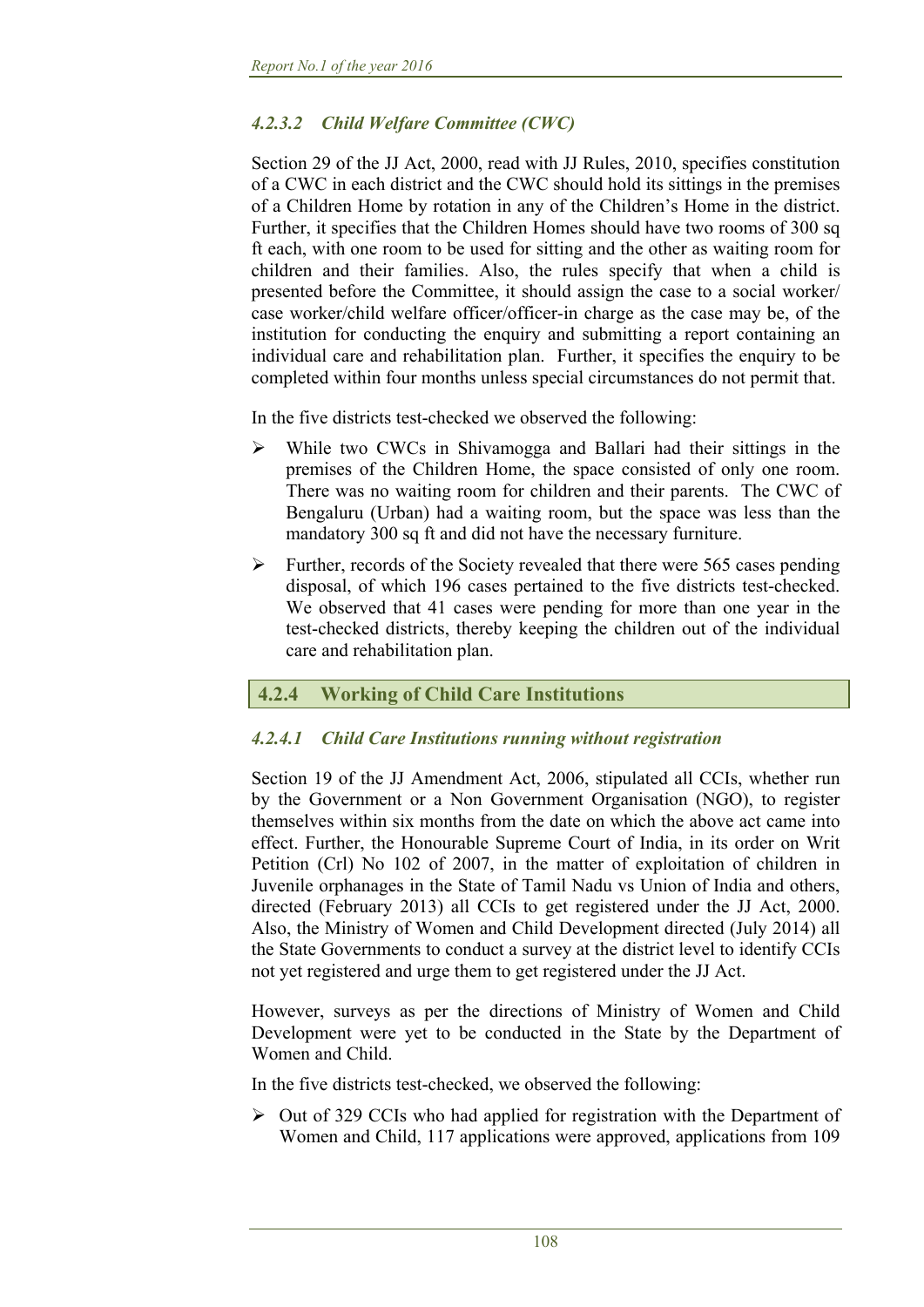#### *4.2.3.2 Child Welfare Committee (CWC)*

Section 29 of the JJ Act, 2000, read with JJ Rules, 2010, specifies constitution of a CWC in each district and the CWC should hold its sittings in the premises of a Children Home by rotation in any of the Children's Home in the district. Further, it specifies that the Children Homes should have two rooms of 300 sq ft each, with one room to be used for sitting and the other as waiting room for children and their families. Also, the rules specify that when a child is presented before the Committee, it should assign the case to a social worker/ case worker/child welfare officer/officer-in charge as the case may be, of the institution for conducting the enquiry and submitting a report containing an individual care and rehabilitation plan. Further, it specifies the enquiry to be completed within four months unless special circumstances do not permit that.

In the five districts test-checked we observed the following:

- While two CWCs in Shivamogga and Ballari had their sittings in the premises of the Children Home, the space consisted of only one room. There was no waiting room for children and their parents. The CWC of Bengaluru (Urban) had a waiting room, but the space was less than the mandatory 300 sq ft and did not have the necessary furniture.
- Further, records of the Society revealed that there were 565 cases pending disposal, of which 196 cases pertained to the five districts test-checked. We observed that 41 cases were pending for more than one year in the test-checked districts, thereby keeping the children out of the individual care and rehabilitation plan.

### 4.2.4 Working of Child Care Institutions

#### *4.2.4.1 Child Care Institutions running without registration*

Section 19 of the JJ Amendment Act, 2006, stipulated all CCIs, whether run by the Government or a Non Government Organisation (NGO), to register themselves within six months from the date on which the above act came into effect. Further, the Honourable Supreme Court of India, in its order on Writ Petition (Crl) No 102 of 2007, in the matter of exploitation of children in Juvenile orphanages in the State of Tamil Nadu vs Union of India and others, directed (February 2013) all CCIs to get registered under the JJ Act, 2000. Also, the Ministry of Women and Child Development directed (July 2014) all the State Governments to conduct a survey at the district level to identify CCIs not yet registered and urge them to get registered under the JJ Act.

However, surveys as per the directions of Ministry of Women and Child Development were yet to be conducted in the State by the Department of Women and Child.

In the five districts test-checked, we observed the following:

- Out of 329 CCIs who had applied for registration with the Department of Women and Child, 117 applications were approved, applications from 109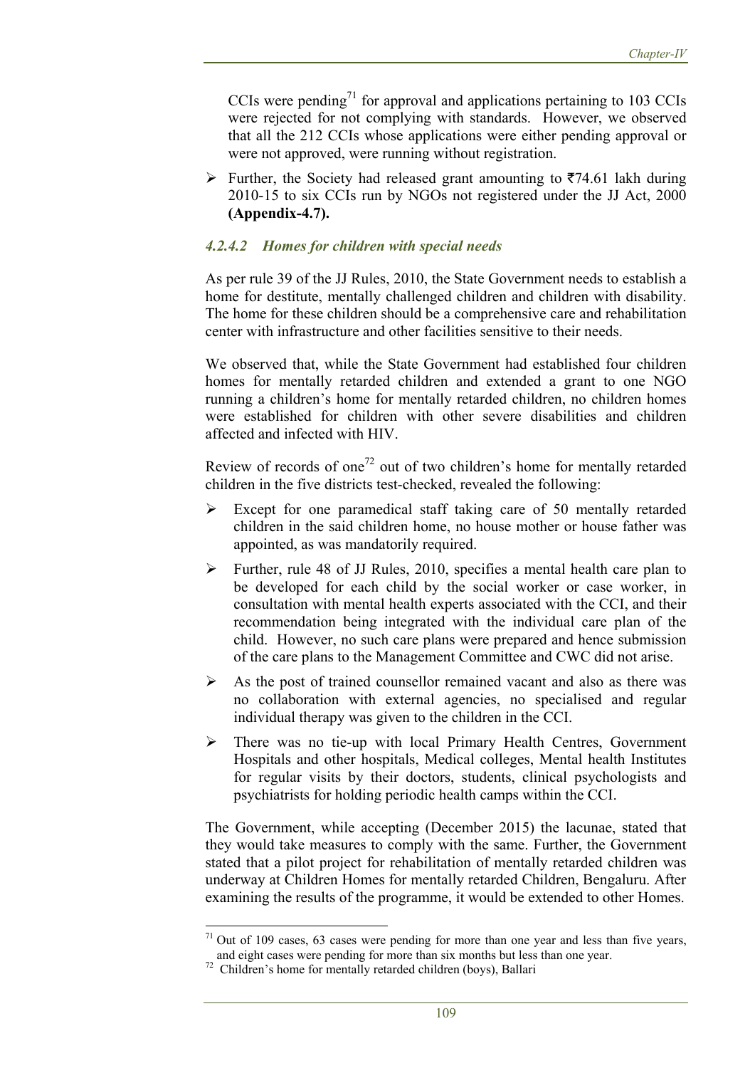CCIs were pending[71] for approval and applications pertaining to 103 CCIs were rejected for not complying with standards. However, we observed that all the 212 CCIs whose applications were either pending approval or were not approved, were running without registration.

- Further, the Society had released grant amounting to ₹74.61 lakh during 2010-15 to six CCIs run by NGOs not registered under the JJ Act, 2000 **(Appendix-4.7).**

### *4.2.4.2 Homes for children with special needs*

As per rule 39 of the JJ Rules, 2010, the State Government needs to establish a home for destitute, mentally challenged children and children with disability. The home for these children should be a comprehensive care and rehabilitation center with infrastructure and other facilities sensitive to their needs.

We observed that, while the State Government had established four children homes for mentally retarded children and extended a grant to one NGO running a children's home for mentally retarded children, no children homes were established for children with other severe disabilities and children affected and infected with HIV.

Review of records of one[72] out of two children's home for mentally retarded children in the five districts test-checked, revealed the following:

- Except for one paramedical staff taking care of 50 mentally retarded children in the said children home, no house mother or house father was appointed, as was mandatorily required.
- Further, rule 48 of JJ Rules, 2010, specifies a mental health care plan to be developed for each child by the social worker or case worker, in consultation with mental health experts associated with the CCI, and their recommendation being integrated with the individual care plan of the child. However, no such care plans were prepared and hence submission of the care plans to the Management Committee and CWC did not arise.
- As the post of trained counsellor remained vacant and also as there was no collaboration with external agencies, no specialised and regular individual therapy was given to the children in the CCI.
- There was no tie-up with local Primary Health Centres, Government Hospitals and other hospitals, Medical colleges, Mental health Institutes for regular visits by their doctors, students, clinical psychologists and psychiatrists for holding periodic health camps within the CCI.

The Government, while accepting (December 2015) the lacunae, stated that they would take measures to comply with the same. Further, the Government stated that a pilot project for rehabilitation of mentally retarded children was underway at Children Homes for mentally retarded Children, Bengaluru. After examining the results of the programme, it would be extended to other Homes.

---

[71] Out of 109 cases, 63 cases were pending for more than one year and less than five years, and eight cases were pending for more than six months but less than one year.

[72] Children's home for mentally retarded children (boys), Ballari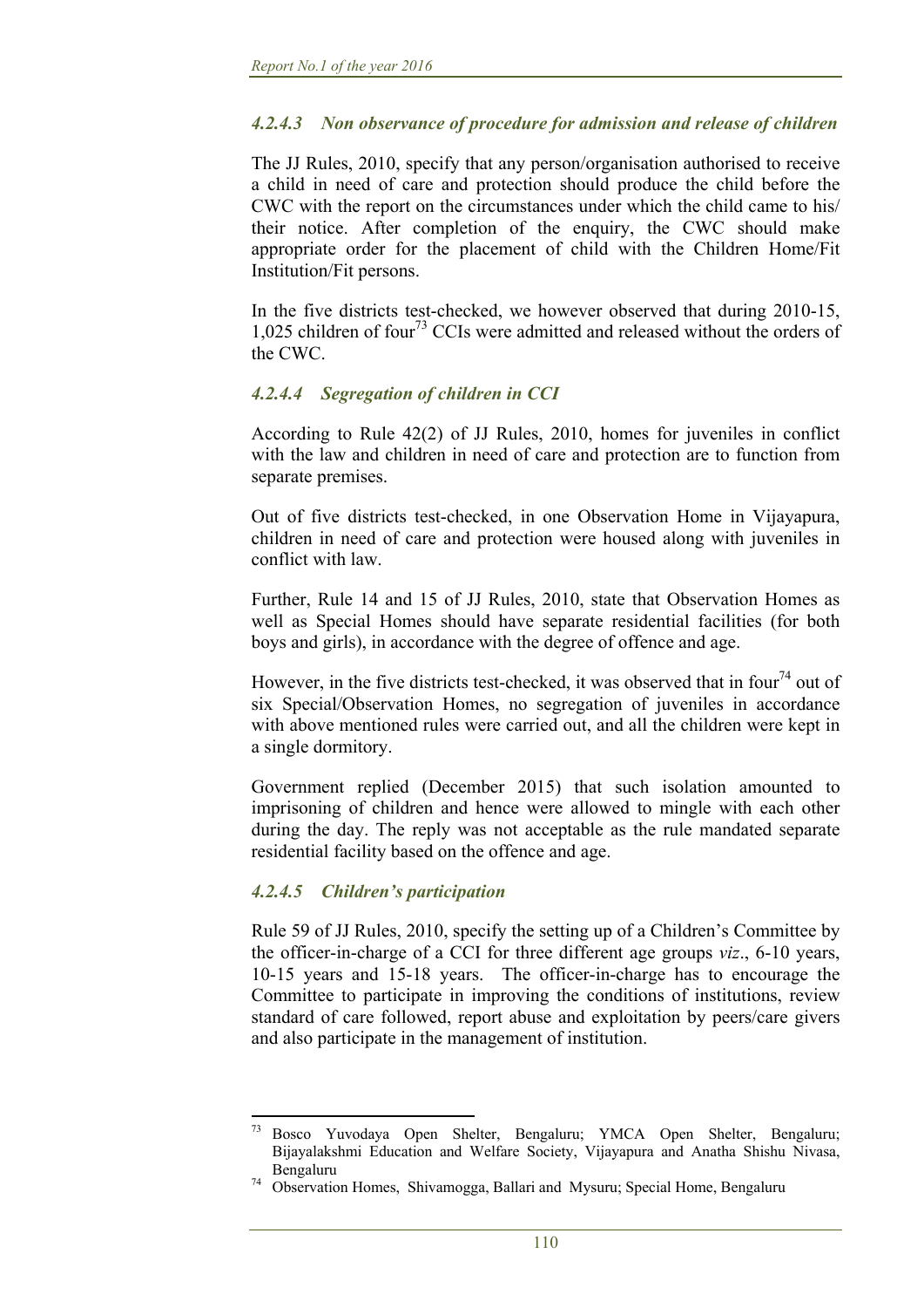#### *4.2.4.3 Non observance of procedure for admission and release of children*

The JJ Rules, 2010, specify that any person/organisation authorised to receive a child in need of care and protection should produce the child before the CWC with the report on the circumstances under which the child came to his/ their notice. After completion of the enquiry, the CWC should make appropriate order for the placement of child with the Children Home/Fit Institution/Fit persons.

In the five districts test-checked, we however observed that during 2010-15, 1,025 children of four[73] CCIs were admitted and released without the orders of the CWC.

#### *4.2.4.4 Segregation of children in CCI*

According to Rule 42(2) of JJ Rules, 2010, homes for juveniles in conflict with the law and children in need of care and protection are to function from separate premises.

Out of five districts test-checked, in one Observation Home in Vijayapura, children in need of care and protection were housed along with juveniles in conflict with law.

Further, Rule 14 and 15 of JJ Rules, 2010, state that Observation Homes as well as Special Homes should have separate residential facilities (for both boys and girls), in accordance with the degree of offence and age.

However, in the five districts test-checked, it was observed that in four[74] out of six Special/Observation Homes, no segregation of juveniles in accordance with above mentioned rules were carried out, and all the children were kept in a single dormitory.

Government replied (December 2015) that such isolation amounted to imprisoning of children and hence were allowed to mingle with each other during the day. The reply was not acceptable as the rule mandated separate residential facility based on the offence and age.

#### *4.2.4.5 Children's participation*

Rule 59 of JJ Rules, 2010, specify the setting up of a Children's Committee by the officer-in-charge of a CCI for three different age groups *viz*., 6-10 years, 10-15 years and 15-18 years. The officer-in-charge has to encourage the Committee to participate in improving the conditions of institutions, review standard of care followed, report abuse and exploitation by peers/care givers and also participate in the management of institution.

---

[73] Bosco Yuvodaya Open Shelter, Bengaluru; YMCA Open Shelter, Bengaluru; Bijayalakshmi Education and Welfare Society, Vijayapura and Anatha Shishu Nivasa, Bengaluru

[74] Observation Homes, Shivamogga, Ballari and Mysuru; Special Home, Bengaluru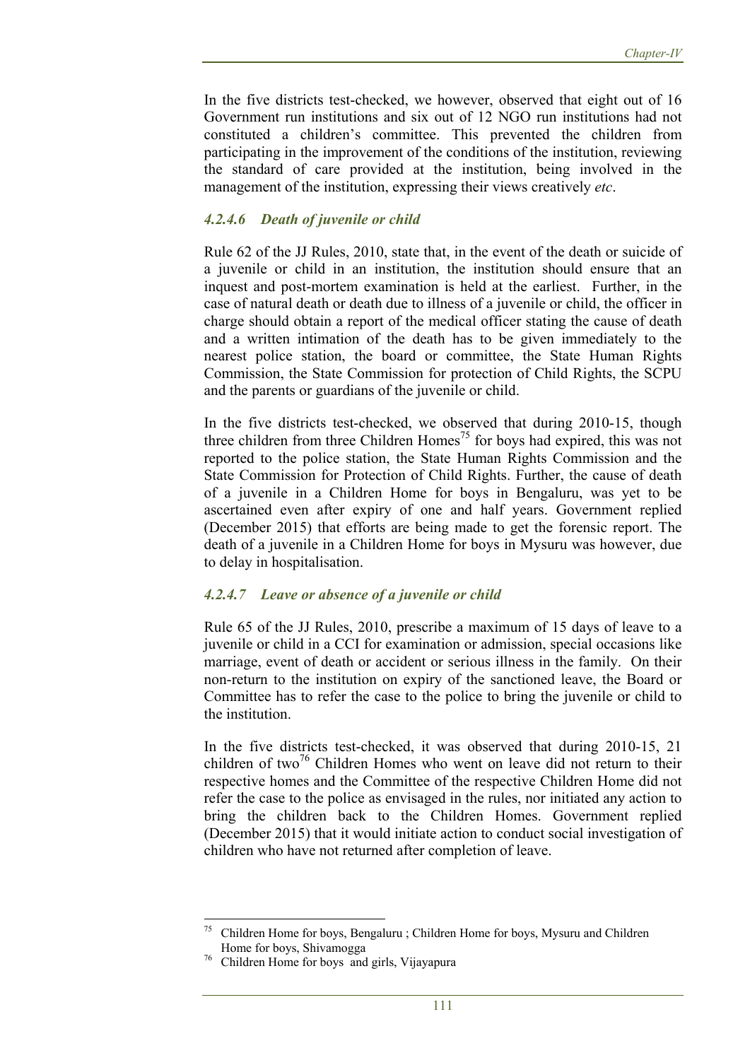In the five districts test-checked, we however, observed that eight out of 16 Government run institutions and six out of 12 NGO run institutions had not constituted a children's committee. This prevented the children from participating in the improvement of the conditions of the institution, reviewing the standard of care provided at the institution, being involved in the management of the institution, expressing their views creatively *etc*.

#### *4.2.4.6 Death of juvenile or child*

Rule 62 of the JJ Rules, 2010, state that, in the event of the death or suicide of a juvenile or child in an institution, the institution should ensure that an inquest and post-mortem examination is held at the earliest. Further, in the case of natural death or death due to illness of a juvenile or child, the officer in charge should obtain a report of the medical officer stating the cause of death and a written intimation of the death has to be given immediately to the nearest police station, the board or committee, the State Human Rights Commission, the State Commission for protection of Child Rights, the SCPU and the parents or guardians of the juvenile or child.

In the five districts test-checked, we observed that during 2010-15, though three children from three Children Homes[75] for boys had expired, this was not reported to the police station, the State Human Rights Commission and the State Commission for Protection of Child Rights. Further, the cause of death of a juvenile in a Children Home for boys in Bengaluru, was yet to be ascertained even after expiry of one and half years. Government replied (December 2015) that efforts are being made to get the forensic report. The death of a juvenile in a Children Home for boys in Mysuru was however, due to delay in hospitalisation.

#### *4.2.4.7 Leave or absence of a juvenile or child*

Rule 65 of the JJ Rules, 2010, prescribe a maximum of 15 days of leave to a juvenile or child in a CCI for examination or admission, special occasions like marriage, event of death or accident or serious illness in the family. On their non-return to the institution on expiry of the sanctioned leave, the Board or Committee has to refer the case to the police to bring the juvenile or child to the institution.

In the five districts test-checked, it was observed that during 2010-15, 21 children of two[76] Children Homes who went on leave did not return to their respective homes and the Committee of the respective Children Home did not refer the case to the police as envisaged in the rules, nor initiated any action to bring the children back to the Children Homes. Government replied (December 2015) that it would initiate action to conduct social investigation of children who have not returned after completion of leave.

---

[75] Children Home for boys, Bengaluru ; Children Home for boys, Mysuru and Children Home for boys, Shivamogga

[76] Children Home for boys and girls, Vijayapura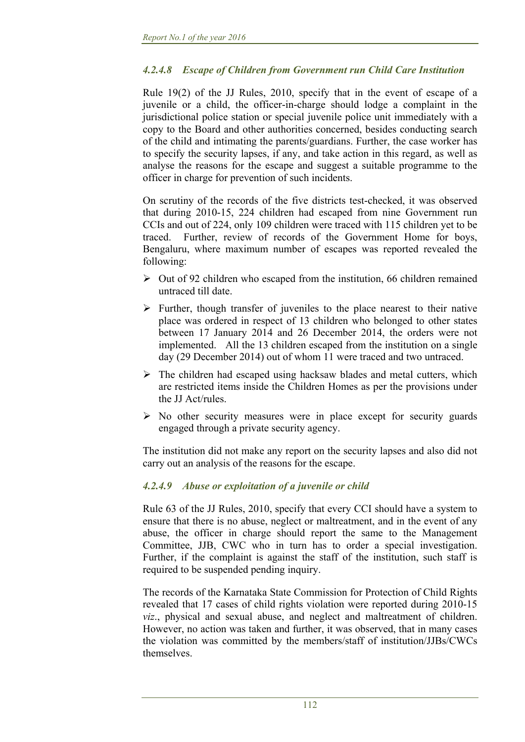#### *4.2.4.8 Escape of Children from Government run Child Care Institution*

Rule 19(2) of the JJ Rules, 2010, specify that in the event of escape of a juvenile or a child, the officer-in-charge should lodge a complaint in the jurisdictional police station or special juvenile police unit immediately with a copy to the Board and other authorities concerned, besides conducting search of the child and intimating the parents/guardians. Further, the case worker has to specify the security lapses, if any, and take action in this regard, as well as analyse the reasons for the escape and suggest a suitable programme to the officer in charge for prevention of such incidents.

On scrutiny of the records of the five districts test-checked, it was observed that during 2010-15, 224 children had escaped from nine Government run CCIs and out of 224, only 109 children were traced with 115 children yet to be traced. Further, review of records of the Government Home for boys, Bengaluru, where maximum number of escapes was reported revealed the following:

- Out of 92 children who escaped from the institution, 66 children remained untraced till date.
- Further, though transfer of juveniles to the place nearest to their native place was ordered in respect of 13 children who belonged to other states between 17 January 2014 and 26 December 2014, the orders were not implemented. All the 13 children escaped from the institution on a single day (29 December 2014) out of whom 11 were traced and two untraced.
- The children had escaped using hacksaw blades and metal cutters, which are restricted items inside the Children Homes as per the provisions under the JJ Act/rules.
- No other security measures were in place except for security guards engaged through a private security agency.

The institution did not make any report on the security lapses and also did not carry out an analysis of the reasons for the escape.

#### *4.2.4.9 Abuse or exploitation of a juvenile or child*

Rule 63 of the JJ Rules, 2010, specify that every CCI should have a system to ensure that there is no abuse, neglect or maltreatment, and in the event of any abuse, the officer in charge should report the same to the Management Committee, JJB, CWC who in turn has to order a special investigation. Further, if the complaint is against the staff of the institution, such staff is required to be suspended pending inquiry.

The records of the Karnataka State Commission for Protection of Child Rights revealed that 17 cases of child rights violation were reported during 2010-15 *viz*., physical and sexual abuse, and neglect and maltreatment of children. However, no action was taken and further, it was observed, that in many cases the violation was committed by the members/staff of institution/JJBs/CWCs themselves.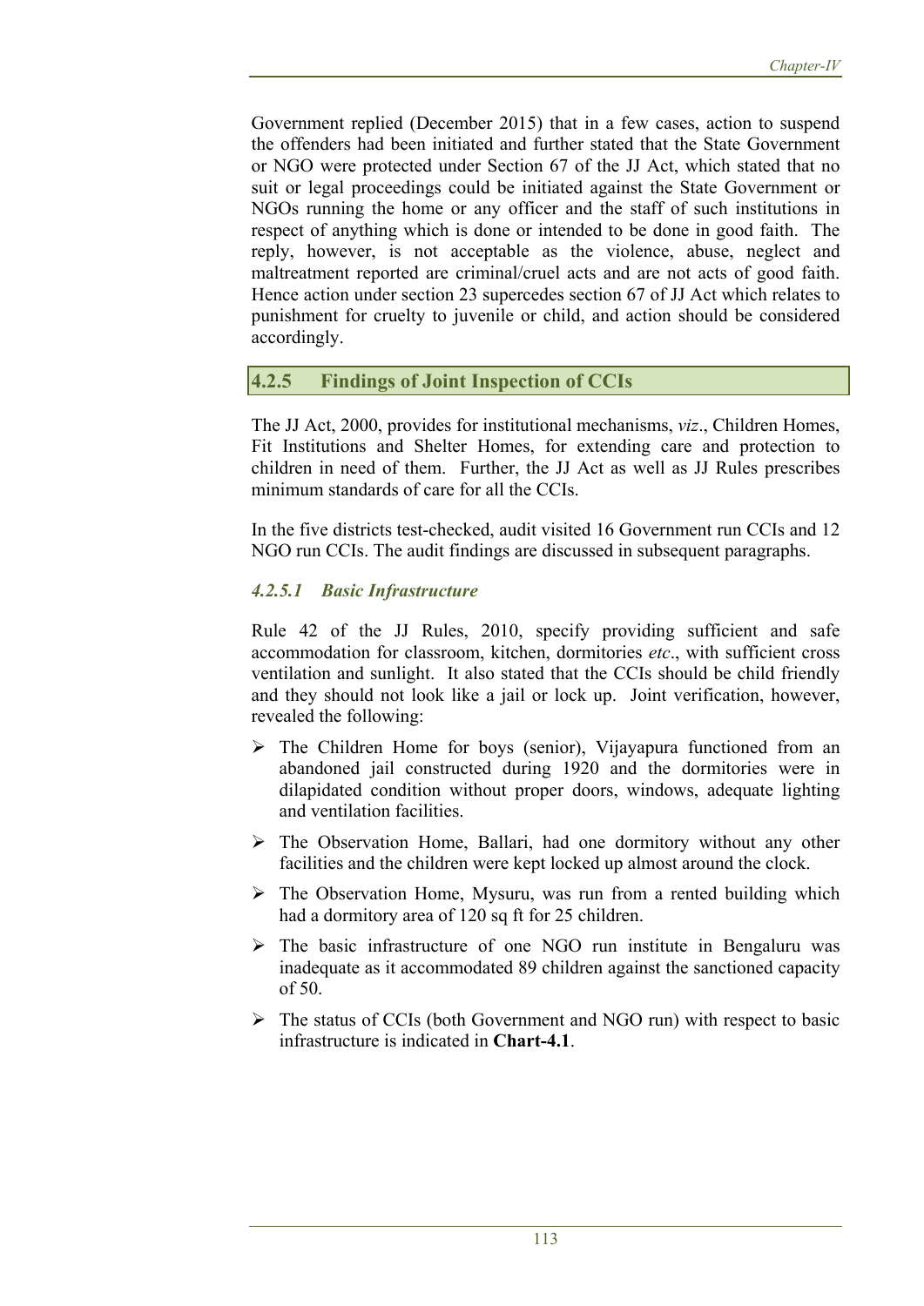Government replied (December 2015) that in a few cases, action to suspend the offenders had been initiated and further stated that the State Government or NGO were protected under Section 67 of the JJ Act, which stated that no suit or legal proceedings could be initiated against the State Government or NGOs running the home or any officer and the staff of such institutions in respect of anything which is done or intended to be done in good faith. The reply, however, is not acceptable as the violence, abuse, neglect and maltreatment reported are criminal/cruel acts and are not acts of good faith. Hence action under section 23 supercedes section 67 of JJ Act which relates to punishment for cruelty to juvenile or child, and action should be considered accordingly.

## 4.2.5 Findings of Joint Inspection of CCIs

The JJ Act, 2000, provides for institutional mechanisms, *viz*., Children Homes, Fit Institutions and Shelter Homes, for extending care and protection to children in need of them. Further, the JJ Act as well as JJ Rules prescribes minimum standards of care for all the CCIs.

In the five districts test-checked, audit visited 16 Government run CCIs and 12 NGO run CCIs. The audit findings are discussed in subsequent paragraphs.

### *4.2.5.1 Basic Infrastructure*

Rule 42 of the JJ Rules, 2010, specify providing sufficient and safe accommodation for classroom, kitchen, dormitories *etc*., with sufficient cross ventilation and sunlight. It also stated that the CCIs should be child friendly and they should not look like a jail or lock up. Joint verification, however, revealed the following:

- The Children Home for boys (senior), Vijayapura functioned from an abandoned jail constructed during 1920 and the dormitories were in dilapidated condition without proper doors, windows, adequate lighting and ventilation facilities.
- The Observation Home, Ballari, had one dormitory without any other facilities and the children were kept locked up almost around the clock.
- The Observation Home, Mysuru, was run from a rented building which had a dormitory area of 120 sq ft for 25 children.
- The basic infrastructure of one NGO run institute in Bengaluru was inadequate as it accommodated 89 children against the sanctioned capacity of 50.
- The status of CCIs (both Government and NGO run) with respect to basic infrastructure is indicated in **Chart-4.1**.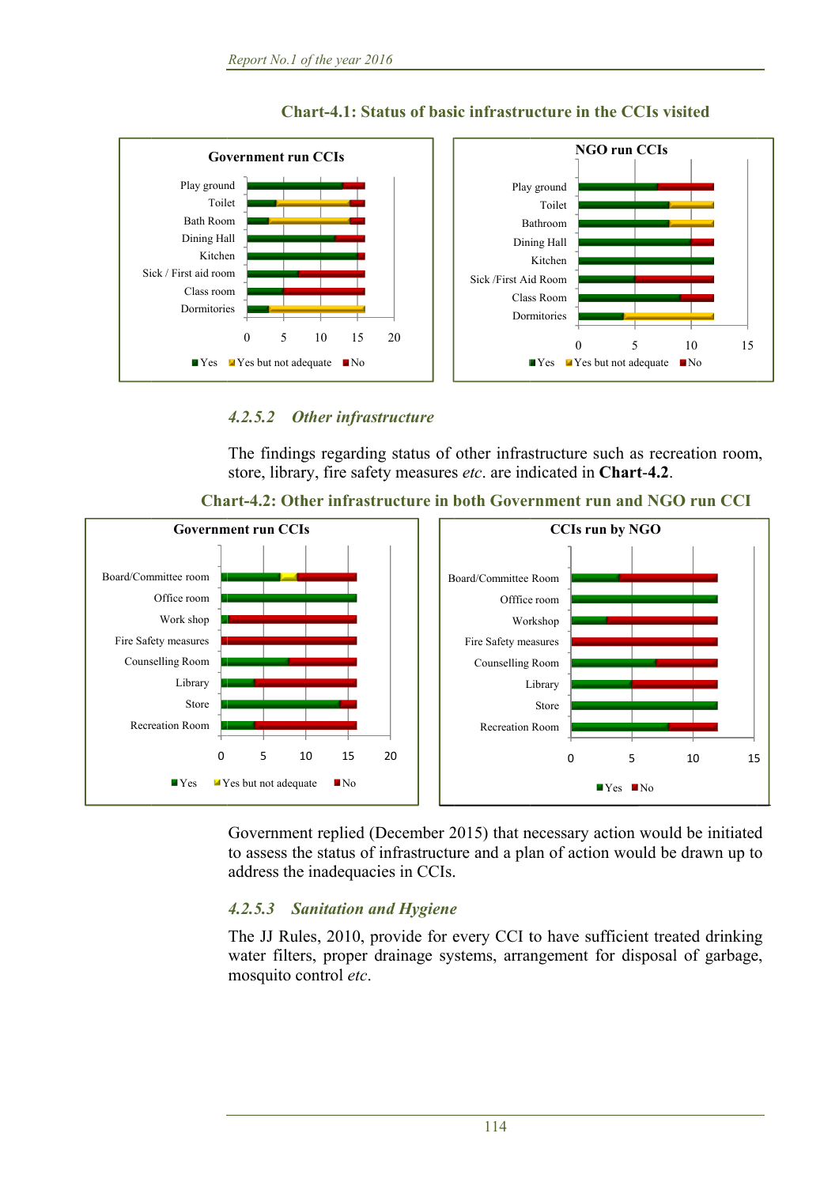**Chart-4.1: Status of basic infrastructure in the CCIs visited**

Government run CCIs

Play ground
Toilet
Bath Room
Dining Hall
Kitchen
Sick / First aid room
Class room
Dormitories

0 5 10 15 20

Yes Yes but not adequate No

NGO run CCIs

Play ground
Toilet
Bathroom
Dining Hall
Kitchen
Sick /First Aid Room
Class Room
Dormitories

0 5 10 15

Yes Yes but not adequate No

#### *4.2.5.2 Other infrastructure*

The findings regarding status of other infrastructure such as recreation room, store, library, fire safety measures *etc*. are indicated in **Chart-4.2**.

**Chart-4.2: Other infrastructure in both Government run and NGO run CCI**

Government run CCIs

Board/Committee room
Office room
Work shop
Fire Safety measures
Counselling Room
Library
Store
Recreation Room

0 5 10 15 20

Yes Yes but not adequate No

CCIs run by NGO

Board/Committee Room
Offfice room
Workshop
Fire Safety measures
Counselling Room
Library
Store
Recreation Room

0 5 10 15

Yes No

Government replied (December 2015) that necessary action would be initiated to assess the status of infrastructure and a plan of action would be drawn up to address the inadequacies in CCIs.

#### *4.2.5.3 Sanitation and Hygiene*

The JJ Rules, 2010, provide for every CCI to have sufficient treated drinking water filters, proper drainage systems, arrangement for disposal of garbage, mosquito control *etc*.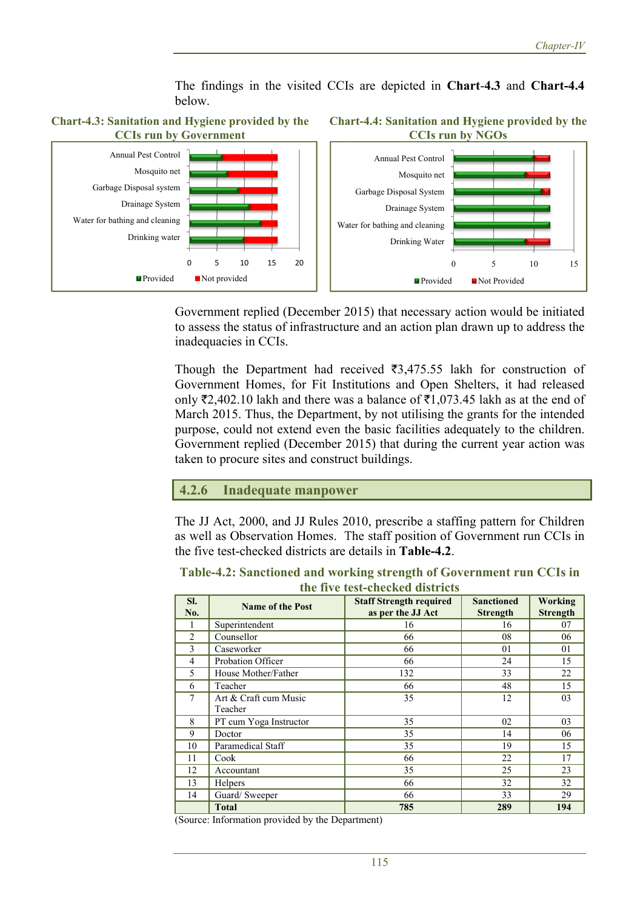The findings in the visited CCIs are depicted in **Chart-4.3** and **Chart-4.4** below.

**Chart-4.3: Sanitation and Hygiene provided by the CCIs run by Government**

Annual Pest Control
Mosquito net
Garbage Disposal system
Drainage System
Water for bathing and cleaning
Drinking water

0 5 10 15 20

Provided   Not provided

**Chart-4.4: Sanitation and Hygiene provided by the CCIs run by NGOs**

Annual Pest Control
Mosquito net
Garbage Disposal System
Drainage System
Water for bathing and cleaning
Drinking Water

0 5 10 15

Provided   Not Provided

Government replied (December 2015) that necessary action would be initiated to assess the status of infrastructure and an action plan drawn up to address the inadequacies in CCIs.

Though the Department had received ₹3,475.55 lakh for construction of Government Homes, for Fit Institutions and Open Shelters, it had released only ₹2,402.10 lakh and there was a balance of ₹1,073.45 lakh as at the end of March 2015. Thus, the Department, by not utilising the grants for the intended purpose, could not extend even the basic facilities adequately to the children. Government replied (December 2015) that during the current year action was taken to procure sites and construct buildings.

### 4.2.6 Inadequate manpower

The JJ Act, 2000, and JJ Rules 2010, prescribe a staffing pattern for Children as well as Observation Homes. The staff position of Government run CCIs in the five test-checked districts are details in **Table-4.2**.

**Table-4.2: Sanctioned and working strength of Government run CCIs in the five test-checked districts**

| Sl. No. | Name of the Post | Staff Strength required as per the JJ Act | Sanctioned Strength | Working Strength |
|---|---|---|---|---|
| 1 | Superintendent | 16 | 16 | 07 |
| 2 | Counsellor | 66 | 08 | 06 |
| 3 | Caseworker | 66 | 01 | 01 |
| 4 | Probation Officer | 66 | 24 | 15 |
| 5 | House Mother/Father | 132 | 33 | 22 |
| 6 | Teacher | 66 | 48 | 15 |
| 7 | Art & Craft cum Music Teacher | 35 | 12 | 03 |
| 8 | PT cum Yoga Instructor | 35 | 02 | 03 |
| 9 | Doctor | 35 | 14 | 06 |
| 10 | Paramedical Staff | 35 | 19 | 15 |
| 11 | Cook | 66 | 22 | 17 |
| 12 | Accountant | 35 | 25 | 23 |
| 13 | Helpers | 66 | 32 | 32 |
| 14 | Guard/ Sweeper | 66 | 33 | 29 |
| | **Total** | **785** | **289** | **194** |

(Source: Information provided by the Department)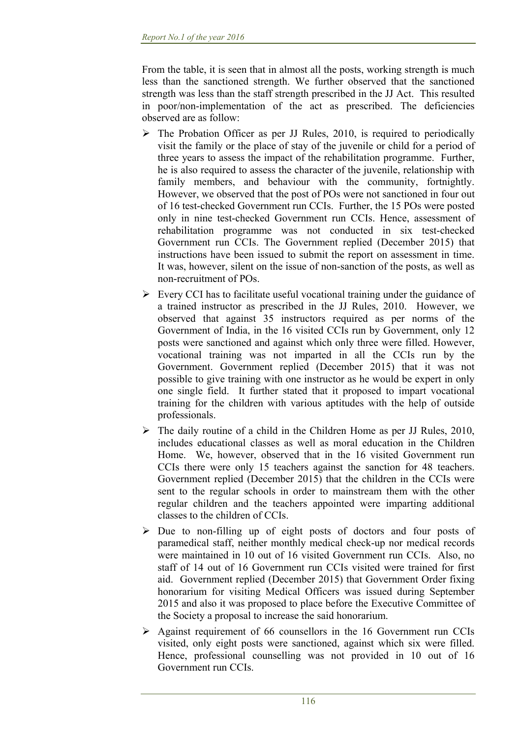From the table, it is seen that in almost all the posts, working strength is much less than the sanctioned strength. We further observed that the sanctioned strength was less than the staff strength prescribed in the JJ Act. This resulted in poor/non-implementation of the act as prescribed. The deficiencies observed are as follow:

- The Probation Officer as per JJ Rules, 2010, is required to periodically visit the family or the place of stay of the juvenile or child for a period of three years to assess the impact of the rehabilitation programme. Further, he is also required to assess the character of the juvenile, relationship with family members, and behaviour with the community, fortnightly. However, we observed that the post of POs were not sanctioned in four out of 16 test-checked Government run CCIs. Further, the 15 POs were posted only in nine test-checked Government run CCIs. Hence, assessment of rehabilitation programme was not conducted in six test-checked Government run CCIs. The Government replied (December 2015) that instructions have been issued to submit the report on assessment in time. It was, however, silent on the issue of non-sanction of the posts, as well as non-recruitment of POs.
- Every CCI has to facilitate useful vocational training under the guidance of a trained instructor as prescribed in the JJ Rules, 2010. However, we observed that against 35 instructors required as per norms of the Government of India, in the 16 visited CCIs run by Government, only 12 posts were sanctioned and against which only three were filled. However, vocational training was not imparted in all the CCIs run by the Government. Government replied (December 2015) that it was not possible to give training with one instructor as he would be expert in only one single field. It further stated that it proposed to impart vocational training for the children with various aptitudes with the help of outside professionals.
- The daily routine of a child in the Children Home as per JJ Rules, 2010, includes educational classes as well as moral education in the Children Home. We, however, observed that in the 16 visited Government run CCIs there were only 15 teachers against the sanction for 48 teachers. Government replied (December 2015) that the children in the CCIs were sent to the regular schools in order to mainstream them with the other regular children and the teachers appointed were imparting additional classes to the children of CCIs.
- Due to non-filling up of eight posts of doctors and four posts of paramedical staff, neither monthly medical check-up nor medical records were maintained in 10 out of 16 visited Government run CCIs. Also, no staff of 14 out of 16 Government run CCIs visited were trained for first aid. Government replied (December 2015) that Government Order fixing honorarium for visiting Medical Officers was issued during September 2015 and also it was proposed to place before the Executive Committee of the Society a proposal to increase the said honorarium.
- Against requirement of 66 counsellors in the 16 Government run CCIs visited, only eight posts were sanctioned, against which six were filled. Hence, professional counselling was not provided in 10 out of 16 Government run CCIs.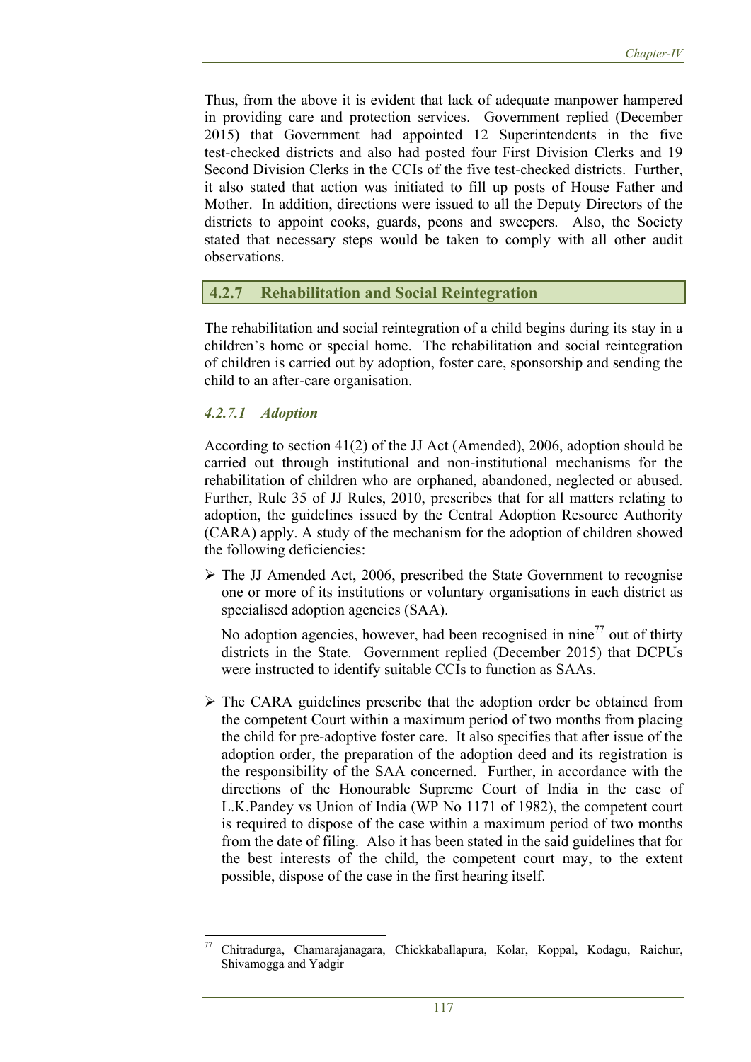Thus, from the above it is evident that lack of adequate manpower hampered in providing care and protection services. Government replied (December 2015) that Government had appointed 12 Superintendents in the five test-checked districts and also had posted four First Division Clerks and 19 Second Division Clerks in the CCIs of the five test-checked districts. Further, it also stated that action was initiated to fill up posts of House Father and Mother. In addition, directions were issued to all the Deputy Directors of the districts to appoint cooks, guards, peons and sweepers. Also, the Society stated that necessary steps would be taken to comply with all other audit observations.

## 4.2.7 Rehabilitation and Social Reintegration

The rehabilitation and social reintegration of a child begins during its stay in a children's home or special home. The rehabilitation and social reintegration of children is carried out by adoption, foster care, sponsorship and sending the child to an after-care organisation.

### *4.2.7.1 Adoption*

According to section 41(2) of the JJ Act (Amended), 2006, adoption should be carried out through institutional and non-institutional mechanisms for the rehabilitation of children who are orphaned, abandoned, neglected or abused. Further, Rule 35 of JJ Rules, 2010, prescribes that for all matters relating to adoption, the guidelines issued by the Central Adoption Resource Authority (CARA) apply. A study of the mechanism for the adoption of children showed the following deficiencies:

- The JJ Amended Act, 2006, prescribed the State Government to recognise one or more of its institutions or voluntary organisations in each district as specialised adoption agencies (SAA).

  No adoption agencies, however, had been recognised in nine[77] out of thirty districts in the State. Government replied (December 2015) that DCPUs were instructed to identify suitable CCIs to function as SAAs.

- The CARA guidelines prescribe that the adoption order be obtained from the competent Court within a maximum period of two months from placing the child for pre-adoptive foster care. It also specifies that after issue of the adoption order, the preparation of the adoption deed and its registration is the responsibility of the SAA concerned. Further, in accordance with the directions of the Honourable Supreme Court of India in the case of L.K.Pandey vs Union of India (WP No 1171 of 1982), the competent court is required to dispose of the case within a maximum period of two months from the date of filing. Also it has been stated in the said guidelines that for the best interests of the child, the competent court may, to the extent possible, dispose of the case in the first hearing itself.

---

[77] Chitradurga, Chamarajanagara, Chickkaballapura, Kolar, Koppal, Kodagu, Raichur, Shivamogga and Yadgir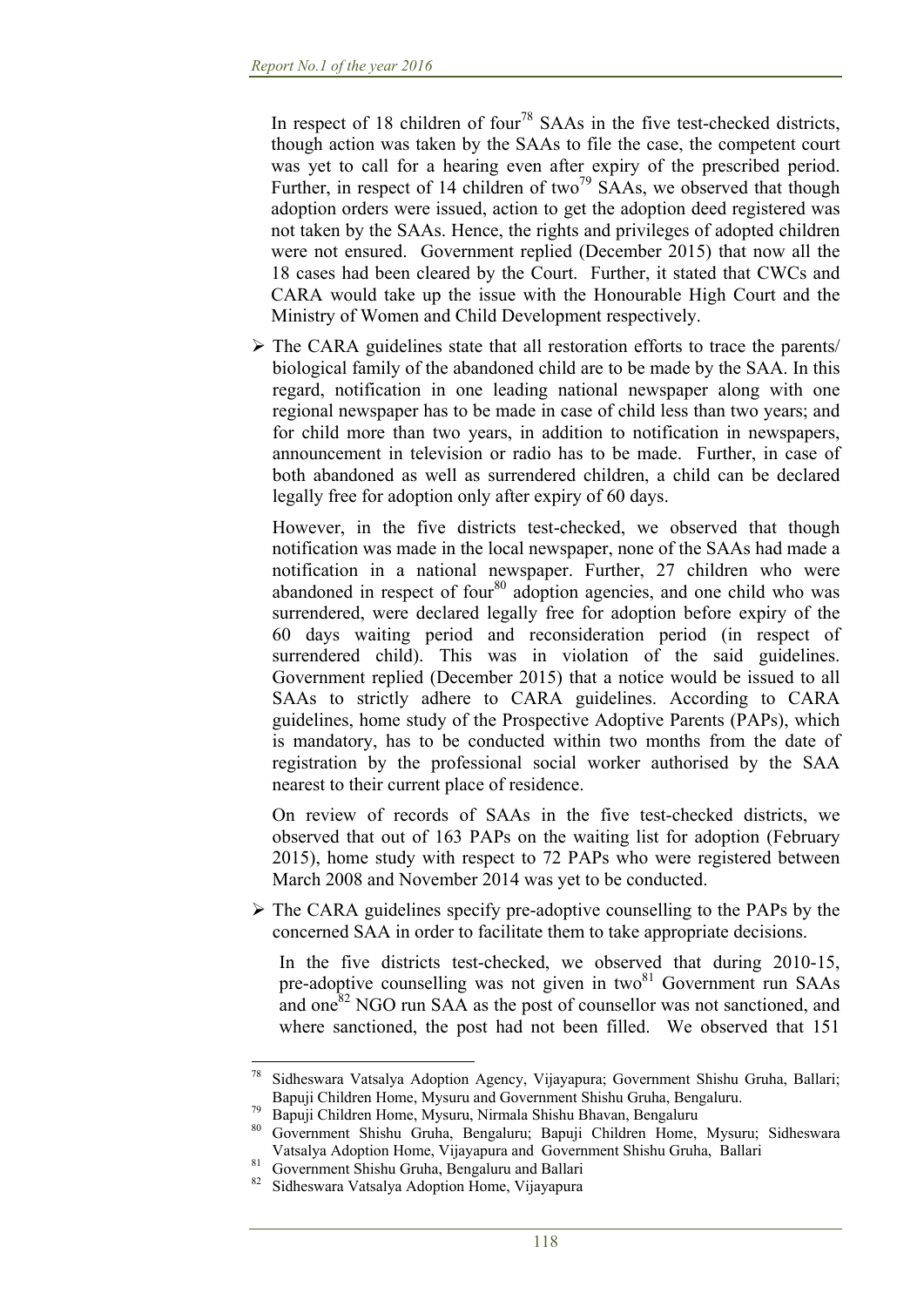In respect of 18 children of four[78] SAAs in the five test-checked districts, though action was taken by the SAAs to file the case, the competent court was yet to call for a hearing even after expiry of the prescribed period. Further, in respect of 14 children of two[79] SAAs, we observed that though adoption orders were issued, action to get the adoption deed registered was not taken by the SAAs. Hence, the rights and privileges of adopted children were not ensured. Government replied (December 2015) that now all the 18 cases had been cleared by the Court. Further, it stated that CWCs and CARA would take up the issue with the Honourable High Court and the Ministry of Women and Child Development respectively.

- The CARA guidelines state that all restoration efforts to trace the parents/ biological family of the abandoned child are to be made by the SAA. In this regard, notification in one leading national newspaper along with one regional newspaper has to be made in case of child less than two years; and for child more than two years, in addition to notification in newspapers, announcement in television or radio has to be made. Further, in case of both abandoned as well as surrendered children, a child can be declared legally free for adoption only after expiry of 60 days.

  However, in the five districts test-checked, we observed that though notification was made in the local newspaper, none of the SAAs had made a notification in a national newspaper. Further, 27 children who were abandoned in respect of four[80] adoption agencies, and one child who was surrendered, were declared legally free for adoption before expiry of the 60 days waiting period and reconsideration period (in respect of surrendered child). This was in violation of the said guidelines. Government replied (December 2015) that a notice would be issued to all SAAs to strictly adhere to CARA guidelines. According to CARA guidelines, home study of the Prospective Adoptive Parents (PAPs), which is mandatory, has to be conducted within two months from the date of registration by the professional social worker authorised by the SAA nearest to their current place of residence.

  On review of records of SAAs in the five test-checked districts, we observed that out of 163 PAPs on the waiting list for adoption (February 2015), home study with respect to 72 PAPs who were registered between March 2008 and November 2014 was yet to be conducted.

- The CARA guidelines specify pre-adoptive counselling to the PAPs by the concerned SAA in order to facilitate them to take appropriate decisions.

  In the five districts test-checked, we observed that during 2010-15, pre-adoptive counselling was not given in two[81] Government run SAAs and one[82] NGO run SAA as the post of counsellor was not sanctioned, and where sanctioned, the post had not been filled. We observed that 151

---

[78] Sidheswara Vatsalya Adoption Agency, Vijayapura; Government Shishu Gruha, Ballari; Bapuji Children Home, Mysuru and Government Shishu Gruha, Bengaluru.

[79] Bapuji Children Home, Mysuru, Nirmala Shishu Bhavan, Bengaluru

[80] Government Shishu Gruha, Bengaluru; Bapuji Children Home, Mysuru; Sidheswara Vatsalya Adoption Home, Vijayapura and Government Shishu Gruha, Ballari

[81] Government Shishu Gruha, Bengaluru and Ballari

[82] Sidheswara Vatsalya Adoption Home, Vijayapura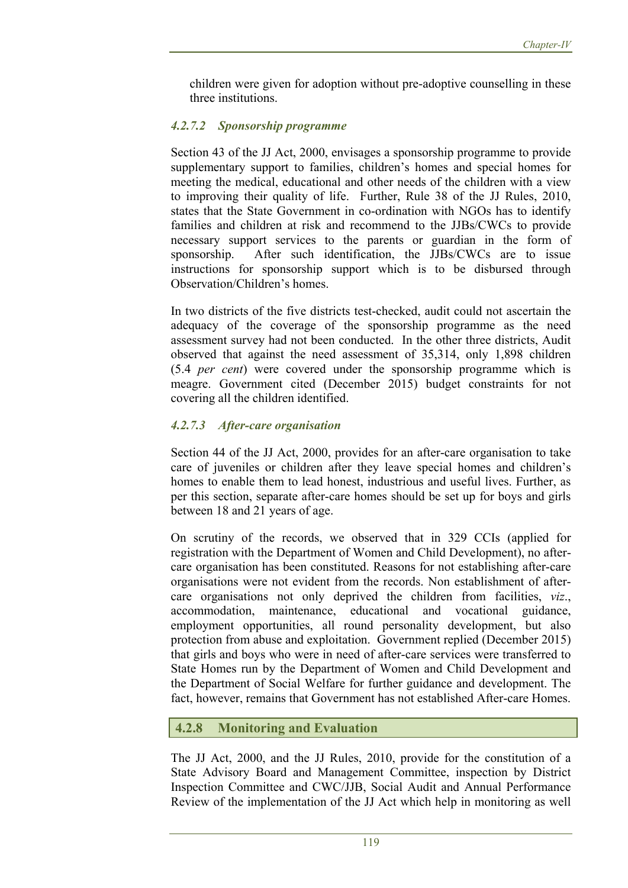children were given for adoption without pre-adoptive counselling in these three institutions.

#### *4.2.7.2 Sponsorship programme*

Section 43 of the JJ Act, 2000, envisages a sponsorship programme to provide supplementary support to families, children's homes and special homes for meeting the medical, educational and other needs of the children with a view to improving their quality of life. Further, Rule 38 of the JJ Rules, 2010, states that the State Government in co-ordination with NGOs has to identify families and children at risk and recommend to the JJBs/CWCs to provide necessary support services to the parents or guardian in the form of sponsorship. After such identification, the JJBs/CWCs are to issue instructions for sponsorship support which is to be disbursed through Observation/Children's homes.

In two districts of the five districts test-checked, audit could not ascertain the adequacy of the coverage of the sponsorship programme as the need assessment survey had not been conducted. In the other three districts, Audit observed that against the need assessment of 35,314, only 1,898 children (5.4 *per cent*) were covered under the sponsorship programme which is meagre. Government cited (December 2015) budget constraints for not covering all the children identified.

#### *4.2.7.3 After-care organisation*

Section 44 of the JJ Act, 2000, provides for an after-care organisation to take care of juveniles or children after they leave special homes and children's homes to enable them to lead honest, industrious and useful lives. Further, as per this section, separate after-care homes should be set up for boys and girls between 18 and 21 years of age.

On scrutiny of the records, we observed that in 329 CCIs (applied for registration with the Department of Women and Child Development), no after-care organisation has been constituted. Reasons for not establishing after-care organisations were not evident from the records. Non establishment of after-care organisations not only deprived the children from facilities, *viz*., accommodation, maintenance, educational and vocational guidance, employment opportunities, all round personality development, but also protection from abuse and exploitation. Government replied (December 2015) that girls and boys who were in need of after-care services were transferred to State Homes run by the Department of Women and Child Development and the Department of Social Welfare for further guidance and development. The fact, however, remains that Government has not established After-care Homes.

### 4.2.8 Monitoring and Evaluation

The JJ Act, 2000, and the JJ Rules, 2010, provide for the constitution of a State Advisory Board and Management Committee, inspection by District Inspection Committee and CWC/JJB, Social Audit and Annual Performance Review of the implementation of the JJ Act which help in monitoring as well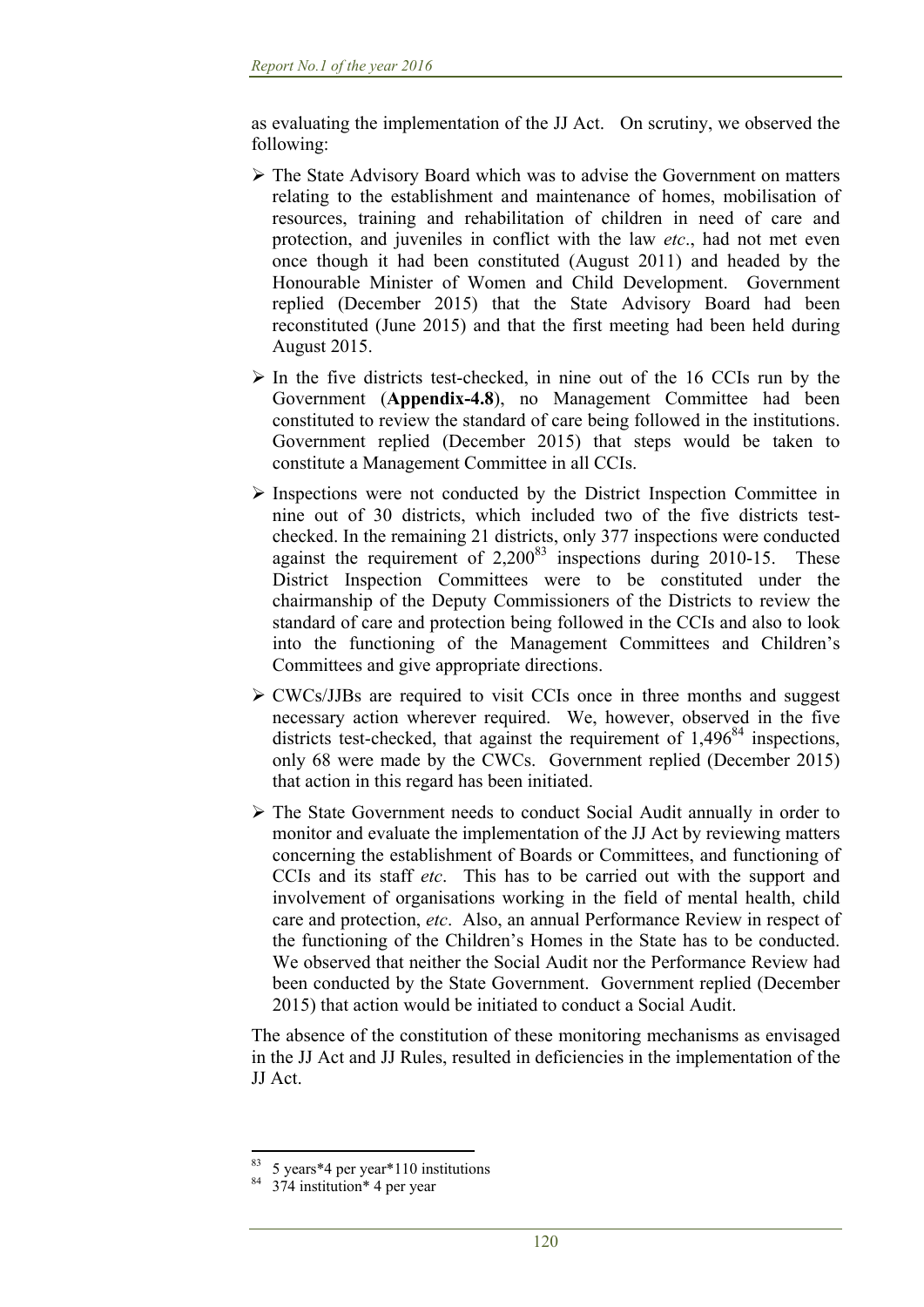as evaluating the implementation of the JJ Act. On scrutiny, we observed the following:

- The State Advisory Board which was to advise the Government on matters relating to the establishment and maintenance of homes, mobilisation of resources, training and rehabilitation of children in need of care and protection, and juveniles in conflict with the law *etc*., had not met even once though it had been constituted (August 2011) and headed by the Honourable Minister of Women and Child Development. Government replied (December 2015) that the State Advisory Board had been reconstituted (June 2015) and that the first meeting had been held during August 2015.
- In the five districts test-checked, in nine out of the 16 CCIs run by the Government (**Appendix-4.8**), no Management Committee had been constituted to review the standard of care being followed in the institutions. Government replied (December 2015) that steps would be taken to constitute a Management Committee in all CCIs.
- Inspections were not conducted by the District Inspection Committee in nine out of 30 districts, which included two of the five districts test-checked. In the remaining 21 districts, only 377 inspections were conducted against the requirement of 2,200[83] inspections during 2010-15. These District Inspection Committees were to be constituted under the chairmanship of the Deputy Commissioners of the Districts to review the standard of care and protection being followed in the CCIs and also to look into the functioning of the Management Committees and Children's Committees and give appropriate directions.
- CWCs/JJBs are required to visit CCIs once in three months and suggest necessary action wherever required. We, however, observed in the five districts test-checked, that against the requirement of 1,496[84] inspections, only 68 were made by the CWCs. Government replied (December 2015) that action in this regard has been initiated.
- The State Government needs to conduct Social Audit annually in order to monitor and evaluate the implementation of the JJ Act by reviewing matters concerning the establishment of Boards or Committees, and functioning of CCIs and its staff *etc*. This has to be carried out with the support and involvement of organisations working in the field of mental health, child care and protection, *etc*. Also, an annual Performance Review in respect of the functioning of the Children's Homes in the State has to be conducted. We observed that neither the Social Audit nor the Performance Review had been conducted by the State Government. Government replied (December 2015) that action would be initiated to conduct a Social Audit.

The absence of the constitution of these monitoring mechanisms as envisaged in the JJ Act and JJ Rules, resulted in deficiencies in the implementation of the JJ Act.

[83] 5 years*4 per year*110 institutions

[84] 374 institution* 4 per year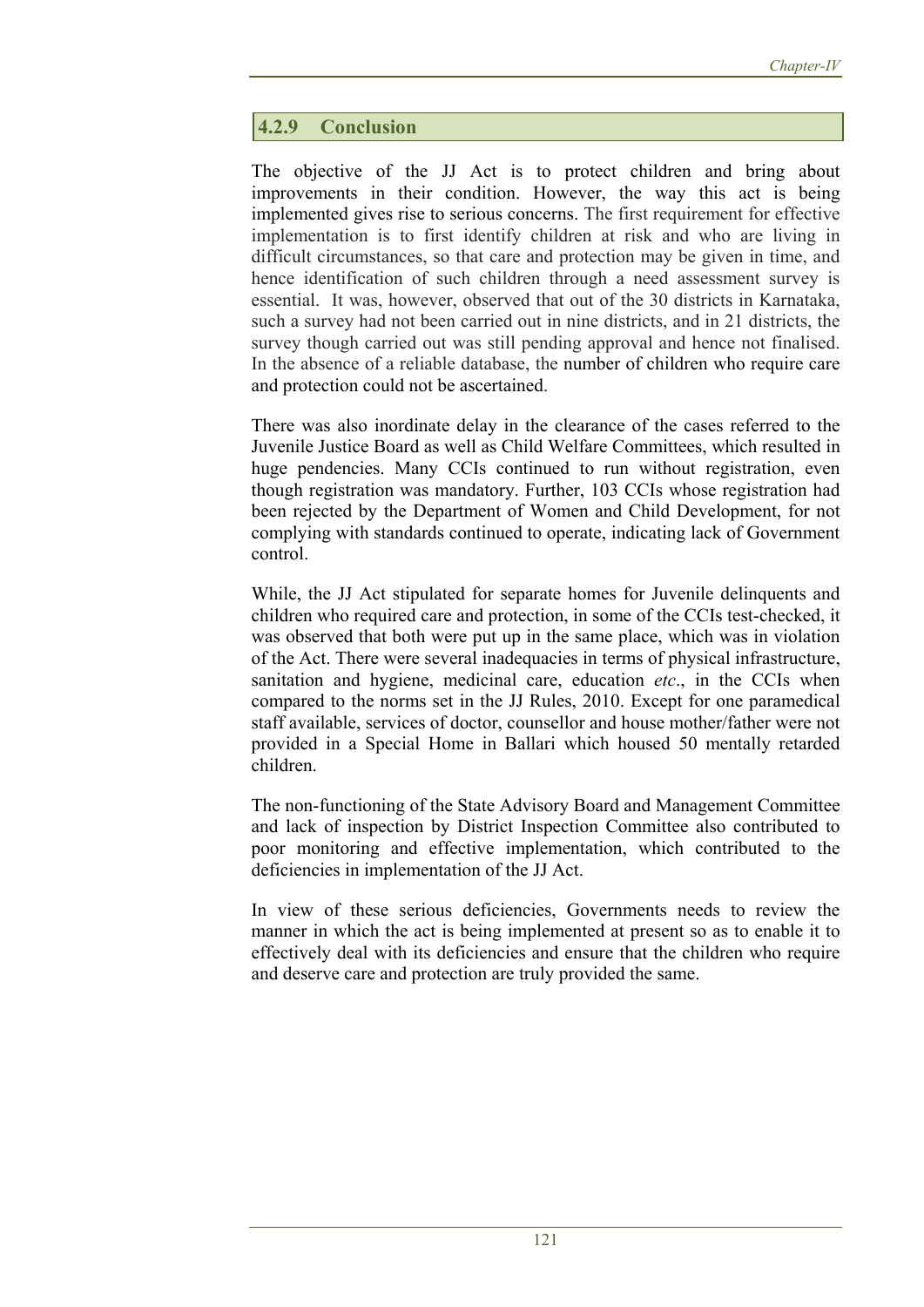### 4.2.9 Conclusion

The objective of the JJ Act is to protect children and bring about improvements in their condition. However, the way this act is being implemented gives rise to serious concerns. The first requirement for effective implementation is to first identify children at risk and who are living in difficult circumstances, so that care and protection may be given in time, and hence identification of such children through a need assessment survey is essential. It was, however, observed that out of the 30 districts in Karnataka, such a survey had not been carried out in nine districts, and in 21 districts, the survey though carried out was still pending approval and hence not finalised. In the absence of a reliable database, the number of children who require care and protection could not be ascertained.

There was also inordinate delay in the clearance of the cases referred to the Juvenile Justice Board as well as Child Welfare Committees, which resulted in huge pendencies. Many CCIs continued to run without registration, even though registration was mandatory. Further, 103 CCIs whose registration had been rejected by the Department of Women and Child Development, for not complying with standards continued to operate, indicating lack of Government control.

While, the JJ Act stipulated for separate homes for Juvenile delinquents and children who required care and protection, in some of the CCIs test-checked, it was observed that both were put up in the same place, which was in violation of the Act. There were several inadequacies in terms of physical infrastructure, sanitation and hygiene, medicinal care, education *etc*., in the CCIs when compared to the norms set in the JJ Rules, 2010. Except for one paramedical staff available, services of doctor, counsellor and house mother/father were not provided in a Special Home in Ballari which housed 50 mentally retarded children.

The non-functioning of the State Advisory Board and Management Committee and lack of inspection by District Inspection Committee also contributed to poor monitoring and effective implementation, which contributed to the deficiencies in implementation of the JJ Act.

In view of these serious deficiencies, Governments needs to review the manner in which the act is being implemented at present so as to enable it to effectively deal with its deficiencies and ensure that the children who require and deserve care and protection are truly provided the same.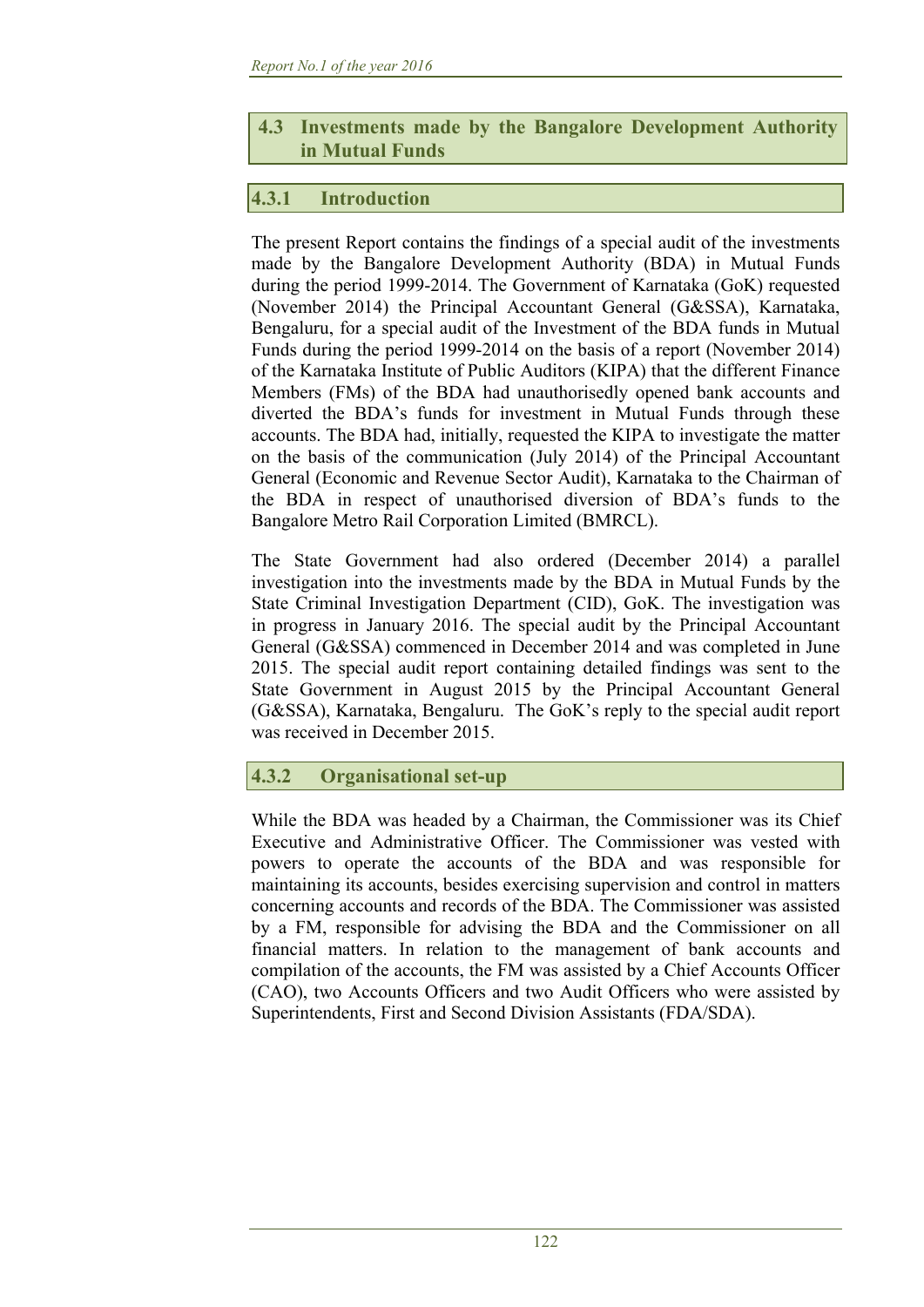## 4.3 Investments made by the Bangalore Development Authority in Mutual Funds

### 4.3.1 Introduction

The present Report contains the findings of a special audit of the investments made by the Bangalore Development Authority (BDA) in Mutual Funds during the period 1999-2014. The Government of Karnataka (GoK) requested (November 2014) the Principal Accountant General (G&SSA), Karnataka, Bengaluru, for a special audit of the Investment of the BDA funds in Mutual Funds during the period 1999-2014 on the basis of a report (November 2014) of the Karnataka Institute of Public Auditors (KIPA) that the different Finance Members (FMs) of the BDA had unauthorisedly opened bank accounts and diverted the BDA's funds for investment in Mutual Funds through these accounts. The BDA had, initially, requested the KIPA to investigate the matter on the basis of the communication (July 2014) of the Principal Accountant General (Economic and Revenue Sector Audit), Karnataka to the Chairman of the BDA in respect of unauthorised diversion of BDA's funds to the Bangalore Metro Rail Corporation Limited (BMRCL).

The State Government had also ordered (December 2014) a parallel investigation into the investments made by the BDA in Mutual Funds by the State Criminal Investigation Department (CID), GoK. The investigation was in progress in January 2016. The special audit by the Principal Accountant General (G&SSA) commenced in December 2014 and was completed in June 2015. The special audit report containing detailed findings was sent to the State Government in August 2015 by the Principal Accountant General (G&SSA), Karnataka, Bengaluru. The GoK's reply to the special audit report was received in December 2015.

### 4.3.2 Organisational set-up

While the BDA was headed by a Chairman, the Commissioner was its Chief Executive and Administrative Officer. The Commissioner was vested with powers to operate the accounts of the BDA and was responsible for maintaining its accounts, besides exercising supervision and control in matters concerning accounts and records of the BDA. The Commissioner was assisted by a FM, responsible for advising the BDA and the Commissioner on all financial matters. In relation to the management of bank accounts and compilation of the accounts, the FM was assisted by a Chief Accounts Officer (CAO), two Accounts Officers and two Audit Officers who were assisted by Superintendents, First and Second Division Assistants (FDA/SDA).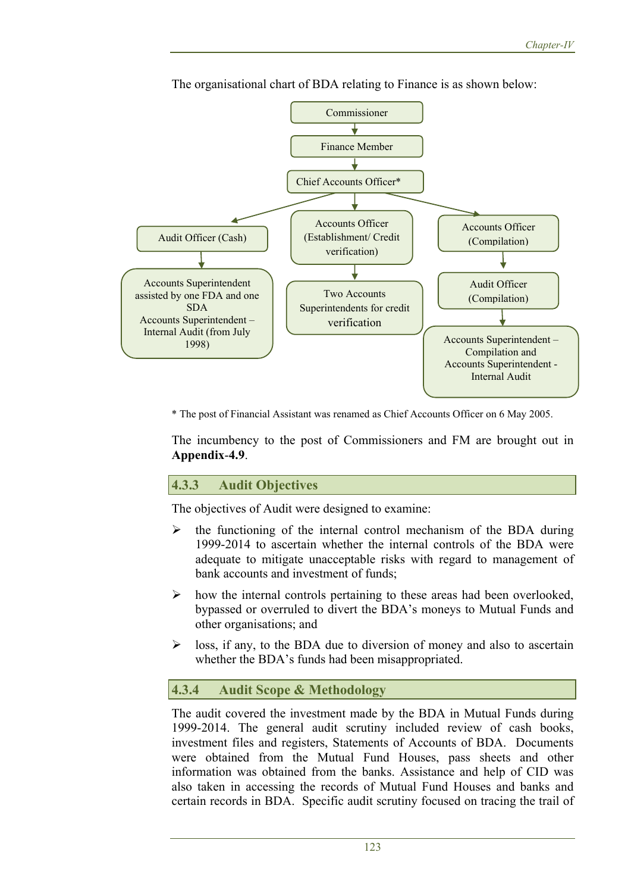The organisational chart of BDA relating to Finance is as shown below:

Commissioner

Finance Member

Chief Accounts Officer*

Audit Officer (Cash)

Accounts Superintendent assisted by one FDA and one SDA
Accounts Superintendent – Internal Audit (from July 1998)

Accounts Officer (Establishment/ Credit verification)

Two Accounts Superintendents for credit verification

Accounts Officer (Compilation)

Audit Officer (Compilation)

Accounts Superintendent – Compilation and
Accounts Superintendent - Internal Audit

\* The post of Financial Assistant was renamed as Chief Accounts Officer on 6 May 2005.

The incumbency to the post of Commissioners and FM are brought out in **Appendix-4.9**.

### 4.3.3 Audit Objectives

The objectives of Audit were designed to examine:

- the functioning of the internal control mechanism of the BDA during 1999-2014 to ascertain whether the internal controls of the BDA were adequate to mitigate unacceptable risks with regard to management of bank accounts and investment of funds;
- how the internal controls pertaining to these areas had been overlooked, bypassed or overruled to divert the BDA's moneys to Mutual Funds and other organisations; and
- loss, if any, to the BDA due to diversion of money and also to ascertain whether the BDA's funds had been misappropriated.

### 4.3.4 Audit Scope & Methodology

The audit covered the investment made by the BDA in Mutual Funds during 1999-2014. The general audit scrutiny included review of cash books, investment files and registers, Statements of Accounts of BDA. Documents were obtained from the Mutual Fund Houses, pass sheets and other information was obtained from the banks. Assistance and help of CID was also taken in accessing the records of Mutual Fund Houses and banks and certain records in BDA. Specific audit scrutiny focused on tracing the trail of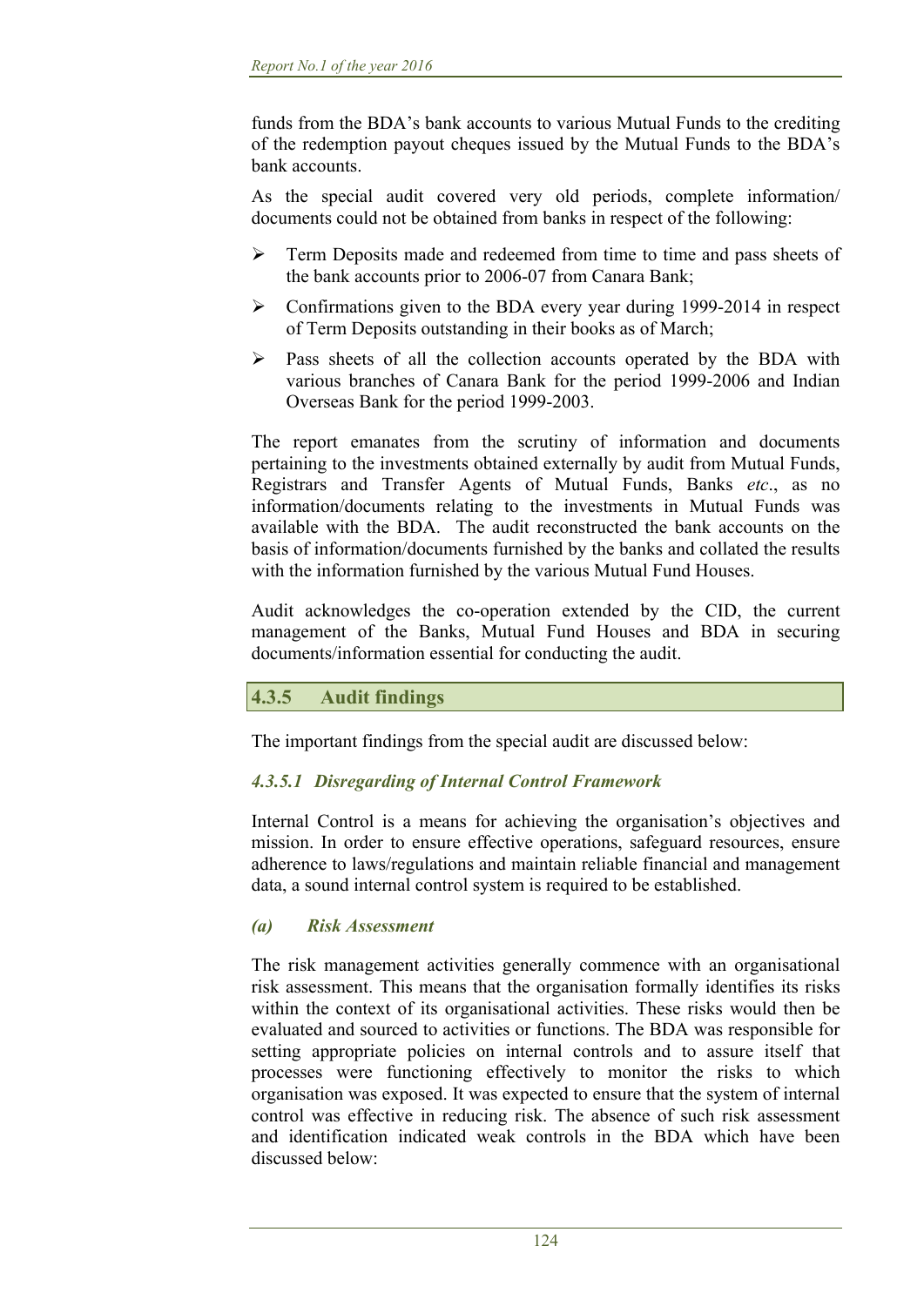funds from the BDA's bank accounts to various Mutual Funds to the crediting of the redemption payout cheques issued by the Mutual Funds to the BDA's bank accounts.

As the special audit covered very old periods, complete information/ documents could not be obtained from banks in respect of the following:

- Term Deposits made and redeemed from time to time and pass sheets of the bank accounts prior to 2006-07 from Canara Bank;
- Confirmations given to the BDA every year during 1999-2014 in respect of Term Deposits outstanding in their books as of March;
- Pass sheets of all the collection accounts operated by the BDA with various branches of Canara Bank for the period 1999-2006 and Indian Overseas Bank for the period 1999-2003.

The report emanates from the scrutiny of information and documents pertaining to the investments obtained externally by audit from Mutual Funds, Registrars and Transfer Agents of Mutual Funds, Banks *etc*., as no information/documents relating to the investments in Mutual Funds was available with the BDA. The audit reconstructed the bank accounts on the basis of information/documents furnished by the banks and collated the results with the information furnished by the various Mutual Fund Houses.

Audit acknowledges the co-operation extended by the CID, the current management of the Banks, Mutual Fund Houses and BDA in securing documents/information essential for conducting the audit.

### 4.3.5 Audit findings

The important findings from the special audit are discussed below:

#### *4.3.5.1 Disregarding of Internal Control Framework*

Internal Control is a means for achieving the organisation's objectives and mission. In order to ensure effective operations, safeguard resources, ensure adherence to laws/regulations and maintain reliable financial and management data, a sound internal control system is required to be established.

#### *(a) Risk Assessment*

The risk management activities generally commence with an organisational risk assessment. This means that the organisation formally identifies its risks within the context of its organisational activities. These risks would then be evaluated and sourced to activities or functions. The BDA was responsible for setting appropriate policies on internal controls and to assure itself that processes were functioning effectively to monitor the risks to which organisation was exposed. It was expected to ensure that the system of internal control was effective in reducing risk. The absence of such risk assessment and identification indicated weak controls in the BDA which have been discussed below: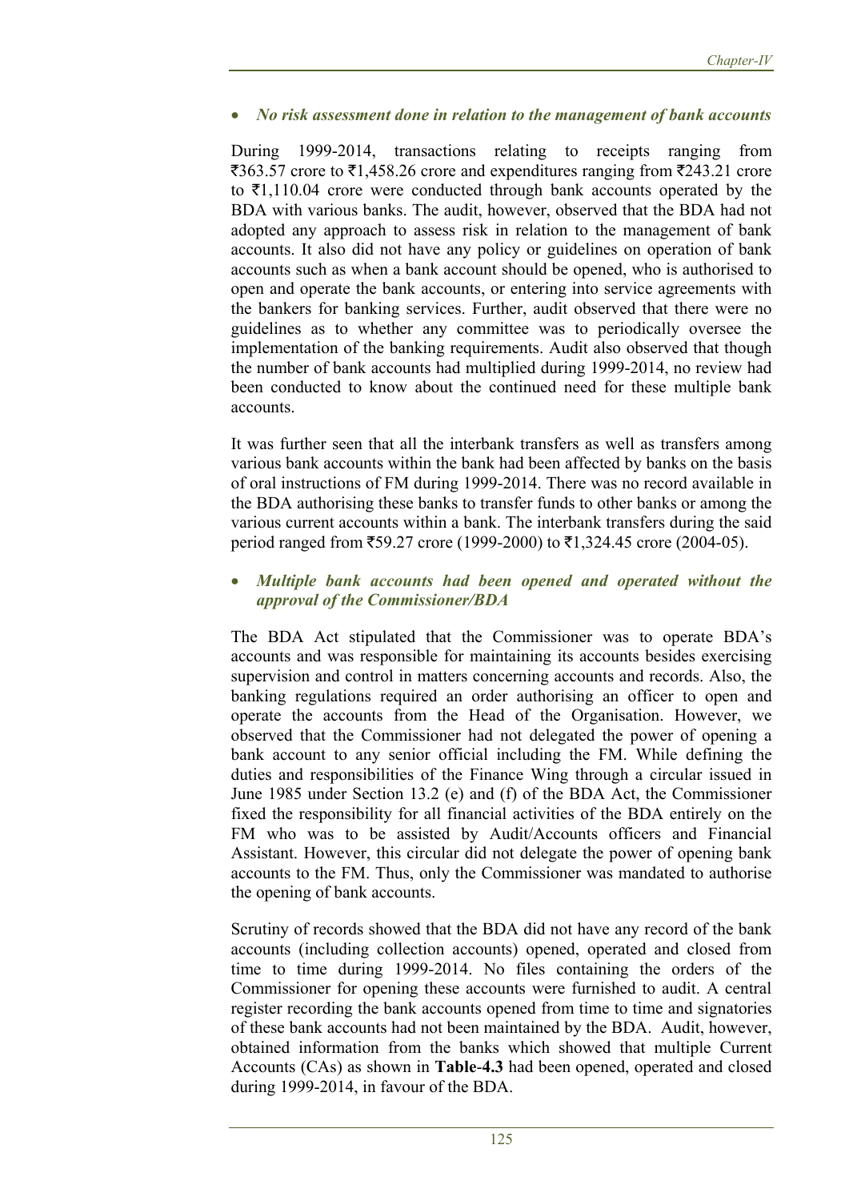- ***No risk assessment done in relation to the management of bank accounts***

During 1999-2014, transactions relating to receipts ranging from ₹363.57 crore to ₹1,458.26 crore and expenditures ranging from ₹243.21 crore to ₹1,110.04 crore were conducted through bank accounts operated by the BDA with various banks. The audit, however, observed that the BDA had not adopted any approach to assess risk in relation to the management of bank accounts. It also did not have any policy or guidelines on operation of bank accounts such as when a bank account should be opened, who is authorised to open and operate the bank accounts, or entering into service agreements with the bankers for banking services. Further, audit observed that there were no guidelines as to whether any committee was to periodically oversee the implementation of the banking requirements. Audit also observed that though the number of bank accounts had multiplied during 1999-2014, no review had been conducted to know about the continued need for these multiple bank accounts.

It was further seen that all the interbank transfers as well as transfers among various bank accounts within the bank had been affected by banks on the basis of oral instructions of FM during 1999-2014. There was no record available in the BDA authorising these banks to transfer funds to other banks or among the various current accounts within a bank. The interbank transfers during the said period ranged from ₹59.27 crore (1999-2000) to ₹1,324.45 crore (2004-05).

- ***Multiple bank accounts had been opened and operated without the approval of the Commissioner/BDA***

The BDA Act stipulated that the Commissioner was to operate BDA's accounts and was responsible for maintaining its accounts besides exercising supervision and control in matters concerning accounts and records. Also, the banking regulations required an order authorising an officer to open and operate the accounts from the Head of the Organisation. However, we observed that the Commissioner had not delegated the power of opening a bank account to any senior official including the FM. While defining the duties and responsibilities of the Finance Wing through a circular issued in June 1985 under Section 13.2 (e) and (f) of the BDA Act, the Commissioner fixed the responsibility for all financial activities of the BDA entirely on the FM who was to be assisted by Audit/Accounts officers and Financial Assistant. However, this circular did not delegate the power of opening bank accounts to the FM. Thus, only the Commissioner was mandated to authorise the opening of bank accounts.

Scrutiny of records showed that the BDA did not have any record of the bank accounts (including collection accounts) opened, operated and closed from time to time during 1999-2014. No files containing the orders of the Commissioner for opening these accounts were furnished to audit. A central register recording the bank accounts opened from time to time and signatories of these bank accounts had not been maintained by the BDA. Audit, however, obtained information from the banks which showed that multiple Current Accounts (CAs) as shown in **Table-4.3** had been opened, operated and closed during 1999-2014, in favour of the BDA.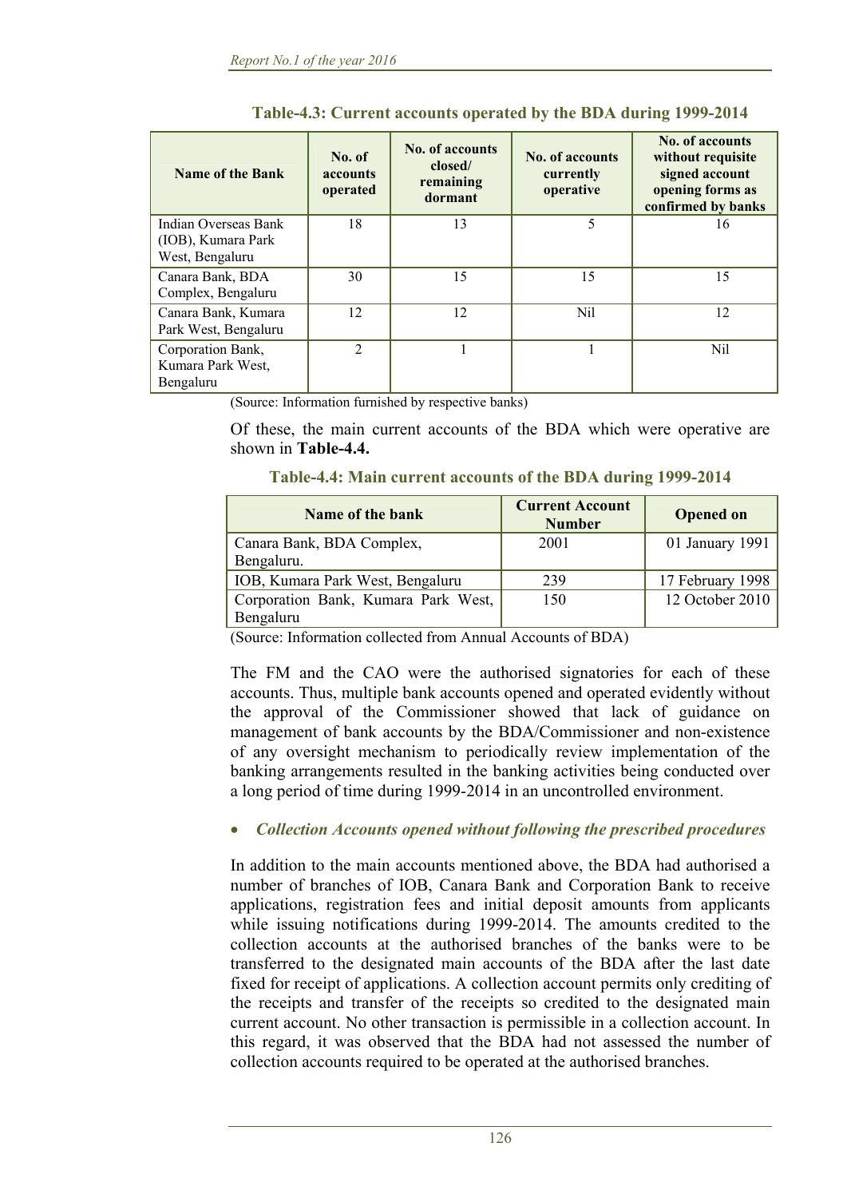**Table-4.3: Current accounts operated by the BDA during 1999-2014**

| Name of the Bank | No. of accounts operated | No. of accounts closed/ remaining dormant | No. of accounts currently operative | No. of accounts without requisite signed account opening forms as confirmed by banks |
|---|---|---|---|---|
| Indian Overseas Bank (IOB), Kumara Park West, Bengaluru | 18 | 13 | 5 | 16 |
| Canara Bank, BDA Complex, Bengaluru | 30 | 15 | 15 | 15 |
| Canara Bank, Kumara Park West, Bengaluru | 12 | 12 | Nil | 12 |
| Corporation Bank, Kumara Park West, Bengaluru | 2 | 1 | 1 | Nil |

(Source: Information furnished by respective banks)

Of these, the main current accounts of the BDA which were operative are shown in **Table-4.4.**

**Table-4.4: Main current accounts of the BDA during 1999-2014**

| Name of the bank | Current Account Number | Opened on |
|---|---|---|
| Canara Bank, BDA Complex, Bengaluru. | 2001 | 01 January 1991 |
| IOB, Kumara Park West, Bengaluru | 239 | 17 February 1998 |
| Corporation Bank, Kumara Park West, Bengaluru | 150 | 12 October 2010 |

(Source: Information collected from Annual Accounts of BDA)

The FM and the CAO were the authorised signatories for each of these accounts. Thus, multiple bank accounts opened and operated evidently without the approval of the Commissioner showed that lack of guidance on management of bank accounts by the BDA/Commissioner and non-existence of any oversight mechanism to periodically review implementation of the banking arrangements resulted in the banking activities being conducted over a long period of time during 1999-2014 in an uncontrolled environment.

- ***Collection Accounts opened without following the prescribed procedures***

In addition to the main accounts mentioned above, the BDA had authorised a number of branches of IOB, Canara Bank and Corporation Bank to receive applications, registration fees and initial deposit amounts from applicants while issuing notifications during 1999-2014. The amounts credited to the collection accounts at the authorised branches of the banks were to be transferred to the designated main accounts of the BDA after the last date fixed for receipt of applications. A collection account permits only crediting of the receipts and transfer of the receipts so credited to the designated main current account. No other transaction is permissible in a collection account. In this regard, it was observed that the BDA had not assessed the number of collection accounts required to be operated at the authorised branches.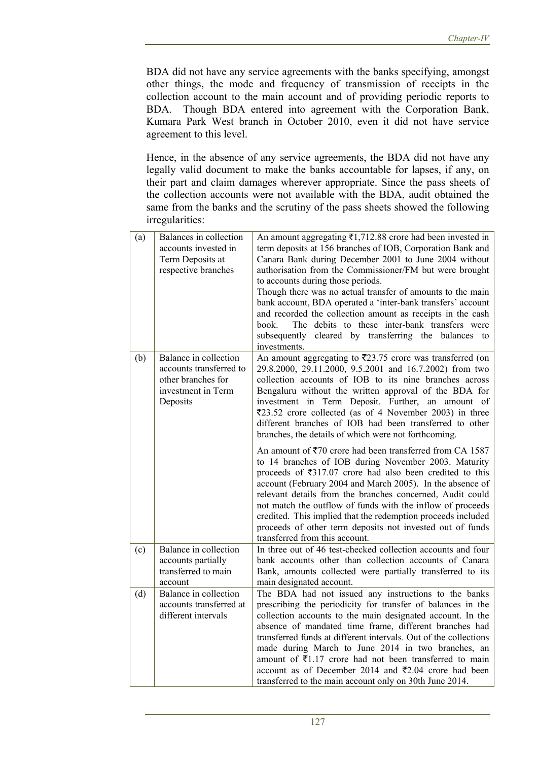BDA did not have any service agreements with the banks specifying, amongst other things, the mode and frequency of transmission of receipts in the collection account to the main account and of providing periodic reports to BDA. Though BDA entered into agreement with the Corporation Bank, Kumara Park West branch in October 2010, even it did not have service agreement to this level.

Hence, in the absence of any service agreements, the BDA did not have any legally valid document to make the banks accountable for lapses, if any, on their part and claim damages wherever appropriate. Since the pass sheets of the collection accounts were not available with the BDA, audit obtained the same from the banks and the scrutiny of the pass sheets showed the following irregularities:

| | | |
|---|---|---|
| (a) | Balances in collection accounts invested in Term Deposits at respective branches | An amount aggregating ₹1,712.88 crore had been invested in term deposits at 156 branches of IOB, Corporation Bank and Canara Bank during December 2001 to June 2004 without authorisation from the Commissioner/FM but were brought to accounts during those periods.<br>Though there was no actual transfer of amounts to the main bank account, BDA operated a 'inter-bank transfers' account and recorded the collection amount as receipts in the cash book. The debits to these inter-bank transfers were subsequently cleared by transferring the balances to investments. |
| (b) | Balance in collection accounts transferred to other branches for investment in Term Deposits | An amount aggregating to ₹23.75 crore was transferred (on 29.8.2000, 29.11.2000, 9.5.2001 and 16.7.2002) from two collection accounts of IOB to its nine branches across Bengaluru without the written approval of the BDA for investment in Term Deposit. Further, an amount of ₹23.52 crore collected (as of 4 November 2003) in three different branches of IOB had been transferred to other branches, the details of which were not forthcoming.<br><br>An amount of ₹70 crore had been transferred from CA 1587 to 14 branches of IOB during November 2003. Maturity proceeds of ₹317.07 crore had also been credited to this account (February 2004 and March 2005). In the absence of relevant details from the branches concerned, Audit could not match the outflow of funds with the inflow of proceeds credited. This implied that the redemption proceeds included proceeds of other term deposits not invested out of funds transferred from this account. |
| (c) | Balance in collection accounts partially transferred to main account | In three out of 46 test-checked collection accounts and four bank accounts other than collection accounts of Canara Bank, amounts collected were partially transferred to its main designated account. |
| (d) | Balance in collection accounts transferred at different intervals | The BDA had not issued any instructions to the banks prescribing the periodicity for transfer of balances in the collection accounts to the main designated account. In the absence of mandated time frame, different branches had transferred funds at different intervals. Out of the collections made during March to June 2014 in two branches, an amount of ₹1.17 crore had not been transferred to main account as of December 2014 and ₹2.04 crore had been transferred to the main account only on 30th June 2014. |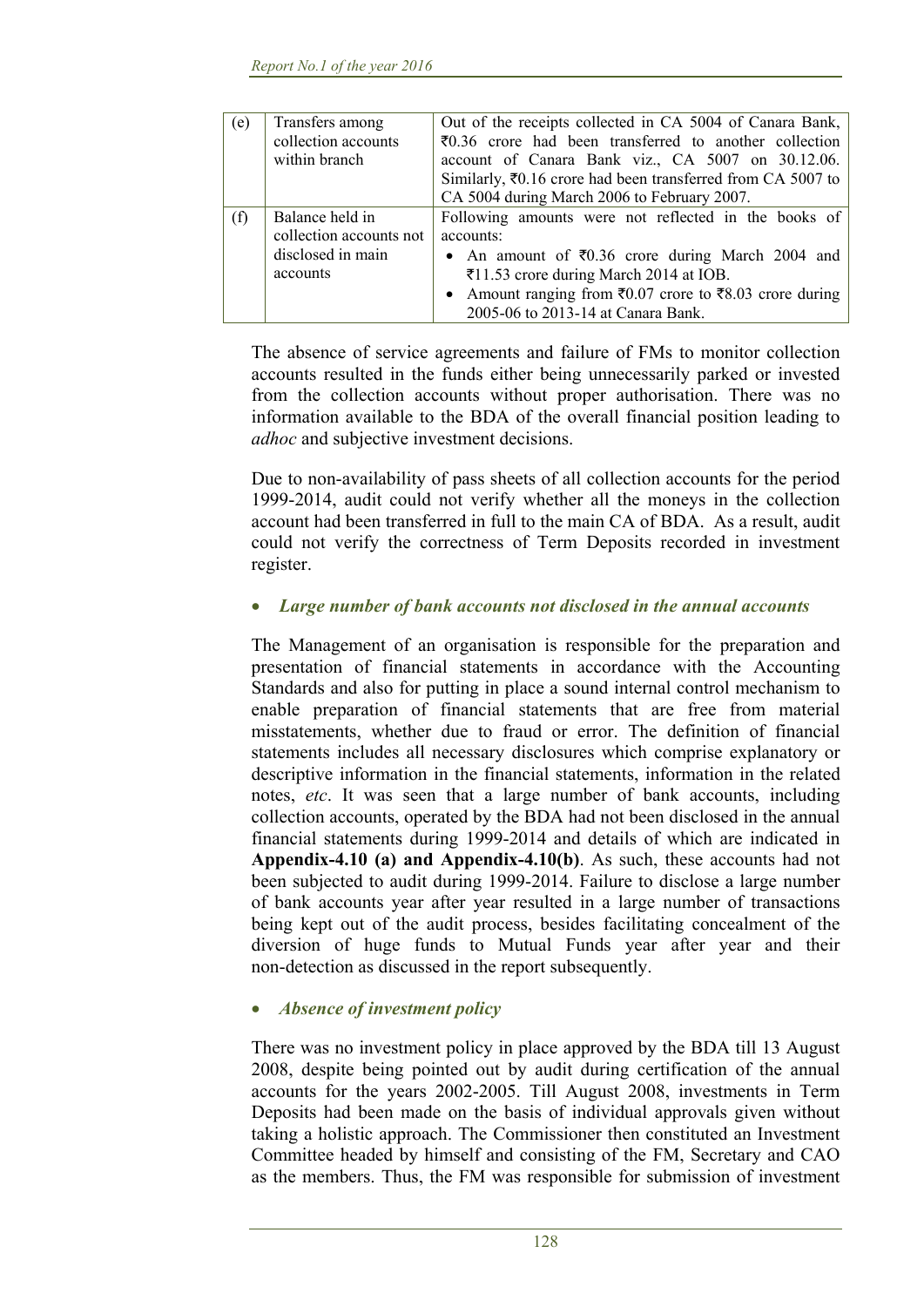| | | |
|---|---|---|
| (e) | Transfers among collection accounts within branch | Out of the receipts collected in CA 5004 of Canara Bank, ₹0.36 crore had been transferred to another collection account of Canara Bank viz., CA 5007 on 30.12.06. Similarly, ₹0.16 crore had been transferred from CA 5007 to CA 5004 during March 2006 to February 2007. |
| (f) | Balance held in collection accounts not disclosed in main accounts | Following amounts were not reflected in the books of accounts:<br>• An amount of ₹0.36 crore during March 2004 and ₹11.53 crore during March 2014 at IOB.<br>• Amount ranging from ₹0.07 crore to ₹8.03 crore during 2005-06 to 2013-14 at Canara Bank. |

The absence of service agreements and failure of FMs to monitor collection accounts resulted in the funds either being unnecessarily parked or invested from the collection accounts without proper authorisation. There was no information available to the BDA of the overall financial position leading to *adhoc* and subjective investment decisions.

Due to non-availability of pass sheets of all collection accounts for the period 1999-2014, audit could not verify whether all the moneys in the collection account had been transferred in full to the main CA of BDA. As a result, audit could not verify the correctness of Term Deposits recorded in investment register.

- ***Large number of bank accounts not disclosed in the annual accounts***

The Management of an organisation is responsible for the preparation and presentation of financial statements in accordance with the Accounting Standards and also for putting in place a sound internal control mechanism to enable preparation of financial statements that are free from material misstatements, whether due to fraud or error. The definition of financial statements includes all necessary disclosures which comprise explanatory or descriptive information in the financial statements, information in the related notes, *etc*. It was seen that a large number of bank accounts, including collection accounts, operated by the BDA had not been disclosed in the annual financial statements during 1999-2014 and details of which are indicated in **Appendix-4.10 (a) and Appendix-4.10(b)**. As such, these accounts had not been subjected to audit during 1999-2014. Failure to disclose a large number of bank accounts year after year resulted in a large number of transactions being kept out of the audit process, besides facilitating concealment of the diversion of huge funds to Mutual Funds year after year and their non-detection as discussed in the report subsequently.

- ***Absence of investment policy***

There was no investment policy in place approved by the BDA till 13 August 2008, despite being pointed out by audit during certification of the annual accounts for the years 2002-2005. Till August 2008, investments in Term Deposits had been made on the basis of individual approvals given without taking a holistic approach. The Commissioner then constituted an Investment Committee headed by himself and consisting of the FM, Secretary and CAO as the members. Thus, the FM was responsible for submission of investment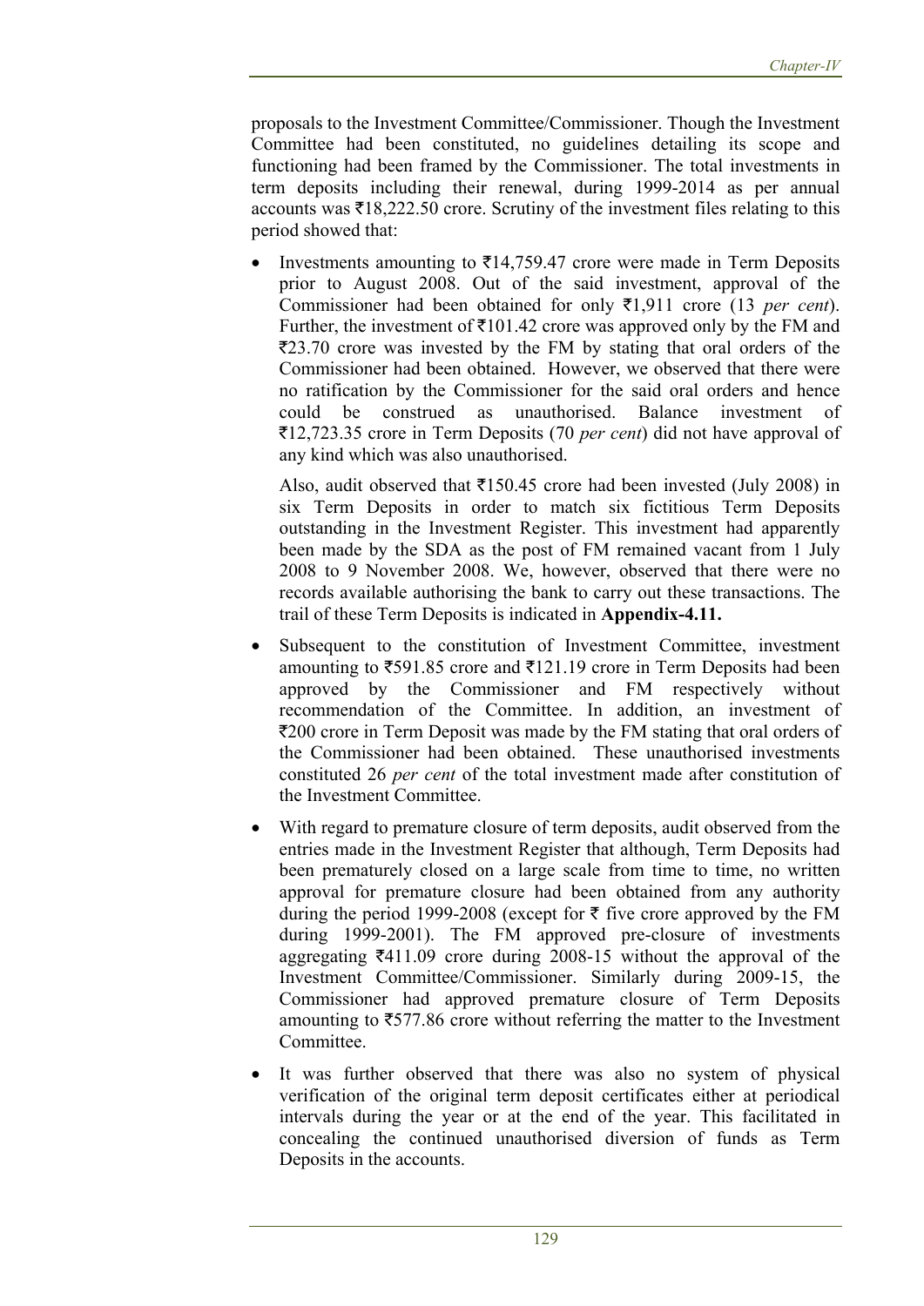proposals to the Investment Committee/Commissioner. Though the Investment Committee had been constituted, no guidelines detailing its scope and functioning had been framed by the Commissioner. The total investments in term deposits including their renewal, during 1999-2014 as per annual accounts was ₹18,222.50 crore. Scrutiny of the investment files relating to this period showed that:

- Investments amounting to ₹14,759.47 crore were made in Term Deposits prior to August 2008. Out of the said investment, approval of the Commissioner had been obtained for only ₹1,911 crore (13 *per cent*). Further, the investment of ₹101.42 crore was approved only by the FM and ₹23.70 crore was invested by the FM by stating that oral orders of the Commissioner had been obtained. However, we observed that there were no ratification by the Commissioner for the said oral orders and hence could be construed as unauthorised. Balance investment of ₹12,723.35 crore in Term Deposits (70 *per cent*) did not have approval of any kind which was also unauthorised.

  Also, audit observed that ₹150.45 crore had been invested (July 2008) in six Term Deposits in order to match six fictitious Term Deposits outstanding in the Investment Register. This investment had apparently been made by the SDA as the post of FM remained vacant from 1 July 2008 to 9 November 2008. We, however, observed that there were no records available authorising the bank to carry out these transactions. The trail of these Term Deposits is indicated in **Appendix-4.11.**

- Subsequent to the constitution of Investment Committee, investment amounting to ₹591.85 crore and ₹121.19 crore in Term Deposits had been approved by the Commissioner and FM respectively without recommendation of the Committee. In addition, an investment of ₹200 crore in Term Deposit was made by the FM stating that oral orders of the Commissioner had been obtained. These unauthorised investments constituted 26 *per cent* of the total investment made after constitution of the Investment Committee.

- With regard to premature closure of term deposits, audit observed from the entries made in the Investment Register that although, Term Deposits had been prematurely closed on a large scale from time to time, no written approval for premature closure had been obtained from any authority during the period 1999-2008 (except for ₹ five crore approved by the FM during 1999-2001). The FM approved pre-closure of investments aggregating ₹411.09 crore during 2008-15 without the approval of the Investment Committee/Commissioner. Similarly during 2009-15, the Commissioner had approved premature closure of Term Deposits amounting to ₹577.86 crore without referring the matter to the Investment Committee.

- It was further observed that there was also no system of physical verification of the original term deposit certificates either at periodical intervals during the year or at the end of the year. This facilitated in concealing the continued unauthorised diversion of funds as Term Deposits in the accounts.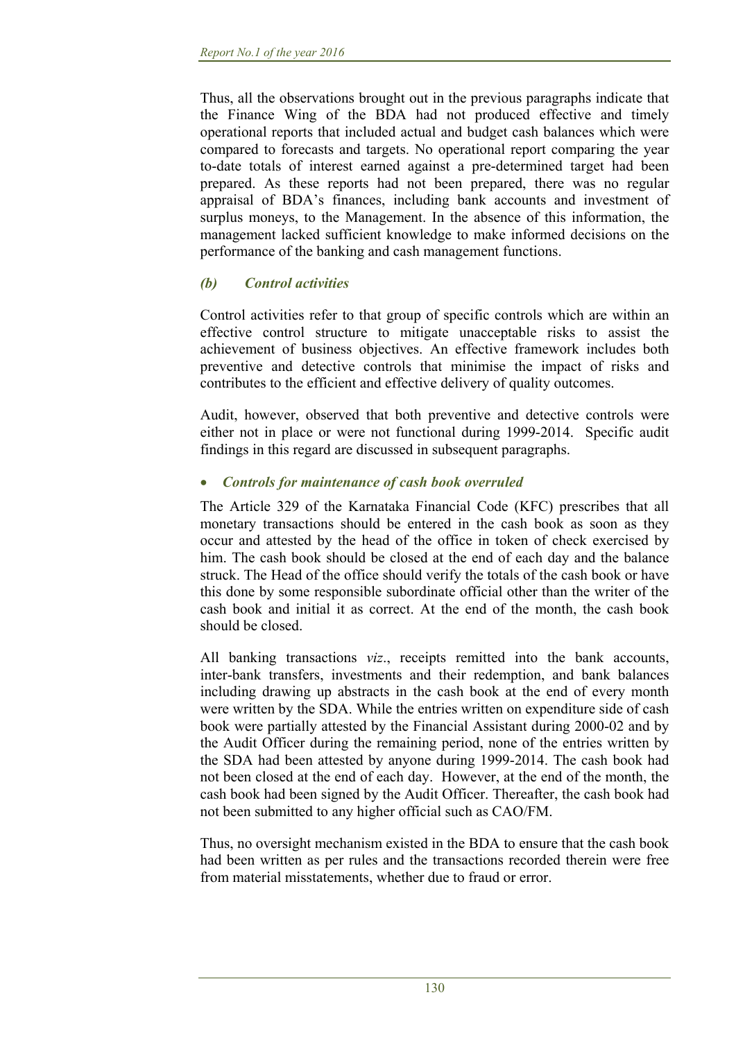Thus, all the observations brought out in the previous paragraphs indicate that the Finance Wing of the BDA had not produced effective and timely operational reports that included actual and budget cash balances which were compared to forecasts and targets. No operational report comparing the year to-date totals of interest earned against a pre-determined target had been prepared. As these reports had not been prepared, there was no regular appraisal of BDA's finances, including bank accounts and investment of surplus moneys, to the Management. In the absence of this information, the management lacked sufficient knowledge to make informed decisions on the performance of the banking and cash management functions.

#### *(b) Control activities*

Control activities refer to that group of specific controls which are within an effective control structure to mitigate unacceptable risks to assist the achievement of business objectives. An effective framework includes both preventive and detective controls that minimise the impact of risks and contributes to the efficient and effective delivery of quality outcomes.

Audit, however, observed that both preventive and detective controls were either not in place or were not functional during 1999-2014. Specific audit findings in this regard are discussed in subsequent paragraphs.

- ***Controls for maintenance of cash book overruled***

The Article 329 of the Karnataka Financial Code (KFC) prescribes that all monetary transactions should be entered in the cash book as soon as they occur and attested by the head of the office in token of check exercised by him. The cash book should be closed at the end of each day and the balance struck. The Head of the office should verify the totals of the cash book or have this done by some responsible subordinate official other than the writer of the cash book and initial it as correct. At the end of the month, the cash book should be closed.

All banking transactions *viz*., receipts remitted into the bank accounts, inter-bank transfers, investments and their redemption, and bank balances including drawing up abstracts in the cash book at the end of every month were written by the SDA. While the entries written on expenditure side of cash book were partially attested by the Financial Assistant during 2000-02 and by the Audit Officer during the remaining period, none of the entries written by the SDA had been attested by anyone during 1999-2014. The cash book had not been closed at the end of each day. However, at the end of the month, the cash book had been signed by the Audit Officer. Thereafter, the cash book had not been submitted to any higher official such as CAO/FM.

Thus, no oversight mechanism existed in the BDA to ensure that the cash book had been written as per rules and the transactions recorded therein were free from material misstatements, whether due to fraud or error.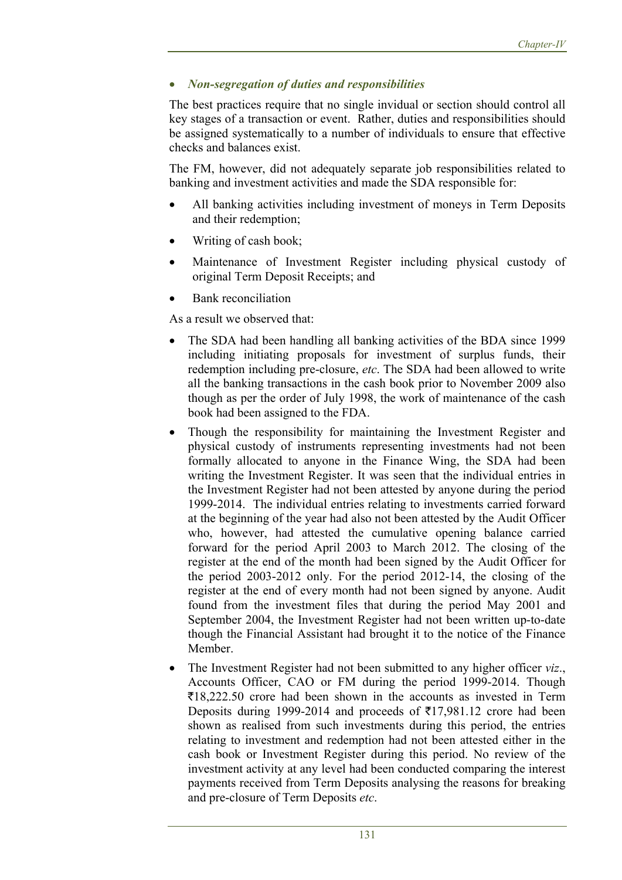- ***Non-segregation of duties and responsibilities***

The best practices require that no single invidual or section should control all key stages of a transaction or event. Rather, duties and responsibilities should be assigned systematically to a number of individuals to ensure that effective checks and balances exist.

The FM, however, did not adequately separate job responsibilities related to banking and investment activities and made the SDA responsible for:

- All banking activities including investment of moneys in Term Deposits and their redemption;
- Writing of cash book;
- Maintenance of Investment Register including physical custody of original Term Deposit Receipts; and
- Bank reconciliation

As a result we observed that:

- The SDA had been handling all banking activities of the BDA since 1999 including initiating proposals for investment of surplus funds, their redemption including pre-closure, *etc*. The SDA had been allowed to write all the banking transactions in the cash book prior to November 2009 also though as per the order of July 1998, the work of maintenance of the cash book had been assigned to the FDA.
- Though the responsibility for maintaining the Investment Register and physical custody of instruments representing investments had not been formally allocated to anyone in the Finance Wing, the SDA had been writing the Investment Register. It was seen that the individual entries in the Investment Register had not been attested by anyone during the period 1999-2014. The individual entries relating to investments carried forward at the beginning of the year had also not been attested by the Audit Officer who, however, had attested the cumulative opening balance carried forward for the period April 2003 to March 2012. The closing of the register at the end of the month had been signed by the Audit Officer for the period 2003-2012 only. For the period 2012-14, the closing of the register at the end of every month had not been signed by anyone. Audit found from the investment files that during the period May 2001 and September 2004, the Investment Register had not been written up-to-date though the Financial Assistant had brought it to the notice of the Finance Member.
- The Investment Register had not been submitted to any higher officer *viz*., Accounts Officer, CAO or FM during the period 1999-2014. Though ₹18,222.50 crore had been shown in the accounts as invested in Term Deposits during 1999-2014 and proceeds of ₹17,981.12 crore had been shown as realised from such investments during this period, the entries relating to investment and redemption had not been attested either in the cash book or Investment Register during this period. No review of the investment activity at any level had been conducted comparing the interest payments received from Term Deposits analysing the reasons for breaking and pre-closure of Term Deposits *etc*.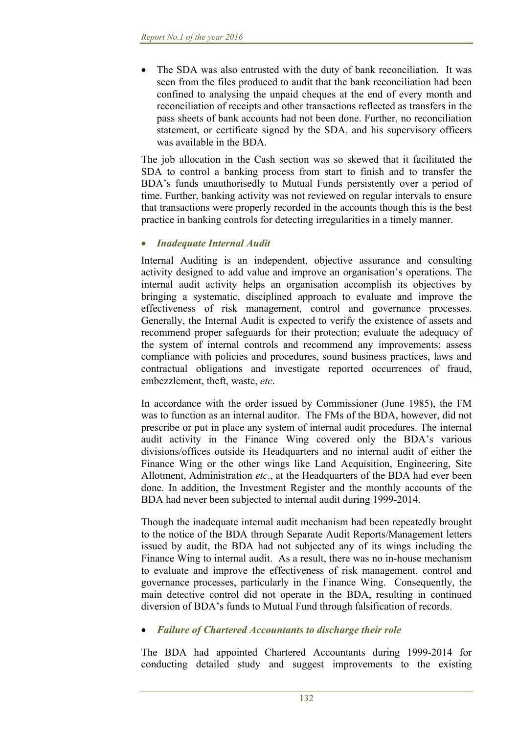- The SDA was also entrusted with the duty of bank reconciliation. It was seen from the files produced to audit that the bank reconciliation had been confined to analysing the unpaid cheques at the end of every month and reconciliation of receipts and other transactions reflected as transfers in the pass sheets of bank accounts had not been done. Further, no reconciliation statement, or certificate signed by the SDA, and his supervisory officers was available in the BDA.

The job allocation in the Cash section was so skewed that it facilitated the SDA to control a banking process from start to finish and to transfer the BDA's funds unauthorisedly to Mutual Funds persistently over a period of time. Further, banking activity was not reviewed on regular intervals to ensure that transactions were properly recorded in the accounts though this is the best practice in banking controls for detecting irregularities in a timely manner.

- ***Inadequate Internal Audit***

Internal Auditing is an independent, objective assurance and consulting activity designed to add value and improve an organisation's operations. The internal audit activity helps an organisation accomplish its objectives by bringing a systematic, disciplined approach to evaluate and improve the effectiveness of risk management, control and governance processes. Generally, the Internal Audit is expected to verify the existence of assets and recommend proper safeguards for their protection; evaluate the adequacy of the system of internal controls and recommend any improvements; assess compliance with policies and procedures, sound business practices, laws and contractual obligations and investigate reported occurrences of fraud, embezzlement, theft, waste, *etc*.

In accordance with the order issued by Commissioner (June 1985), the FM was to function as an internal auditor. The FMs of the BDA, however, did not prescribe or put in place any system of internal audit procedures. The internal audit activity in the Finance Wing covered only the BDA's various divisions/offices outside its Headquarters and no internal audit of either the Finance Wing or the other wings like Land Acquisition, Engineering, Site Allotment, Administration *etc*., at the Headquarters of the BDA had ever been done. In addition, the Investment Register and the monthly accounts of the BDA had never been subjected to internal audit during 1999-2014.

Though the inadequate internal audit mechanism had been repeatedly brought to the notice of the BDA through Separate Audit Reports/Management letters issued by audit, the BDA had not subjected any of its wings including the Finance Wing to internal audit. As a result, there was no in-house mechanism to evaluate and improve the effectiveness of risk management, control and governance processes, particularly in the Finance Wing. Consequently, the main detective control did not operate in the BDA, resulting in continued diversion of BDA's funds to Mutual Fund through falsification of records.

- ***Failure of Chartered Accountants to discharge their role***

The BDA had appointed Chartered Accountants during 1999-2014 for conducting detailed study and suggest improvements to the existing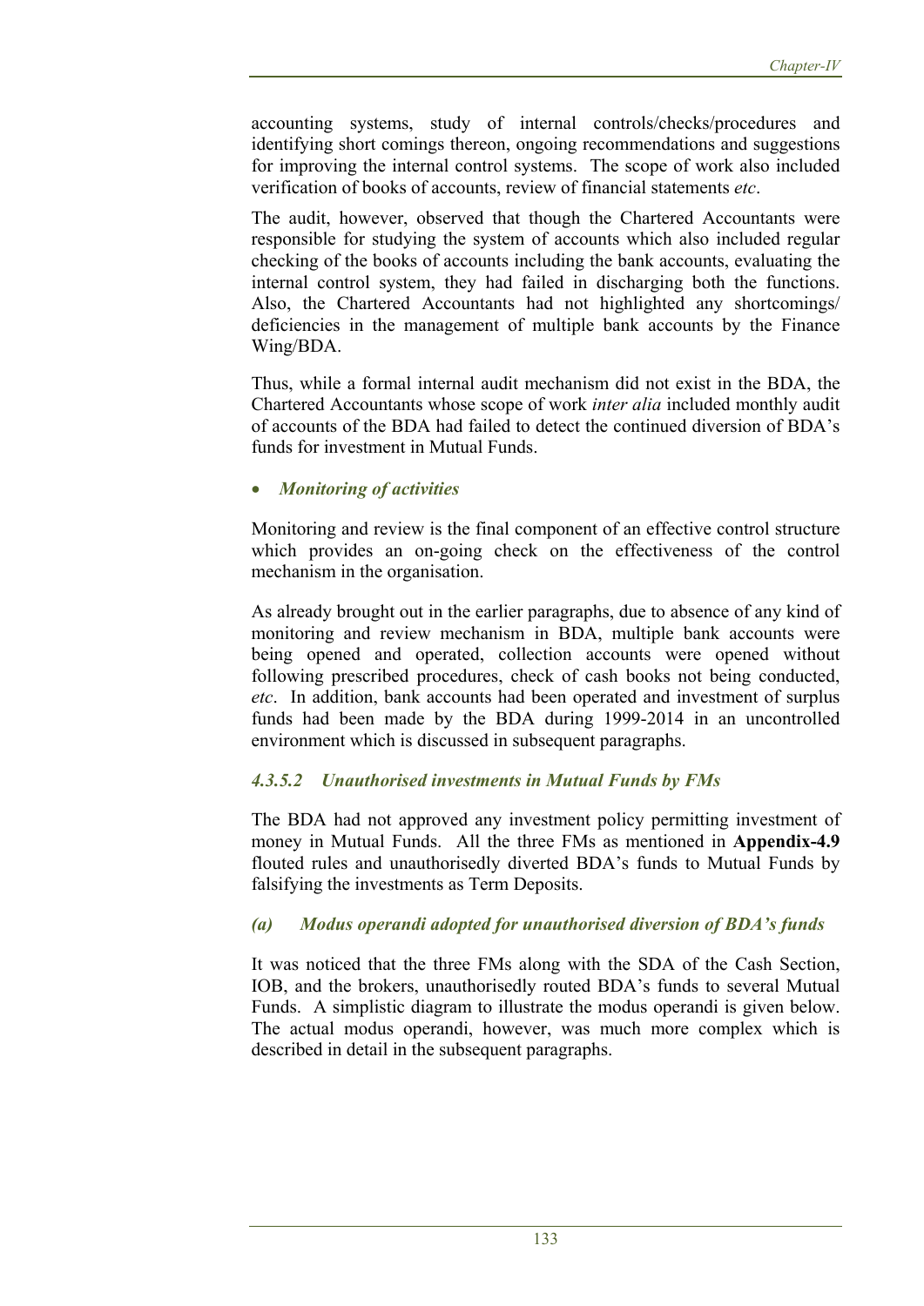accounting systems, study of internal controls/checks/procedures and identifying short comings thereon, ongoing recommendations and suggestions for improving the internal control systems. The scope of work also included verification of books of accounts, review of financial statements *etc*.

The audit, however, observed that though the Chartered Accountants were responsible for studying the system of accounts which also included regular checking of the books of accounts including the bank accounts, evaluating the internal control system, they had failed in discharging both the functions. Also, the Chartered Accountants had not highlighted any shortcomings/ deficiencies in the management of multiple bank accounts by the Finance Wing/BDA.

Thus, while a formal internal audit mechanism did not exist in the BDA, the Chartered Accountants whose scope of work *inter alia* included monthly audit of accounts of the BDA had failed to detect the continued diversion of BDA's funds for investment in Mutual Funds.

- ***Monitoring of activities***

Monitoring and review is the final component of an effective control structure which provides an on-going check on the effectiveness of the control mechanism in the organisation.

As already brought out in the earlier paragraphs, due to absence of any kind of monitoring and review mechanism in BDA, multiple bank accounts were being opened and operated, collection accounts were opened without following prescribed procedures, check of cash books not being conducted, *etc*. In addition, bank accounts had been operated and investment of surplus funds had been made by the BDA during 1999-2014 in an uncontrolled environment which is discussed in subsequent paragraphs.

### *4.3.5.2 Unauthorised investments in Mutual Funds by FMs*

The BDA had not approved any investment policy permitting investment of money in Mutual Funds. All the three FMs as mentioned in **Appendix-4.9** flouted rules and unauthorisedly diverted BDA's funds to Mutual Funds by falsifying the investments as Term Deposits.

#### *(a) Modus operandi adopted for unauthorised diversion of BDA's funds*

It was noticed that the three FMs along with the SDA of the Cash Section, IOB, and the brokers, unauthorisedly routed BDA's funds to several Mutual Funds. A simplistic diagram to illustrate the modus operandi is given below. The actual modus operandi, however, was much more complex which is described in detail in the subsequent paragraphs.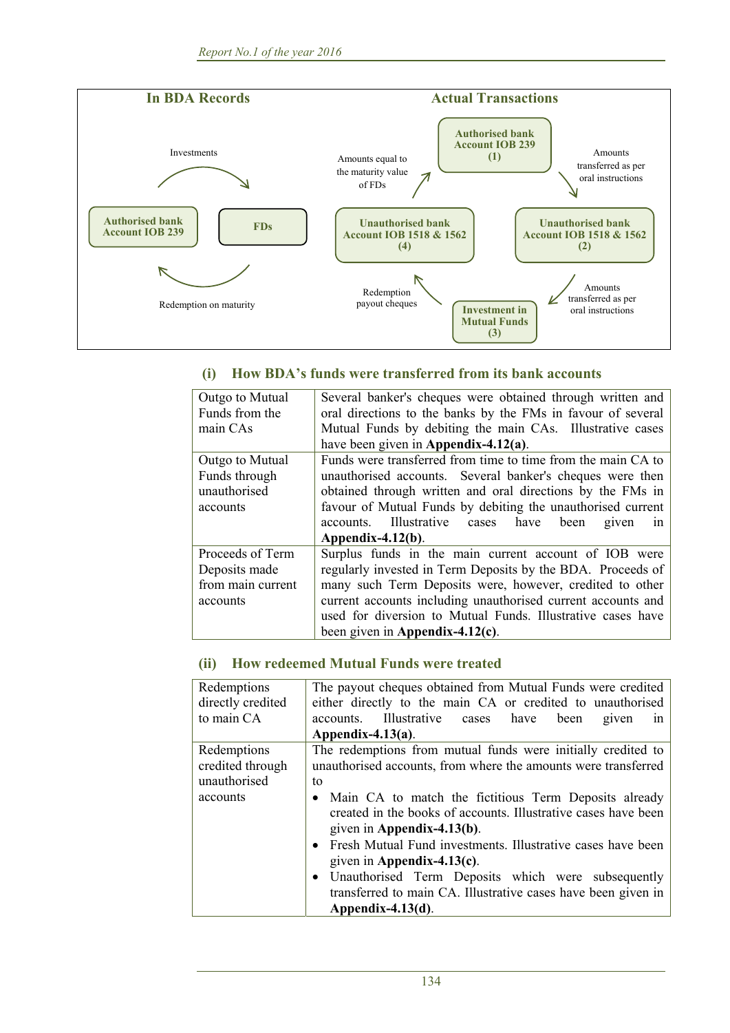In BDA Records

Investments

Authorised bank Account IOB 239

FDs

Redemption on maturity

Actual Transactions

Authorised bank Account IOB 239 (1)

Amounts transferred as per oral instructions

Unauthorised bank Account IOB 1518 & 1562 (2)

Amounts transferred as per oral instructions

Investment in Mutual Funds (3)

Redemption payout cheques

Unauthorised bank Account IOB 1518 & 1562 (4)

Amounts equal to the maturity value of FDs

### (i) How BDA's funds were transferred from its bank accounts

| | |
|---|---|
| Outgo to Mutual Funds from the main CAs | Several banker's cheques were obtained through written and oral directions to the banks by the FMs in favour of several Mutual Funds by debiting the main CAs. Illustrative cases have been given in **Appendix-4.12(a)**. |
| Outgo to Mutual Funds through unauthorised accounts | Funds were transferred from time to time from the main CA to unauthorised accounts. Several banker's cheques were then obtained through written and oral directions by the FMs in favour of Mutual Funds by debiting the unauthorised current accounts. Illustrative cases have been given in **Appendix-4.12(b)**. |
| Proceeds of Term Deposits made from main current accounts | Surplus funds in the main current account of IOB were regularly invested in Term Deposits by the BDA. Proceeds of many such Term Deposits were, however, credited to other current accounts including unauthorised current accounts and used for diversion to Mutual Funds. Illustrative cases have been given in **Appendix-4.12(c)**. |

### (ii) How redeemed Mutual Funds were treated

| | |
|---|---|
| Redemptions directly credited to main CA | The payout cheques obtained from Mutual Funds were credited either directly to the main CA or credited to unauthorised accounts. Illustrative cases have been given in **Appendix-4.13(a)**. |
| Redemptions credited through unauthorised accounts | The redemptions from mutual funds were initially credited to unauthorised accounts, from where the amounts were transferred to<br>• Main CA to match the fictitious Term Deposits already created in the books of accounts. Illustrative cases have been given in **Appendix-4.13(b)**.<br>• Fresh Mutual Fund investments. Illustrative cases have been given in **Appendix-4.13(c)**.<br>• Unauthorised Term Deposits which were subsequently transferred to main CA. Illustrative cases have been given in **Appendix-4.13(d)**. |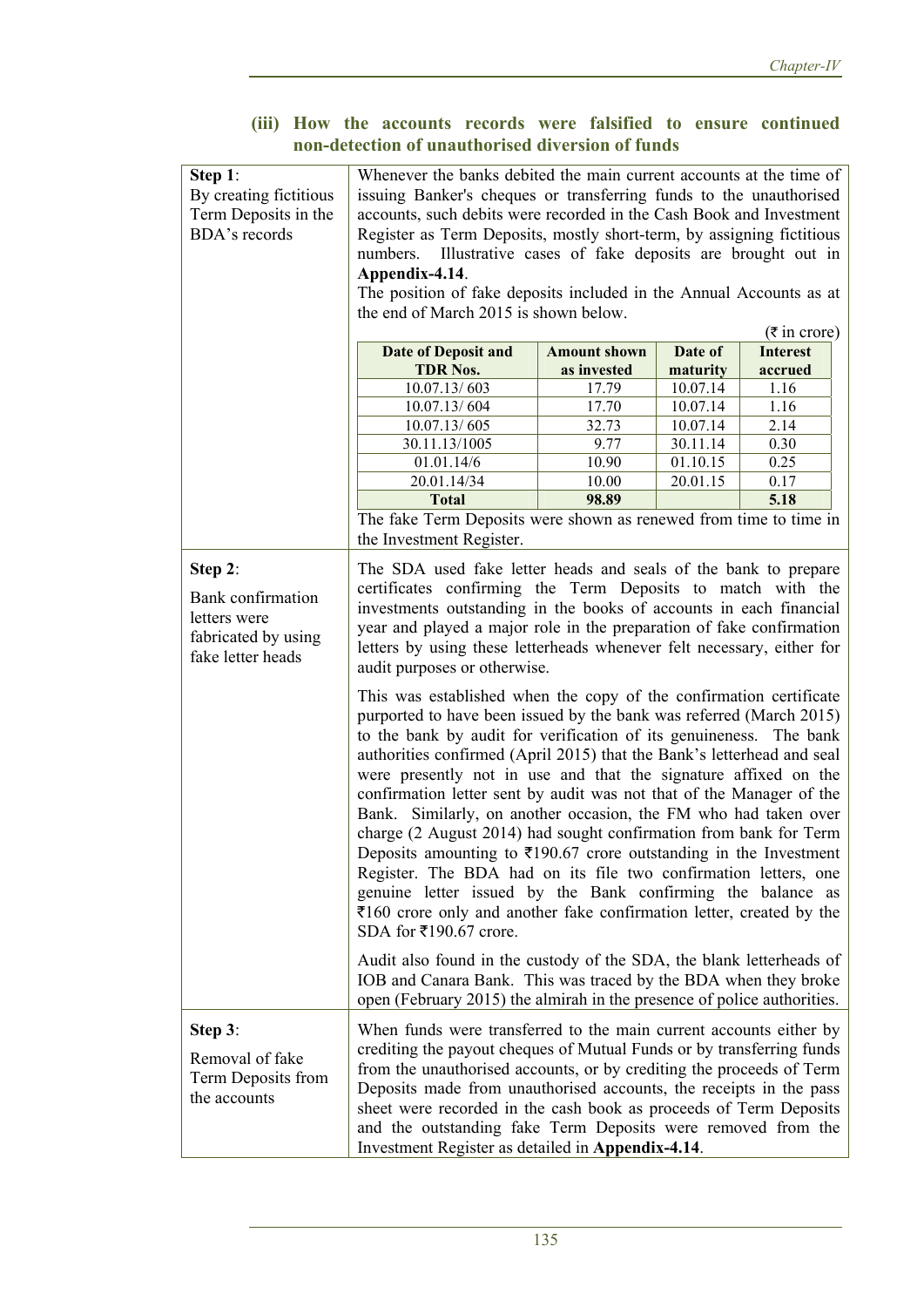### (iii) How the accounts records were falsified to ensure continued non-detection of unauthorised diversion of funds

| | |
|---|---|
| **Step 1**: By creating fictitious Term Deposits in the BDA's records | Whenever the banks debited the main current accounts at the time of issuing Banker's cheques or transferring funds to the unauthorised accounts, such debits were recorded in the Cash Book and Investment Register as Term Deposits, mostly short-term, by assigning fictitious numbers. Illustrative cases of fake deposits are brought out in **Appendix-4.14**.<br>The position of fake deposits included in the Annual Accounts as at the end of March 2015 is shown below. |
| **Step 2**: Bank confirmation letters were fabricated by using fake letter heads | The SDA used fake letter heads and seals of the bank to prepare certificates confirming the Term Deposits to match with the investments outstanding in the books of accounts in each financial year and played a major role in the preparation of fake confirmation letters by using these letterheads whenever felt necessary, either for audit purposes or otherwise.<br><br>This was established when the copy of the confirmation certificate purported to have been issued by the bank was referred (March 2015) to the bank by audit for verification of its genuineness. The bank authorities confirmed (April 2015) that the Bank's letterhead and seal were presently not in use and that the signature affixed on the confirmation letter sent by audit was not that of the Manager of the Bank. Similarly, on another occasion, the FM who had taken over charge (2 August 2014) had sought confirmation from bank for Term Deposits amounting to ₹190.67 crore outstanding in the Investment Register. The BDA had on its file two confirmation letters, one genuine letter issued by the Bank confirming the balance as ₹160 crore only and another fake confirmation letter, created by the SDA for ₹190.67 crore.<br><br>Audit also found in the custody of the SDA, the blank letterheads of IOB and Canara Bank. This was traced by the BDA when they broke open (February 2015) the almirah in the presence of police authorities. |
| **Step 3**: Removal of fake Term Deposits from the accounts | When funds were transferred to the main current accounts either by crediting the payout cheques of Mutual Funds or by transferring funds from the unauthorised accounts, or by crediting the proceeds of Term Deposits made from unauthorised accounts, the receipts in the pass sheet were recorded in the cash book as proceeds of Term Deposits and the outstanding fake Term Deposits were removed from the Investment Register as detailed in **Appendix-4.14**. |

(₹ in crore)

| Date of Deposit and TDR Nos. | Amount shown as invested | Date of maturity | Interest accrued |
|---|---|---|---|
| 10.07.13/ 603 | 17.79 | 10.07.14 | 1.16 |
| 10.07.13/ 604 | 17.70 | 10.07.14 | 1.16 |
| 10.07.13/ 605 | 32.73 | 10.07.14 | 2.14 |
| 30.11.13/1005 | 9.77 | 30.11.14 | 0.30 |
| 01.01.14/6 | 10.90 | 01.10.15 | 0.25 |
| 20.01.14/34 | 10.00 | 20.01.15 | 0.17 |
| **Total** | **98.89** | | **5.18** |

The fake Term Deposits were shown as renewed from time to time in the Investment Register.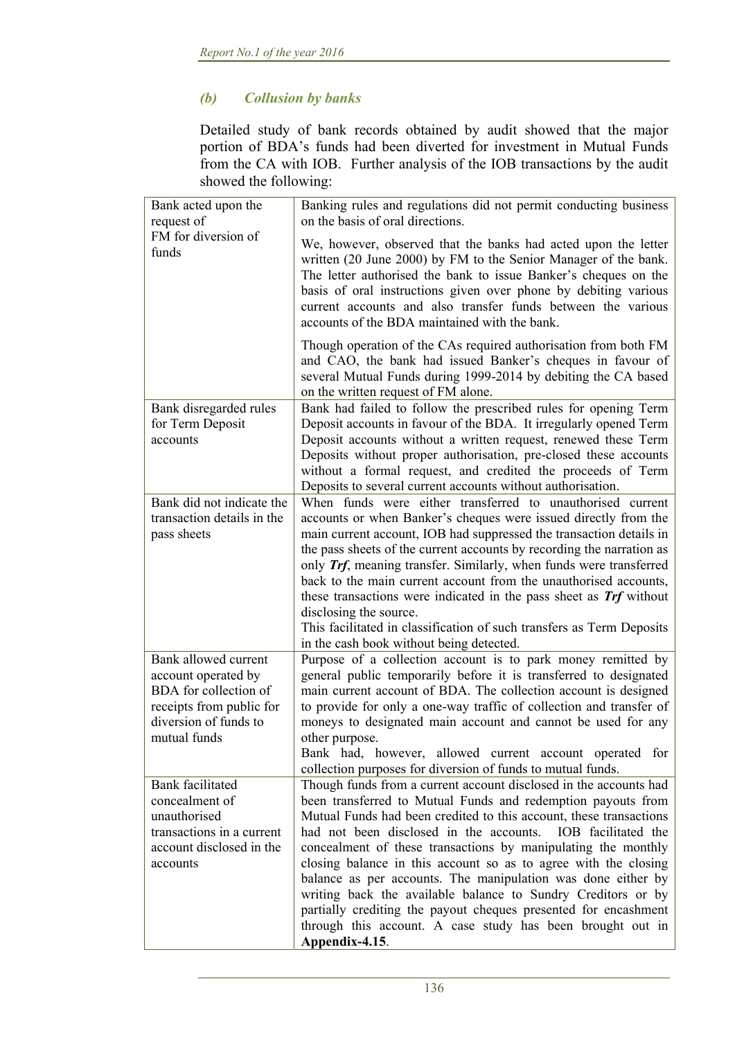### *(b) Collusion by banks*

Detailed study of bank records obtained by audit showed that the major portion of BDA's funds had been diverted for investment in Mutual Funds from the CA with IOB. Further analysis of the IOB transactions by the audit showed the following:

| | |
|---|---|
| Bank acted upon the request of FM for diversion of funds | Banking rules and regulations did not permit conducting business on the basis of oral directions.<br><br>We, however, observed that the banks had acted upon the letter written (20 June 2000) by FM to the Senior Manager of the bank. The letter authorised the bank to issue Banker's cheques on the basis of oral instructions given over phone by debiting various current accounts and also transfer funds between the various accounts of the BDA maintained with the bank.<br><br>Though operation of the CAs required authorisation from both FM and CAO, the bank had issued Banker's cheques in favour of several Mutual Funds during 1999-2014 by debiting the CA based on the written request of FM alone. |
| Bank disregarded rules for Term Deposit accounts | Bank had failed to follow the prescribed rules for opening Term Deposit accounts in favour of the BDA. It irregularly opened Term Deposit accounts without a written request, renewed these Term Deposits without proper authorisation, pre-closed these accounts without a formal request, and credited the proceeds of Term Deposits to several current accounts without authorisation. |
| Bank did not indicate the transaction details in the pass sheets | When funds were either transferred to unauthorised current accounts or when Banker's cheques were issued directly from the main current account, IOB had suppressed the transaction details in the pass sheets of the current accounts by recording the narration as only ***Trf***, meaning transfer. Similarly, when funds were transferred back to the main current account from the unauthorised accounts, these transactions were indicated in the pass sheet as ***Trf*** without disclosing the source.<br>This facilitated in classification of such transfers as Term Deposits in the cash book without being detected. |
| Bank allowed current account operated by BDA for collection of receipts from public for diversion of funds to mutual funds | Purpose of a collection account is to park money remitted by general public temporarily before it is transferred to designated main current account of BDA. The collection account is designed to provide for only a one-way traffic of collection and transfer of moneys to designated main account and cannot be used for any other purpose.<br>Bank had, however, allowed current account operated for collection purposes for diversion of funds to mutual funds. |
| Bank facilitated concealment of unauthorised transactions in a current account disclosed in the accounts | Though funds from a current account disclosed in the accounts had been transferred to Mutual Funds and redemption payouts from Mutual Funds had been credited to this account, these transactions had not been disclosed in the accounts. IOB facilitated the concealment of these transactions by manipulating the monthly closing balance in this account so as to agree with the closing balance as per accounts. The manipulation was done either by writing back the available balance to Sundry Creditors or by partially crediting the payout cheques presented for encashment through this account. A case study has been brought out in **Appendix-4.15**. |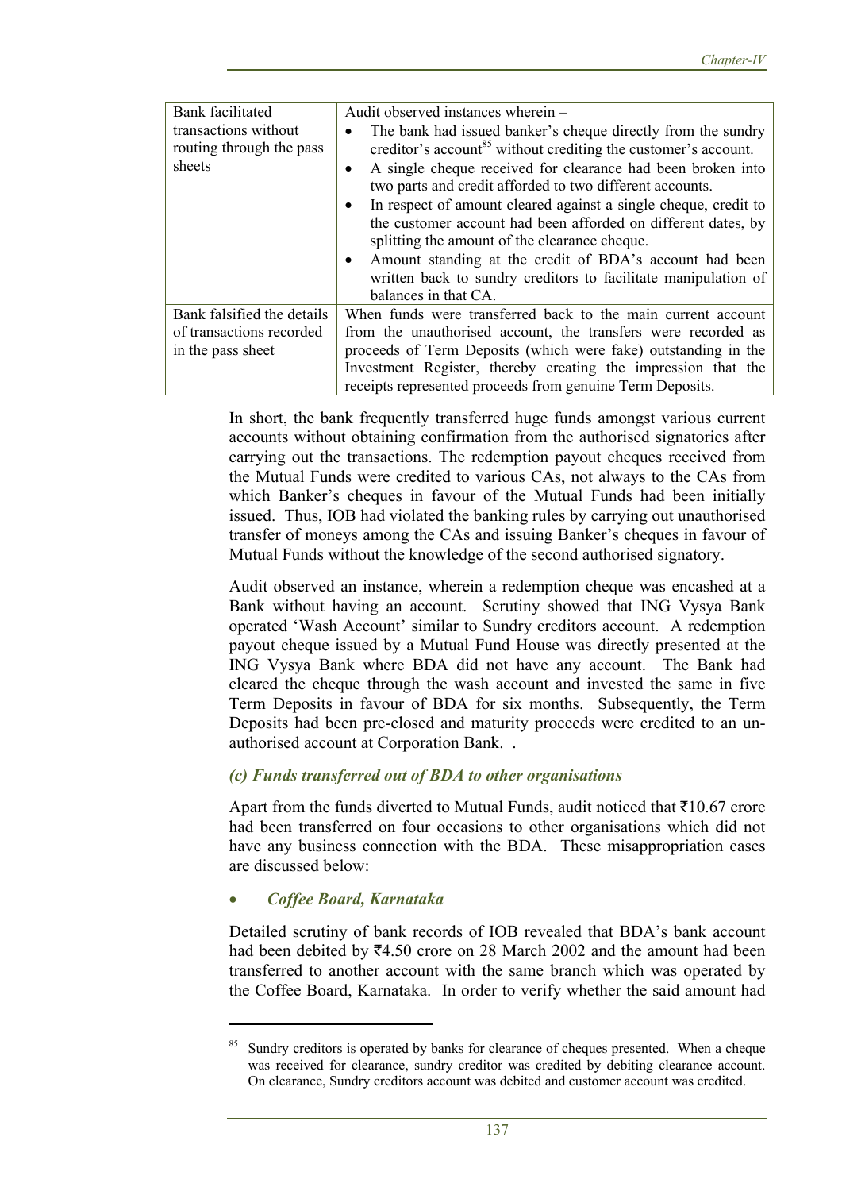| | |
|---|---|
| Bank facilitated transactions without routing through the pass sheets | Audit observed instances wherein – <br>• The bank had issued banker's cheque directly from the sundry creditor's account[85] without crediting the customer's account. <br>• A single cheque received for clearance had been broken into two parts and credit afforded to two different accounts. <br>• In respect of amount cleared against a single cheque, credit to the customer account had been afforded on different dates, by splitting the amount of the clearance cheque. <br>• Amount standing at the credit of BDA's account had been written back to sundry creditors to facilitate manipulation of balances in that CA. |
| Bank falsified the details of transactions recorded in the pass sheet | When funds were transferred back to the main current account from the unauthorised account, the transfers were recorded as proceeds of Term Deposits (which were fake) outstanding in the Investment Register, thereby creating the impression that the receipts represented proceeds from genuine Term Deposits. |

In short, the bank frequently transferred huge funds amongst various current accounts without obtaining confirmation from the authorised signatories after carrying out the transactions. The redemption payout cheques received from the Mutual Funds were credited to various CAs, not always to the CAs from which Banker's cheques in favour of the Mutual Funds had been initially issued. Thus, IOB had violated the banking rules by carrying out unauthorised transfer of moneys among the CAs and issuing Banker's cheques in favour of Mutual Funds without the knowledge of the second authorised signatory.

Audit observed an instance, wherein a redemption cheque was encashed at a Bank without having an account. Scrutiny showed that ING Vysya Bank operated 'Wash Account' similar to Sundry creditors account. A redemption payout cheque issued by a Mutual Fund House was directly presented at the ING Vysya Bank where BDA did not have any account. The Bank had cleared the cheque through the wash account and invested the same in five Term Deposits in favour of BDA for six months. Subsequently, the Term Deposits had been pre-closed and maturity proceeds were credited to an un-authorised account at Corporation Bank. .

***(c) Funds transferred out of BDA to other organisations***

Apart from the funds diverted to Mutual Funds, audit noticed that ₹10.67 crore had been transferred on four occasions to other organisations which did not have any business connection with the BDA. These misappropriation cases are discussed below:

- ***Coffee Board, Karnataka***

Detailed scrutiny of bank records of IOB revealed that BDA's bank account had been debited by ₹4.50 crore on 28 March 2002 and the amount had been transferred to another account with the same branch which was operated by the Coffee Board, Karnataka. In order to verify whether the said amount had

[85] Sundry creditors is operated by banks for clearance of cheques presented. When a cheque was received for clearance, sundry creditor was credited by debiting clearance account. On clearance, Sundry creditors account was debited and customer account was credited.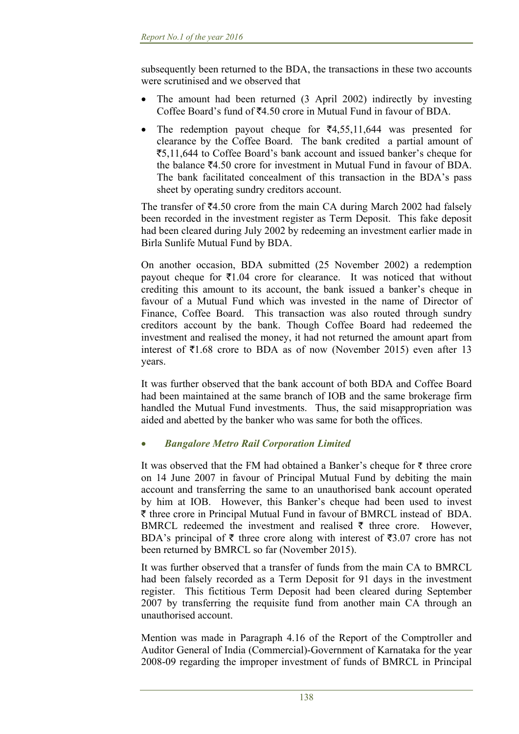subsequently been returned to the BDA, the transactions in these two accounts were scrutinised and we observed that

- The amount had been returned (3 April 2002) indirectly by investing Coffee Board's fund of ₹4.50 crore in Mutual Fund in favour of BDA.
- The redemption payout cheque for ₹4,55,11,644 was presented for clearance by the Coffee Board. The bank credited a partial amount of ₹5,11,644 to Coffee Board's bank account and issued banker's cheque for the balance ₹4.50 crore for investment in Mutual Fund in favour of BDA. The bank facilitated concealment of this transaction in the BDA's pass sheet by operating sundry creditors account.

The transfer of ₹4.50 crore from the main CA during March 2002 had falsely been recorded in the investment register as Term Deposit. This fake deposit had been cleared during July 2002 by redeeming an investment earlier made in Birla Sunlife Mutual Fund by BDA.

On another occasion, BDA submitted (25 November 2002) a redemption payout cheque for ₹1.04 crore for clearance. It was noticed that without crediting this amount to its account, the bank issued a banker's cheque in favour of a Mutual Fund which was invested in the name of Director of Finance, Coffee Board. This transaction was also routed through sundry creditors account by the bank. Though Coffee Board had redeemed the investment and realised the money, it had not returned the amount apart from interest of ₹1.68 crore to BDA as of now (November 2015) even after 13 years.

It was further observed that the bank account of both BDA and Coffee Board had been maintained at the same branch of IOB and the same brokerage firm handled the Mutual Fund investments. Thus, the said misappropriation was aided and abetted by the banker who was same for both the offices.

- ***Bangalore Metro Rail Corporation Limited***

It was observed that the FM had obtained a Banker's cheque for ₹ three crore on 14 June 2007 in favour of Principal Mutual Fund by debiting the main account and transferring the same to an unauthorised bank account operated by him at IOB. However, this Banker's cheque had been used to invest ₹ three crore in Principal Mutual Fund in favour of BMRCL instead of BDA. BMRCL redeemed the investment and realised ₹ three crore. However, BDA's principal of ₹ three crore along with interest of ₹3.07 crore has not been returned by BMRCL so far (November 2015).

It was further observed that a transfer of funds from the main CA to BMRCL had been falsely recorded as a Term Deposit for 91 days in the investment register. This fictitious Term Deposit had been cleared during September 2007 by transferring the requisite fund from another main CA through an unauthorised account.

Mention was made in Paragraph 4.16 of the Report of the Comptroller and Auditor General of India (Commercial)-Government of Karnataka for the year 2008-09 regarding the improper investment of funds of BMRCL in Principal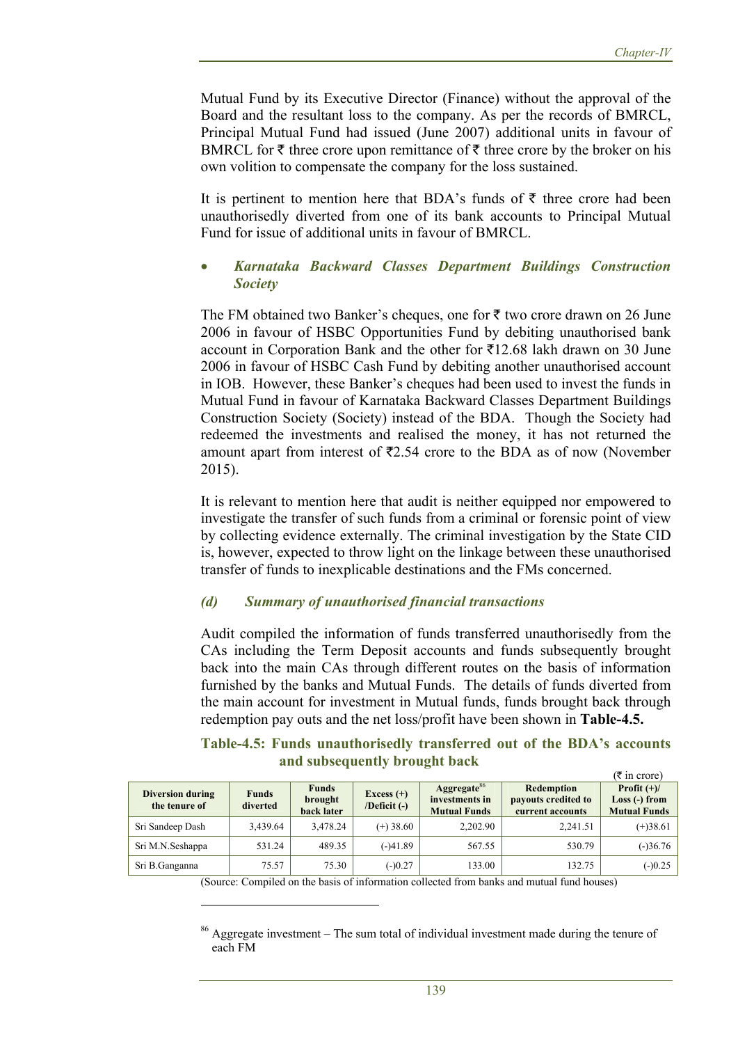Mutual Fund by its Executive Director (Finance) without the approval of the Board and the resultant loss to the company. As per the records of BMRCL, Principal Mutual Fund had issued (June 2007) additional units in favour of BMRCL for ₹ three crore upon remittance of ₹ three crore by the broker on his own volition to compensate the company for the loss sustained.

It is pertinent to mention here that BDA's funds of ₹ three crore had been unauthorisedly diverted from one of its bank accounts to Principal Mutual Fund for issue of additional units in favour of BMRCL.

- ***Karnataka Backward Classes Department Buildings Construction Society***

The FM obtained two Banker's cheques, one for ₹ two crore drawn on 26 June 2006 in favour of HSBC Opportunities Fund by debiting unauthorised bank account in Corporation Bank and the other for ₹12.68 lakh drawn on 30 June 2006 in favour of HSBC Cash Fund by debiting another unauthorised account in IOB. However, these Banker's cheques had been used to invest the funds in Mutual Fund in favour of Karnataka Backward Classes Department Buildings Construction Society (Society) instead of the BDA. Though the Society had redeemed the investments and realised the money, it has not returned the amount apart from interest of ₹2.54 crore to the BDA as of now (November 2015).

It is relevant to mention here that audit is neither equipped nor empowered to investigate the transfer of such funds from a criminal or forensic point of view by collecting evidence externally. The criminal investigation by the State CID is, however, expected to throw light on the linkage between these unauthorised transfer of funds to inexplicable destinations and the FMs concerned.

### *(d) Summary of unauthorised financial transactions*

Audit compiled the information of funds transferred unauthorisedly from the CAs including the Term Deposit accounts and funds subsequently brought back into the main CAs through different routes on the basis of information furnished by the banks and Mutual Funds. The details of funds diverted from the main account for investment in Mutual funds, funds brought back through redemption pay outs and the net loss/profit have been shown in **Table-4.5.**

**Table-4.5: Funds unauthorisedly transferred out of the BDA's accounts and subsequently brought back**

(₹ in crore)

| Diversion during the tenure of | Funds diverted | Funds brought back later | Excess (+) /Deficit (-) | Aggregate[86] investments in Mutual Funds | Redemption payouts credited to current accounts | Profit (+)/ Loss (-) from Mutual Funds |
|---|---|---|---|---|---|---|
| Sri Sandeep Dash | 3,439.64 | 3,478.24 | (+) 38.60 | 2,202.90 | 2,241.51 | (+)38.61 |
| Sri M.N.Seshappa | 531.24 | 489.35 | (-)41.89 | 567.55 | 530.79 | (-)36.76 |
| Sri B.Ganganna | 75.57 | 75.30 | (-)0.27 | 133.00 | 132.75 | (-)0.25 |

(Source: Compiled on the basis of information collected from banks and mutual fund houses)

[86] Aggregate investment – The sum total of individual investment made during the tenure of each FM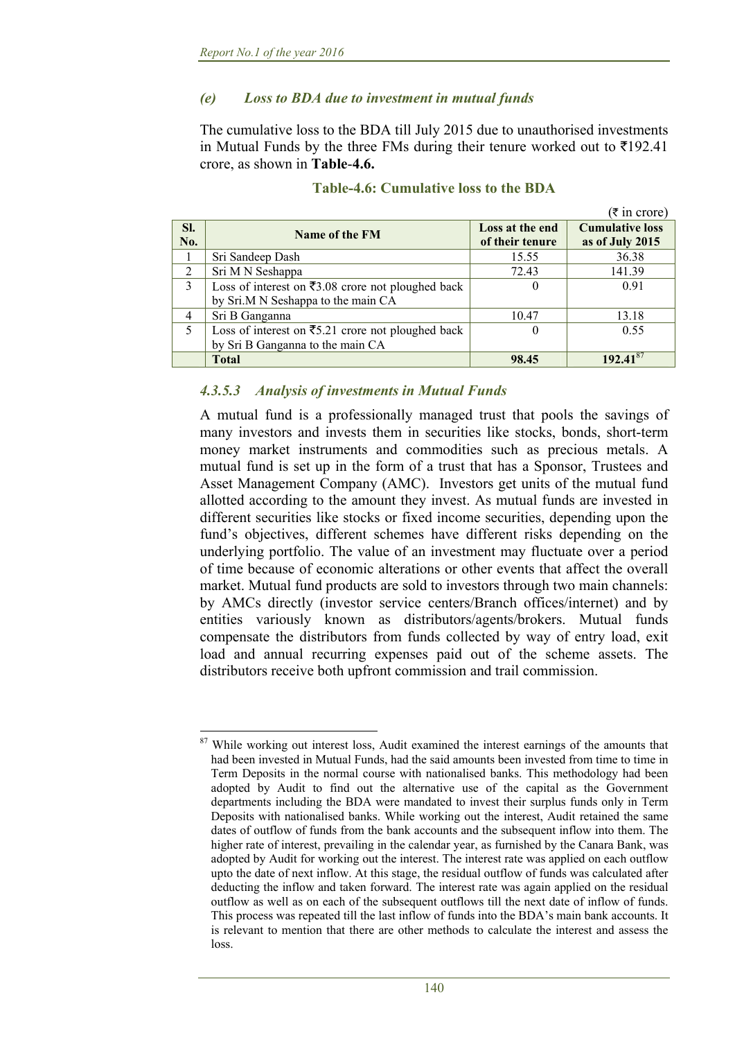### *(e) Loss to BDA due to investment in mutual funds*

The cumulative loss to the BDA till July 2015 due to unauthorised investments in Mutual Funds by the three FMs during their tenure worked out to ₹192.41 crore, as shown in **Table-4.6.**

**Table-4.6: Cumulative loss to the BDA**

(₹ in crore)

| Sl. No. | Name of the FM | Loss at the end of their tenure | Cumulative loss as of July 2015 |
|---|---|---|---|
| 1 | Sri Sandeep Dash | 15.55 | 36.38 |
| 2 | Sri M N Seshappa | 72.43 | 141.39 |
| 3 | Loss of interest on ₹3.08 crore not ploughed back by Sri.M N Seshappa to the main CA | 0 | 0.91 |
| 4 | Sri B Ganganna | 10.47 | 13.18 |
| 5 | Loss of interest on ₹5.21 crore not ploughed back by Sri B Ganganna to the main CA | 0 | 0.55 |
| | **Total** | **98.45** | **192.41**[87] |

#### *4.3.5.3 Analysis of investments in Mutual Funds*

A mutual fund is a professionally managed trust that pools the savings of many investors and invests them in securities like stocks, bonds, short-term money market instruments and commodities such as precious metals. A mutual fund is set up in the form of a trust that has a Sponsor, Trustees and Asset Management Company (AMC). Investors get units of the mutual fund allotted according to the amount they invest. As mutual funds are invested in different securities like stocks or fixed income securities, depending upon the fund's objectives, different schemes have different risks depending on the underlying portfolio. The value of an investment may fluctuate over a period of time because of economic alterations or other events that affect the overall market. Mutual fund products are sold to investors through two main channels: by AMCs directly (investor service centers/Branch offices/internet) and by entities variously known as distributors/agents/brokers. Mutual funds compensate the distributors from funds collected by way of entry load, exit load and annual recurring expenses paid out of the scheme assets. The distributors receive both upfront commission and trail commission.

---

[87] While working out interest loss, Audit examined the interest earnings of the amounts that had been invested in Mutual Funds, had the said amounts been invested from time to time in Term Deposits in the normal course with nationalised banks. This methodology had been adopted by Audit to find out the alternative use of the capital as the Government departments including the BDA were mandated to invest their surplus funds only in Term Deposits with nationalised banks. While working out the interest, Audit retained the same dates of outflow of funds from the bank accounts and the subsequent inflow into them. The higher rate of interest, prevailing in the calendar year, as furnished by the Canara Bank, was adopted by Audit for working out the interest. The interest rate was applied on each outflow upto the date of next inflow. At this stage, the residual outflow of funds was calculated after deducting the inflow and taken forward. The interest rate was again applied on the residual outflow as well as on each of the subsequent outflows till the next date of inflow of funds. This process was repeated till the last inflow of funds into the BDA's main bank accounts. It is relevant to mention that there are other methods to calculate the interest and assess the loss.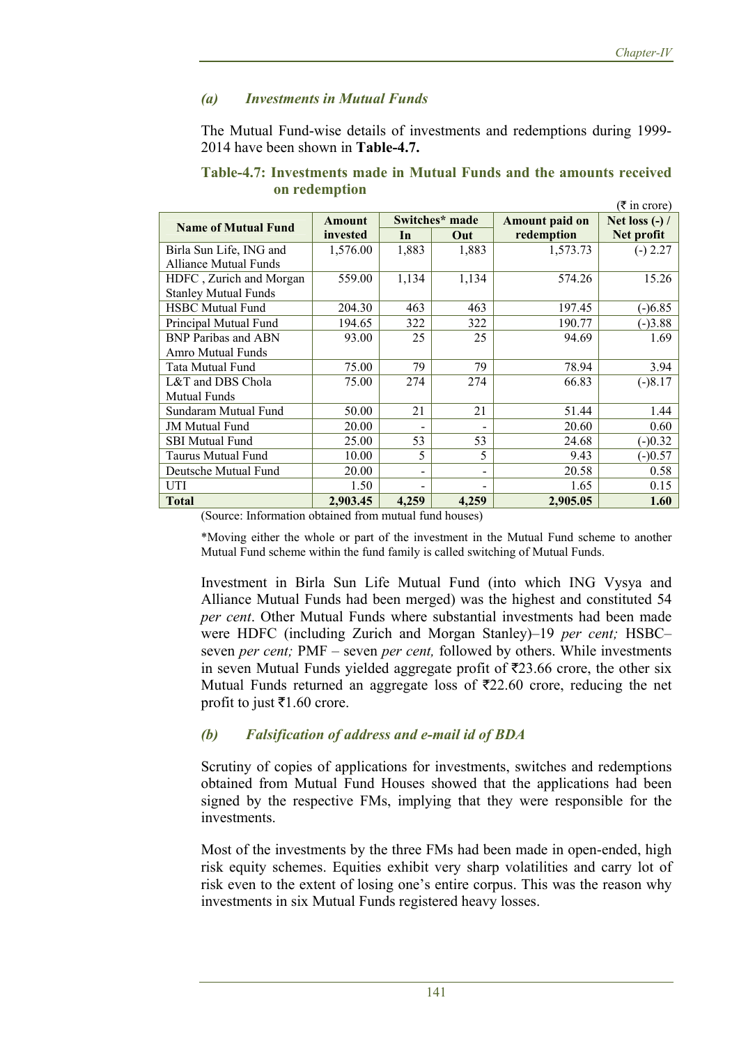### *(a) Investments in Mutual Funds*

The Mutual Fund-wise details of investments and redemptions during 1999-2014 have been shown in **Table-4.7.**

**Table-4.7: Investments made in Mutual Funds and the amounts received on redemption**

(₹ in crore)

| Name of Mutual Fund | Amount invested | Switches* made | | Amount paid on redemption | Net loss (-) / Net profit |
|---|---|---|---|---|---|
| | | In | Out | | |
| Birla Sun Life, ING and Alliance Mutual Funds | 1,576.00 | 1,883 | 1,883 | 1,573.73 | (-) 2.27 |
| HDFC , Zurich and Morgan Stanley Mutual Funds | 559.00 | 1,134 | 1,134 | 574.26 | 15.26 |
| HSBC Mutual Fund | 204.30 | 463 | 463 | 197.45 | (-)6.85 |
| Principal Mutual Fund | 194.65 | 322 | 322 | 190.77 | (-)3.88 |
| BNP Paribas and ABN Amro Mutual Funds | 93.00 | 25 | 25 | 94.69 | 1.69 |
| Tata Mutual Fund | 75.00 | 79 | 79 | 78.94 | 3.94 |
| L&T and DBS Chola Mutual Funds | 75.00 | 274 | 274 | 66.83 | (-)8.17 |
| Sundaram Mutual Fund | 50.00 | 21 | 21 | 51.44 | 1.44 |
| JM Mutual Fund | 20.00 | - | - | 20.60 | 0.60 |
| SBI Mutual Fund | 25.00 | 53 | 53 | 24.68 | (-)0.32 |
| Taurus Mutual Fund | 10.00 | 5 | 5 | 9.43 | (-)0.57 |
| Deutsche Mutual Fund | 20.00 | - | - | 20.58 | 0.58 |
| UTI | 1.50 | - | - | 1.65 | 0.15 |
| **Total** | **2,903.45** | **4,259** | **4,259** | **2,905.05** | **1.60** |

(Source: Information obtained from mutual fund houses)

*Moving either the whole or part of the investment in the Mutual Fund scheme to another Mutual Fund scheme within the fund family is called switching of Mutual Funds.

Investment in Birla Sun Life Mutual Fund (into which ING Vysya and Alliance Mutual Funds had been merged) was the highest and constituted 54 *per cent*. Other Mutual Funds where substantial investments had been made were HDFC (including Zurich and Morgan Stanley)–19 *per cent;* HSBC–seven *per cent;* PMF – seven *per cent,* followed by others. While investments in seven Mutual Funds yielded aggregate profit of ₹23.66 crore, the other six Mutual Funds returned an aggregate loss of ₹22.60 crore, reducing the net profit to just ₹1.60 crore.

### *(b) Falsification of address and e-mail id of BDA*

Scrutiny of copies of applications for investments, switches and redemptions obtained from Mutual Fund Houses showed that the applications had been signed by the respective FMs, implying that they were responsible for the investments.

Most of the investments by the three FMs had been made in open-ended, high risk equity schemes. Equities exhibit very sharp volatilities and carry lot of risk even to the extent of losing one's entire corpus. This was the reason why investments in six Mutual Funds registered heavy losses.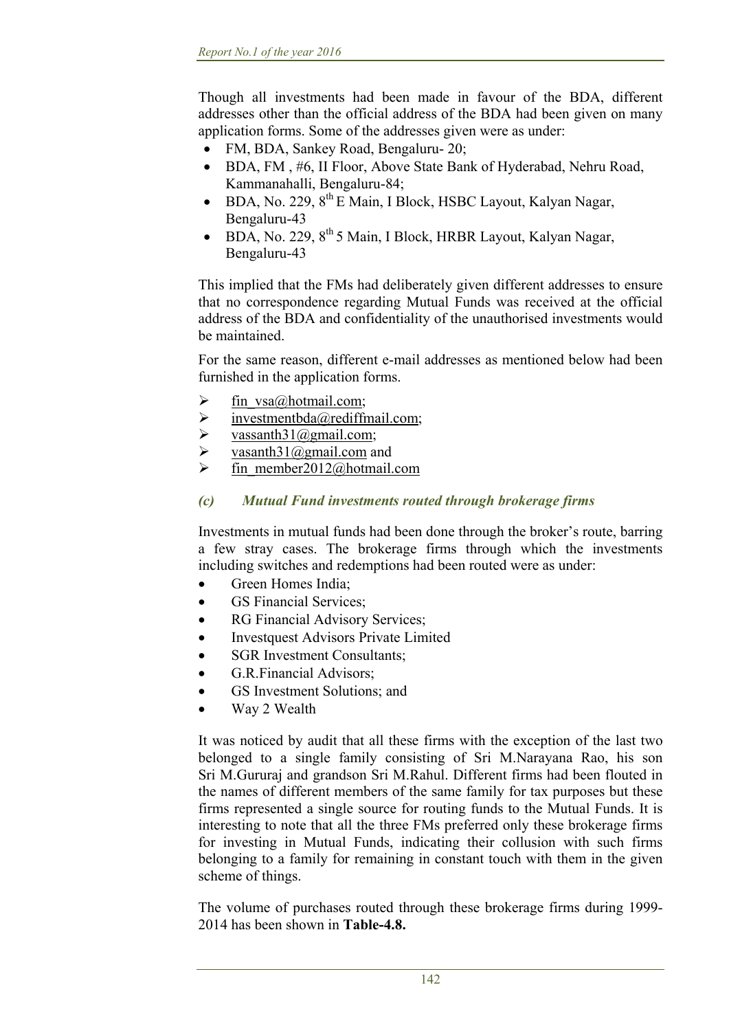Though all investments had been made in favour of the BDA, different addresses other than the official address of the BDA had been given on many application forms. Some of the addresses given were as under:

- FM, BDA, Sankey Road, Bengaluru- 20;
- BDA, FM , #6, II Floor, Above State Bank of Hyderabad, Nehru Road, Kammanahalli, Bengaluru-84;
- BDA, No. 229, 8th E Main, I Block, HSBC Layout, Kalyan Nagar, Bengaluru-43
- BDA, No. 229, 8th 5 Main, I Block, HRBR Layout, Kalyan Nagar, Bengaluru-43

This implied that the FMs had deliberately given different addresses to ensure that no correspondence regarding Mutual Funds was received at the official address of the BDA and confidentiality of the unauthorised investments would be maintained.

For the same reason, different e-mail addresses as mentioned below had been furnished in the application forms.

- fin_vsa@hotmail.com;
- investmentbda@rediffmail.com;
- vassanth31@gmail.com;
- vasanth31@gmail.com and
- fin_member2012@hotmail.com

### *(c) Mutual Fund investments routed through brokerage firms*

Investments in mutual funds had been done through the broker's route, barring a few stray cases. The brokerage firms through which the investments including switches and redemptions had been routed were as under:

- Green Homes India;
- GS Financial Services;
- RG Financial Advisory Services;
- Investquest Advisors Private Limited
- SGR Investment Consultants;
- G.R.Financial Advisors;
- GS Investment Solutions; and
- Way 2 Wealth

It was noticed by audit that all these firms with the exception of the last two belonged to a single family consisting of Sri M.Narayana Rao, his son Sri M.Gururaj and grandson Sri M.Rahul. Different firms had been flouted in the names of different members of the same family for tax purposes but these firms represented a single source for routing funds to the Mutual Funds. It is interesting to note that all the three FMs preferred only these brokerage firms for investing in Mutual Funds, indicating their collusion with such firms belonging to a family for remaining in constant touch with them in the given scheme of things.

The volume of purchases routed through these brokerage firms during 1999-2014 has been shown in **Table-4.8.**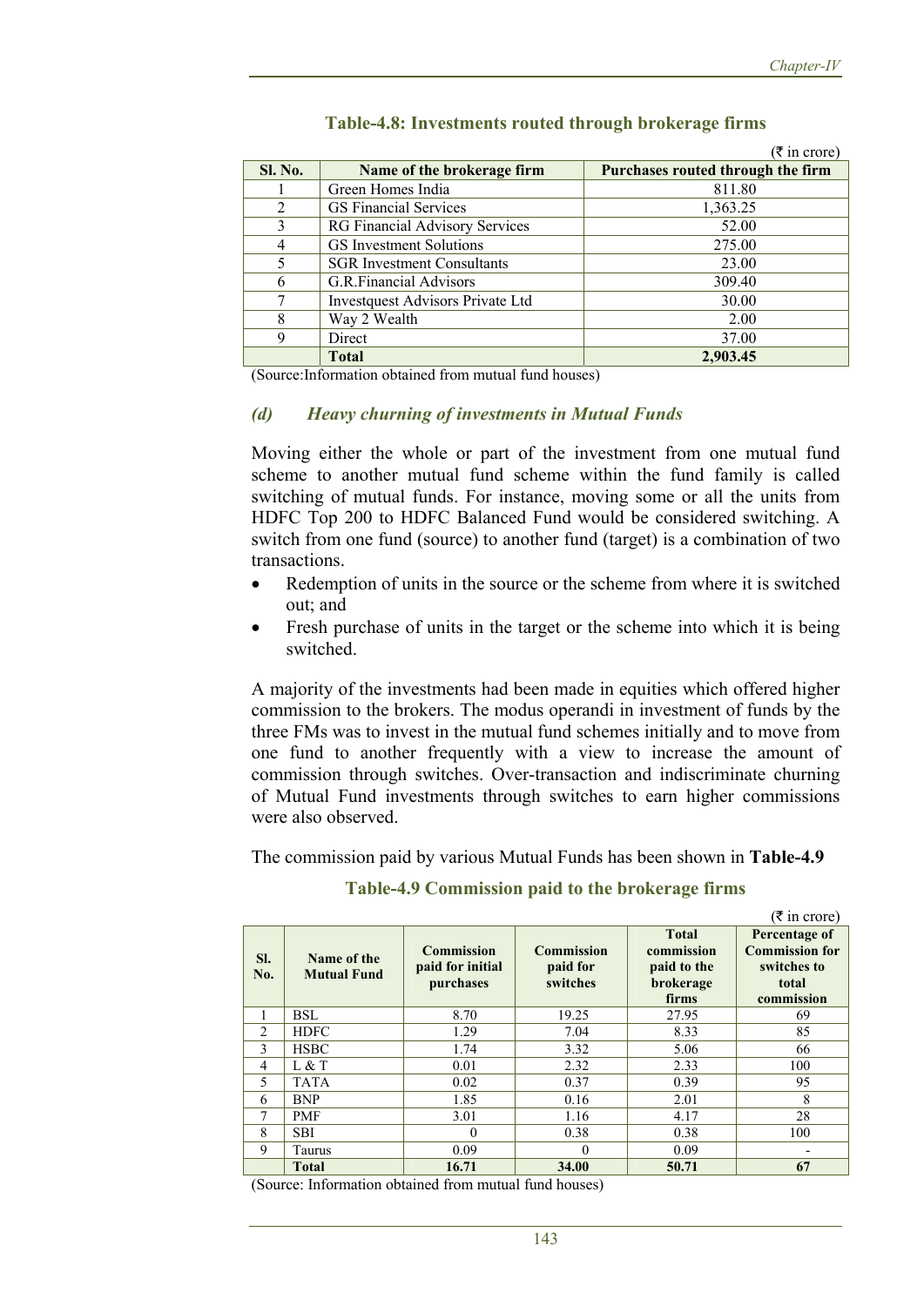**Table-4.8: Investments routed through brokerage firms**

(₹ in crore)

| Sl. No. | Name of the brokerage firm | Purchases routed through the firm |
|---|---|---|
| 1 | Green Homes India | 811.80 |
| 2 | GS Financial Services | 1,363.25 |
| 3 | RG Financial Advisory Services | 52.00 |
| 4 | GS Investment Solutions | 275.00 |
| 5 | SGR Investment Consultants | 23.00 |
| 6 | G.R.Financial Advisors | 309.40 |
| 7 | Investquest Advisors Private Ltd | 30.00 |
| 8 | Way 2 Wealth | 2.00 |
| 9 | Direct | 37.00 |
| | **Total** | **2,903.45** |

(Source:Information obtained from mutual fund houses)

### *(d) Heavy churning of investments in Mutual Funds*

Moving either the whole or part of the investment from one mutual fund scheme to another mutual fund scheme within the fund family is called switching of mutual funds. For instance, moving some or all the units from HDFC Top 200 to HDFC Balanced Fund would be considered switching. A switch from one fund (source) to another fund (target) is a combination of two transactions.

- Redemption of units in the source or the scheme from where it is switched out; and
- Fresh purchase of units in the target or the scheme into which it is being switched.

A majority of the investments had been made in equities which offered higher commission to the brokers. The modus operandi in investment of funds by the three FMs was to invest in the mutual fund schemes initially and to move from one fund to another frequently with a view to increase the amount of commission through switches. Over-transaction and indiscriminate churning of Mutual Fund investments through switches to earn higher commissions were also observed.

The commission paid by various Mutual Funds has been shown in **Table-4.9**

**Table-4.9 Commission paid to the brokerage firms**

(₹ in crore)

| Sl. No. | Name of the Mutual Fund | Commission paid for initial purchases | Commission paid for switches | Total commission paid to the brokerage firms | Percentage of Commission for switches to total commission |
|---|---|---|---|---|---|
| 1 | BSL | 8.70 | 19.25 | 27.95 | 69 |
| 2 | HDFC | 1.29 | 7.04 | 8.33 | 85 |
| 3 | HSBC | 1.74 | 3.32 | 5.06 | 66 |
| 4 | L & T | 0.01 | 2.32 | 2.33 | 100 |
| 5 | TATA | 0.02 | 0.37 | 0.39 | 95 |
| 6 | BNP | 1.85 | 0.16 | 2.01 | 8 |
| 7 | PMF | 3.01 | 1.16 | 4.17 | 28 |
| 8 | SBI | 0 | 0.38 | 0.38 | 100 |
| 9 | Taurus | 0.09 | 0 | 0.09 | - |
| | **Total** | **16.71** | **34.00** | **50.71** | **67** |

(Source: Information obtained from mutual fund houses)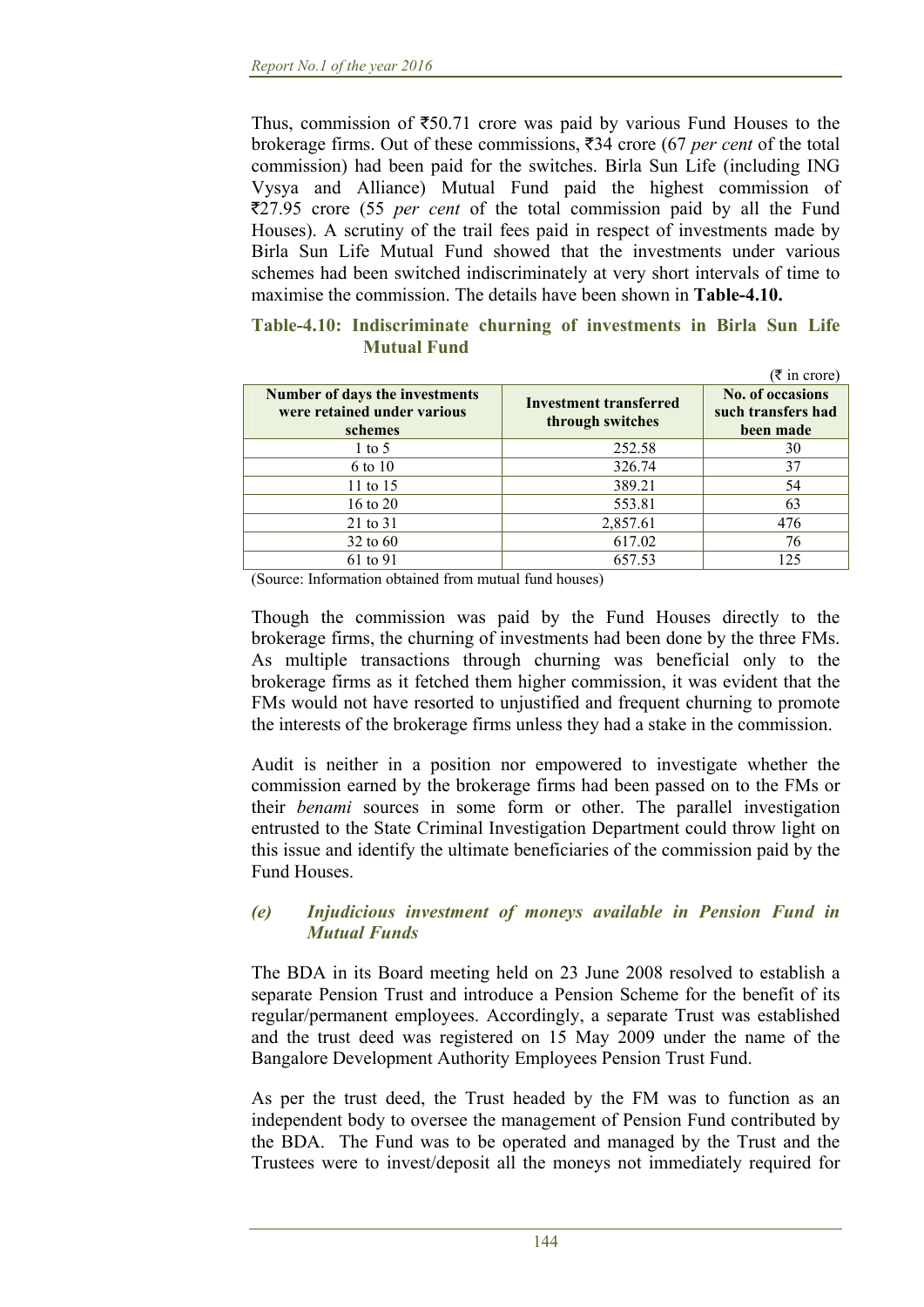Thus, commission of ₹50.71 crore was paid by various Fund Houses to the brokerage firms. Out of these commissions, ₹34 crore (67 *per cent* of the total commission) had been paid for the switches. Birla Sun Life (including ING Vysya and Alliance) Mutual Fund paid the highest commission of ₹27.95 crore (55 *per cent* of the total commission paid by all the Fund Houses). A scrutiny of the trail fees paid in respect of investments made by Birla Sun Life Mutual Fund showed that the investments under various schemes had been switched indiscriminately at very short intervals of time to maximise the commission. The details have been shown in **Table-4.10.**

**Table-4.10: Indiscriminate churning of investments in Birla Sun Life Mutual Fund**

(₹ in crore)

| Number of days the investments were retained under various schemes | Investment transferred through switches | No. of occasions such transfers had been made |
|---|---|---|
| 1 to 5 | 252.58 | 30 |
| 6 to 10 | 326.74 | 37 |
| 11 to 15 | 389.21 | 54 |
| 16 to 20 | 553.81 | 63 |
| 21 to 31 | 2,857.61 | 476 |
| 32 to 60 | 617.02 | 76 |
| 61 to 91 | 657.53 | 125 |

(Source: Information obtained from mutual fund houses)

Though the commission was paid by the Fund Houses directly to the brokerage firms, the churning of investments had been done by the three FMs. As multiple transactions through churning was beneficial only to the brokerage firms as it fetched them higher commission, it was evident that the FMs would not have resorted to unjustified and frequent churning to promote the interests of the brokerage firms unless they had a stake in the commission.

Audit is neither in a position nor empowered to investigate whether the commission earned by the brokerage firms had been passed on to the FMs or their *benami* sources in some form or other. The parallel investigation entrusted to the State Criminal Investigation Department could throw light on this issue and identify the ultimate beneficiaries of the commission paid by the Fund Houses.

### *(e) Injudicious investment of moneys available in Pension Fund in Mutual Funds*

The BDA in its Board meeting held on 23 June 2008 resolved to establish a separate Pension Trust and introduce a Pension Scheme for the benefit of its regular/permanent employees. Accordingly, a separate Trust was established and the trust deed was registered on 15 May 2009 under the name of the Bangalore Development Authority Employees Pension Trust Fund.

As per the trust deed, the Trust headed by the FM was to function as an independent body to oversee the management of Pension Fund contributed by the BDA. The Fund was to be operated and managed by the Trust and the Trustees were to invest/deposit all the moneys not immediately required for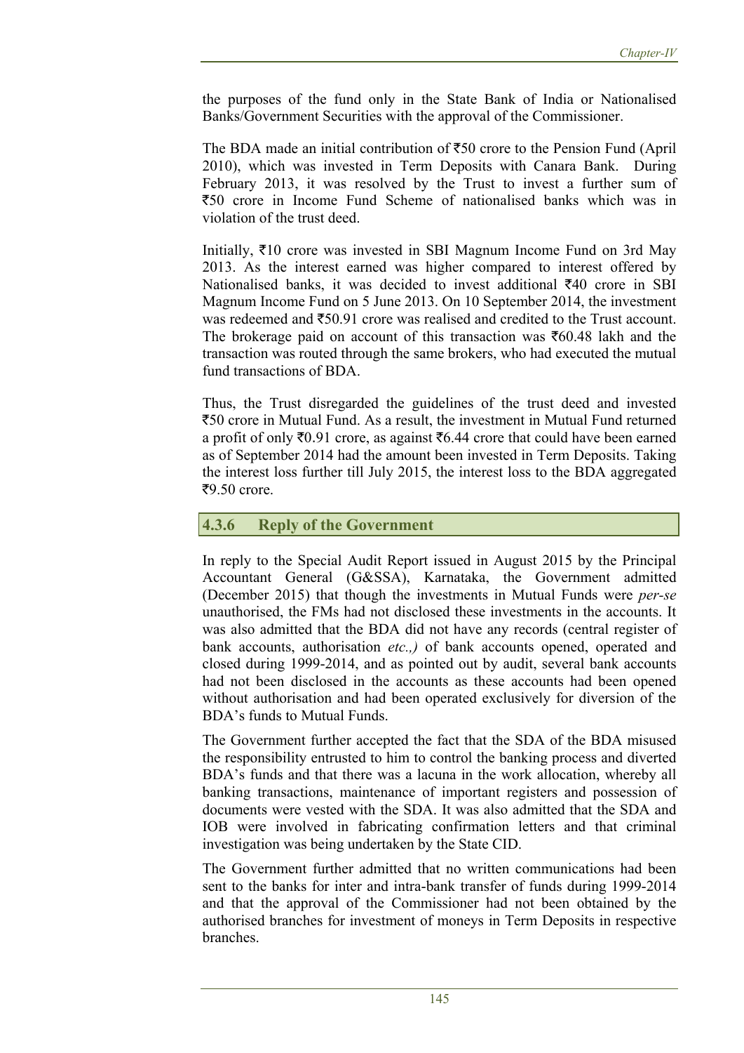the purposes of the fund only in the State Bank of India or Nationalised Banks/Government Securities with the approval of the Commissioner.

The BDA made an initial contribution of ₹50 crore to the Pension Fund (April 2010), which was invested in Term Deposits with Canara Bank. During February 2013, it was resolved by the Trust to invest a further sum of ₹50 crore in Income Fund Scheme of nationalised banks which was in violation of the trust deed.

Initially, ₹10 crore was invested in SBI Magnum Income Fund on 3rd May 2013. As the interest earned was higher compared to interest offered by Nationalised banks, it was decided to invest additional ₹40 crore in SBI Magnum Income Fund on 5 June 2013. On 10 September 2014, the investment was redeemed and ₹50.91 crore was realised and credited to the Trust account. The brokerage paid on account of this transaction was ₹60.48 lakh and the transaction was routed through the same brokers, who had executed the mutual fund transactions of BDA.

Thus, the Trust disregarded the guidelines of the trust deed and invested ₹50 crore in Mutual Fund. As a result, the investment in Mutual Fund returned a profit of only ₹0.91 crore, as against ₹6.44 crore that could have been earned as of September 2014 had the amount been invested in Term Deposits. Taking the interest loss further till July 2015, the interest loss to the BDA aggregated ₹9.50 crore.

### 4.3.6 Reply of the Government

In reply to the Special Audit Report issued in August 2015 by the Principal Accountant General (G&SSA), Karnataka, the Government admitted (December 2015) that though the investments in Mutual Funds were *per-se* unauthorised, the FMs had not disclosed these investments in the accounts. It was also admitted that the BDA did not have any records (central register of bank accounts, authorisation *etc.,)* of bank accounts opened, operated and closed during 1999-2014, and as pointed out by audit, several bank accounts had not been disclosed in the accounts as these accounts had been opened without authorisation and had been operated exclusively for diversion of the BDA's funds to Mutual Funds.

The Government further accepted the fact that the SDA of the BDA misused the responsibility entrusted to him to control the banking process and diverted BDA's funds and that there was a lacuna in the work allocation, whereby all banking transactions, maintenance of important registers and possession of documents were vested with the SDA. It was also admitted that the SDA and IOB were involved in fabricating confirmation letters and that criminal investigation was being undertaken by the State CID.

The Government further admitted that no written communications had been sent to the banks for inter and intra-bank transfer of funds during 1999-2014 and that the approval of the Commissioner had not been obtained by the authorised branches for investment of moneys in Term Deposits in respective branches.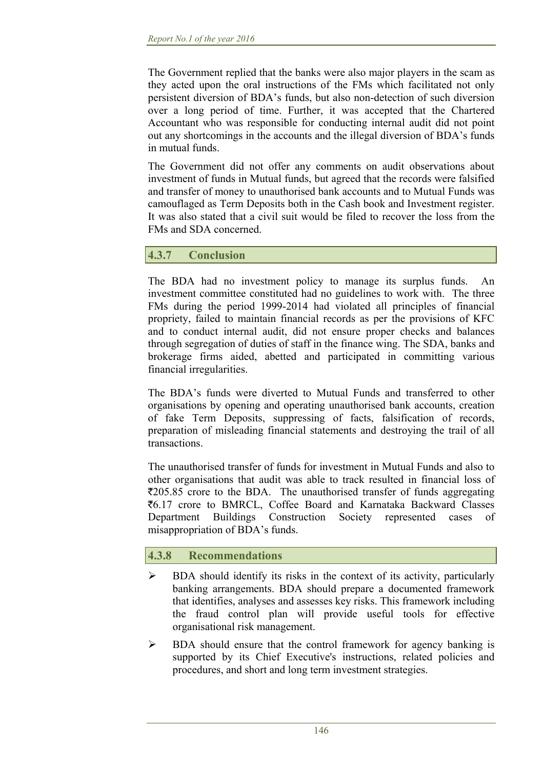The Government replied that the banks were also major players in the scam as they acted upon the oral instructions of the FMs which facilitated not only persistent diversion of BDA's funds, but also non-detection of such diversion over a long period of time. Further, it was accepted that the Chartered Accountant who was responsible for conducting internal audit did not point out any shortcomings in the accounts and the illegal diversion of BDA's funds in mutual funds.

The Government did not offer any comments on audit observations about investment of funds in Mutual funds, but agreed that the records were falsified and transfer of money to unauthorised bank accounts and to Mutual Funds was camouflaged as Term Deposits both in the Cash book and Investment register. It was also stated that a civil suit would be filed to recover the loss from the FMs and SDA concerned.

### 4.3.7 Conclusion

The BDA had no investment policy to manage its surplus funds. An investment committee constituted had no guidelines to work with. The three FMs during the period 1999-2014 had violated all principles of financial propriety, failed to maintain financial records as per the provisions of KFC and to conduct internal audit, did not ensure proper checks and balances through segregation of duties of staff in the finance wing. The SDA, banks and brokerage firms aided, abetted and participated in committing various financial irregularities.

The BDA's funds were diverted to Mutual Funds and transferred to other organisations by opening and operating unauthorised bank accounts, creation of fake Term Deposits, suppressing of facts, falsification of records, preparation of misleading financial statements and destroying the trail of all transactions.

The unauthorised transfer of funds for investment in Mutual Funds and also to other organisations that audit was able to track resulted in financial loss of ₹205.85 crore to the BDA. The unauthorised transfer of funds aggregating ₹6.17 crore to BMRCL, Coffee Board and Karnataka Backward Classes Department Buildings Construction Society represented cases of misappropriation of BDA's funds.

### 4.3.8 Recommendations

- BDA should identify its risks in the context of its activity, particularly banking arrangements. BDA should prepare a documented framework that identifies, analyses and assesses key risks. This framework including the fraud control plan will provide useful tools for effective organisational risk management.
- BDA should ensure that the control framework for agency banking is supported by its Chief Executive's instructions, related policies and procedures, and short and long term investment strategies.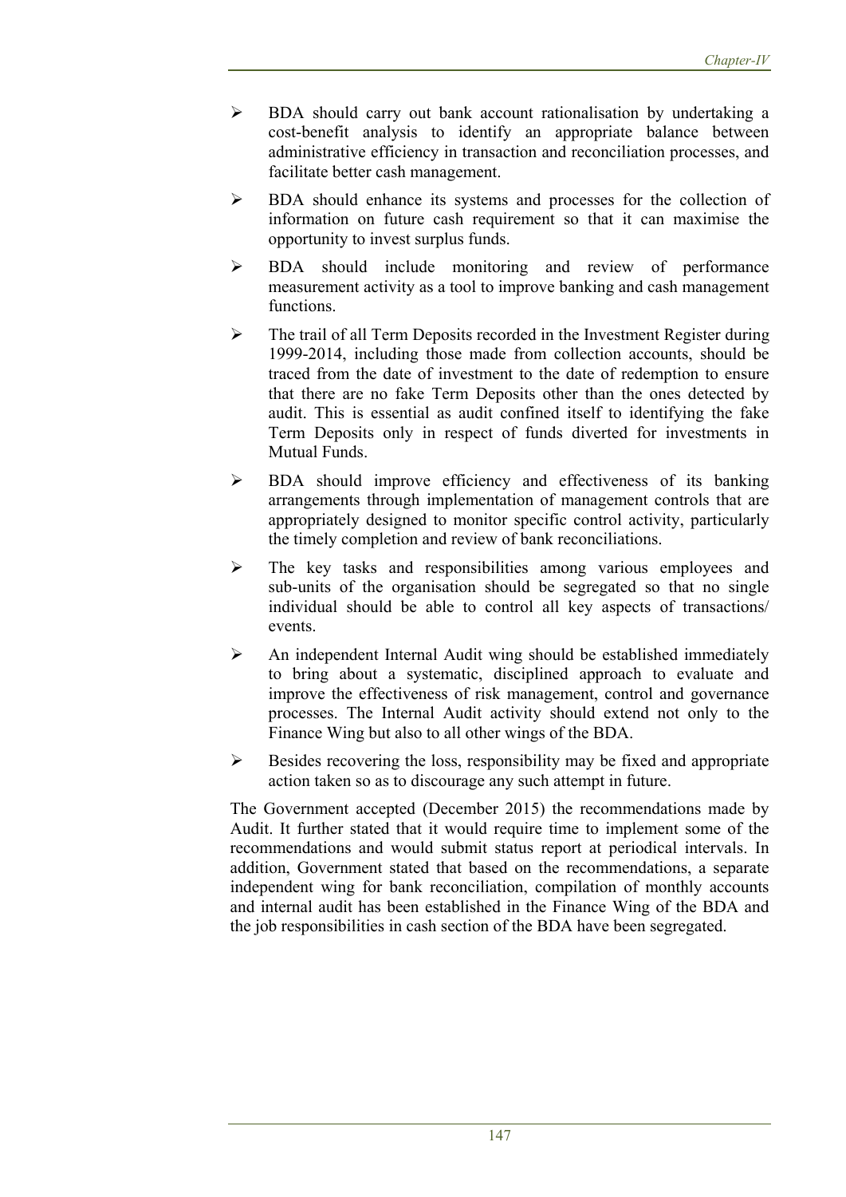- BDA should carry out bank account rationalisation by undertaking a cost-benefit analysis to identify an appropriate balance between administrative efficiency in transaction and reconciliation processes, and facilitate better cash management.
- BDA should enhance its systems and processes for the collection of information on future cash requirement so that it can maximise the opportunity to invest surplus funds.
- BDA should include monitoring and review of performance measurement activity as a tool to improve banking and cash management functions.
- The trail of all Term Deposits recorded in the Investment Register during 1999-2014, including those made from collection accounts, should be traced from the date of investment to the date of redemption to ensure that there are no fake Term Deposits other than the ones detected by audit. This is essential as audit confined itself to identifying the fake Term Deposits only in respect of funds diverted for investments in Mutual Funds.
- BDA should improve efficiency and effectiveness of its banking arrangements through implementation of management controls that are appropriately designed to monitor specific control activity, particularly the timely completion and review of bank reconciliations.
- The key tasks and responsibilities among various employees and sub-units of the organisation should be segregated so that no single individual should be able to control all key aspects of transactions/ events.
- An independent Internal Audit wing should be established immediately to bring about a systematic, disciplined approach to evaluate and improve the effectiveness of risk management, control and governance processes. The Internal Audit activity should extend not only to the Finance Wing but also to all other wings of the BDA.
- Besides recovering the loss, responsibility may be fixed and appropriate action taken so as to discourage any such attempt in future.

The Government accepted (December 2015) the recommendations made by Audit. It further stated that it would require time to implement some of the recommendations and would submit status report at periodical intervals. In addition, Government stated that based on the recommendations, a separate independent wing for bank reconciliation, compilation of monthly accounts and internal audit has been established in the Finance Wing of the BDA and the job responsibilities in cash section of the BDA have been segregated.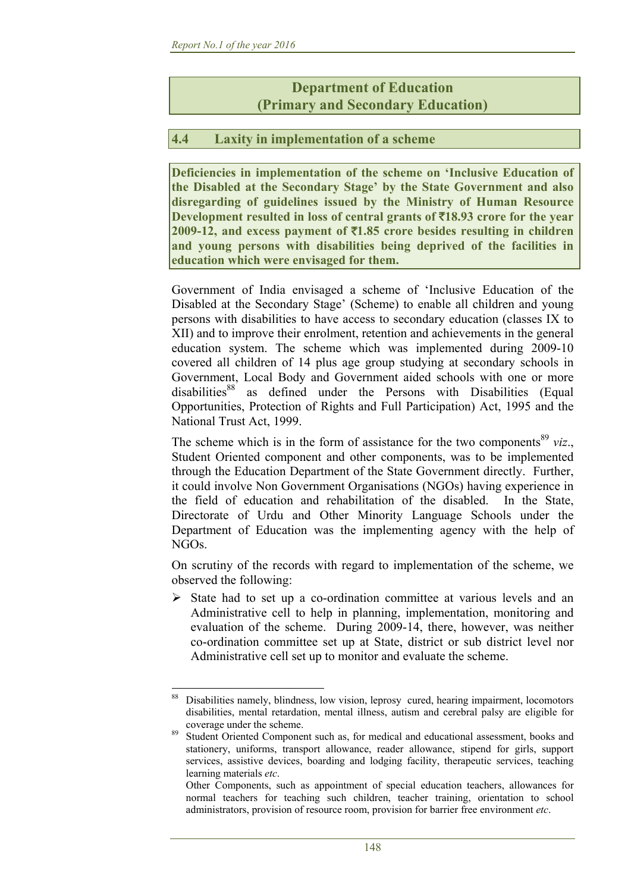## Department of Education (Primary and Secondary Education)

### 4.4 Laxity in implementation of a scheme

**Deficiencies in implementation of the scheme on 'Inclusive Education of the Disabled at the Secondary Stage' by the State Government and also disregarding of guidelines issued by the Ministry of Human Resource Development resulted in loss of central grants of ₹18.93 crore for the year 2009-12, and excess payment of ₹1.85 crore besides resulting in children and young persons with disabilities being deprived of the facilities in education which were envisaged for them.**

Government of India envisaged a scheme of 'Inclusive Education of the Disabled at the Secondary Stage' (Scheme) to enable all children and young persons with disabilities to have access to secondary education (classes IX to XII) and to improve their enrolment, retention and achievements in the general education system. The scheme which was implemented during 2009-10 covered all children of 14 plus age group studying at secondary schools in Government, Local Body and Government aided schools with one or more disabilities[88] as defined under the Persons with Disabilities (Equal Opportunities, Protection of Rights and Full Participation) Act, 1995 and the National Trust Act, 1999.

The scheme which is in the form of assistance for the two components[89] *viz*., Student Oriented component and other components, was to be implemented through the Education Department of the State Government directly. Further, it could involve Non Government Organisations (NGOs) having experience in the field of education and rehabilitation of the disabled. In the State, Directorate of Urdu and Other Minority Language Schools under the Department of Education was the implementing agency with the help of NGOs.

On scrutiny of the records with regard to implementation of the scheme, we observed the following:

- State had to set up a co-ordination committee at various levels and an Administrative cell to help in planning, implementation, monitoring and evaluation of the scheme. During 2009-14, there, however, was neither co-ordination committee set up at State, district or sub district level nor Administrative cell set up to monitor and evaluate the scheme.

---

[88] Disabilities namely, blindness, low vision, leprosy cured, hearing impairment, locomotors disabilities, mental retardation, mental illness, autism and cerebral palsy are eligible for coverage under the scheme.

[89] Student Oriented Component such as, for medical and educational assessment, books and stationery, uniforms, transport allowance, reader allowance, stipend for girls, support services, assistive devices, boarding and lodging facility, therapeutic services, teaching learning materials *etc*.

Other Components, such as appointment of special education teachers, allowances for normal teachers for teaching such children, teacher training, orientation to school administrators, provision of resource room, provision for barrier free environment *etc*.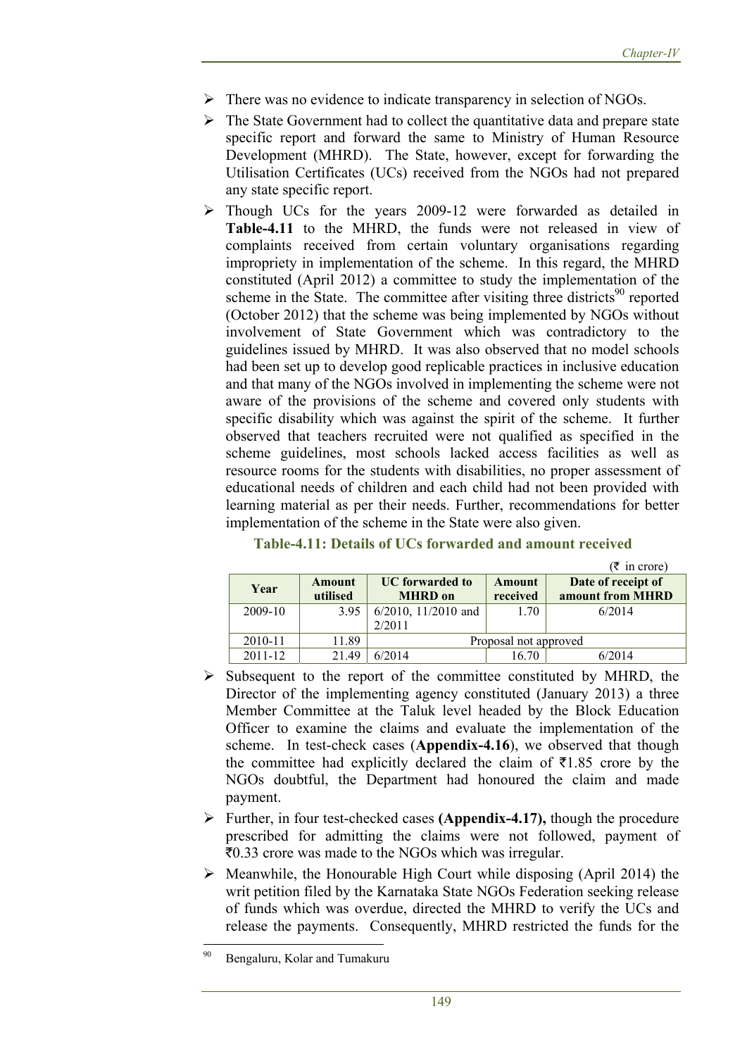- There was no evidence to indicate transparency in selection of NGOs.
- The State Government had to collect the quantitative data and prepare state specific report and forward the same to Ministry of Human Resource Development (MHRD). The State, however, except for forwarding the Utilisation Certificates (UCs) received from the NGOs had not prepared any state specific report.
- Though UCs for the years 2009-12 were forwarded as detailed in **Table-4.11** to the MHRD, the funds were not released in view of complaints received from certain voluntary organisations regarding impropriety in implementation of the scheme. In this regard, the MHRD constituted (April 2012) a committee to study the implementation of the scheme in the State. The committee after visiting three districts[90] reported (October 2012) that the scheme was being implemented by NGOs without involvement of State Government which was contradictory to the guidelines issued by MHRD. It was also observed that no model schools had been set up to develop good replicable practices in inclusive education and that many of the NGOs involved in implementing the scheme were not aware of the provisions of the scheme and covered only students with specific disability which was against the spirit of the scheme. It further observed that teachers recruited were not qualified as specified in the scheme guidelines, most schools lacked access facilities as well as resource rooms for the students with disabilities, no proper assessment of educational needs of children and each child had not been provided with learning material as per their needs. Further, recommendations for better implementation of the scheme in the State were also given.

**Table-4.11: Details of UCs forwarded and amount received**

(₹ in crore)

| Year | Amount utilised | UC forwarded to MHRD on | Amount received | Date of receipt of amount from MHRD |
|---|---|---|---|---|
| 2009-10 | 3.95 | 6/2010, 11/2010 and 2/2011 | 1.70 | 6/2014 |
| 2010-11 | 11.89 | Proposal not approved | | |
| 2011-12 | 21.49 | 6/2014 | 16.70 | 6/2014 |

- Subsequent to the report of the committee constituted by MHRD, the Director of the implementing agency constituted (January 2013) a three Member Committee at the Taluk level headed by the Block Education Officer to examine the claims and evaluate the implementation of the scheme. In test-check cases (**Appendix-4.16**), we observed that though the committee had explicitly declared the claim of ₹1.85 crore by the NGOs doubtful, the Department had honoured the claim and made payment.
- Further, in four test-checked cases **(Appendix-4.17),** though the procedure prescribed for admitting the claims were not followed, payment of ₹0.33 crore was made to the NGOs which was irregular.
- Meanwhile, the Honourable High Court while disposing (April 2014) the writ petition filed by the Karnataka State NGOs Federation seeking release of funds which was overdue, directed the MHRD to verify the UCs and release the payments. Consequently, MHRD restricted the funds for the

[90] Bengaluru, Kolar and Tumakuru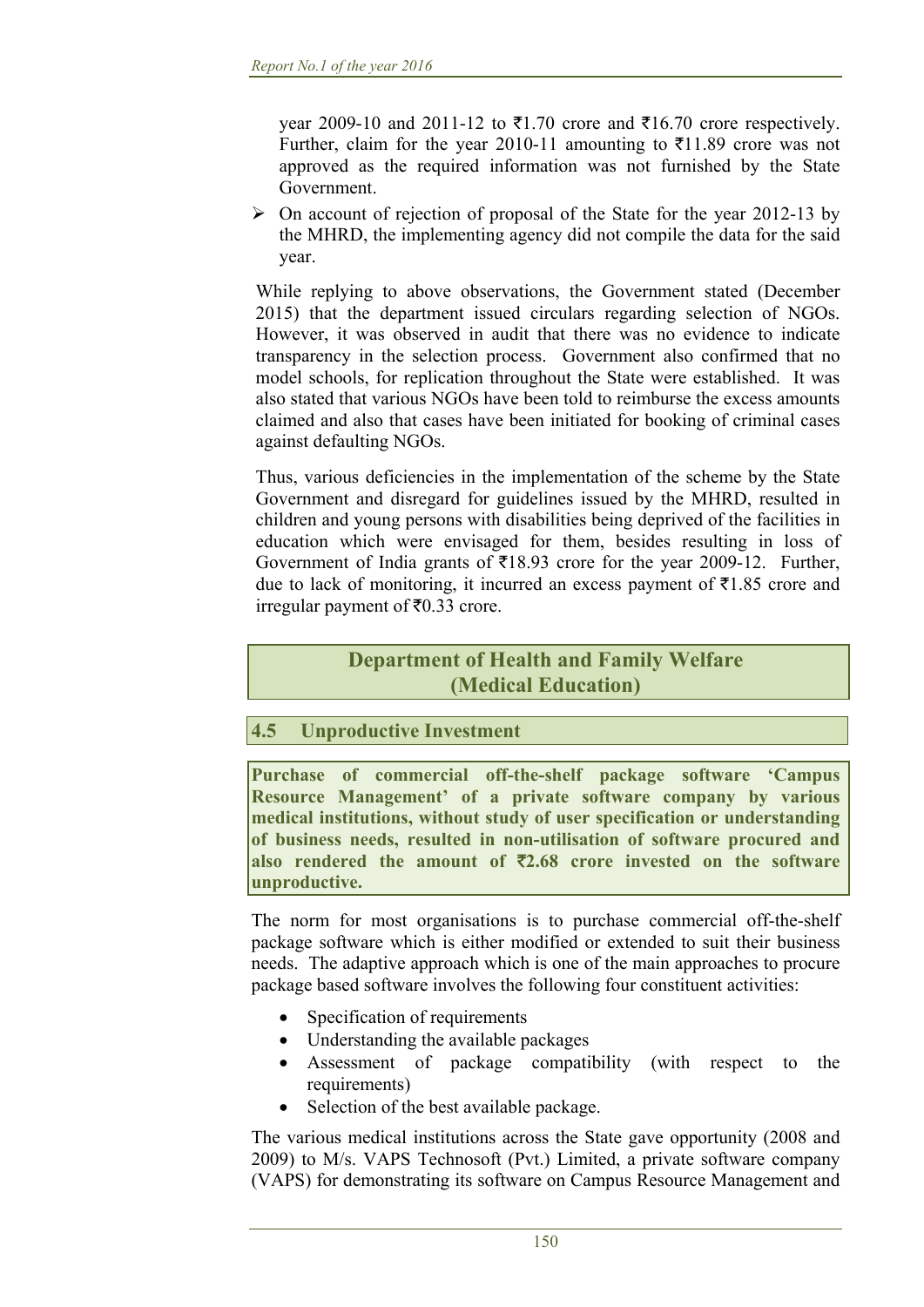year 2009-10 and 2011-12 to ₹1.70 crore and ₹16.70 crore respectively. Further, claim for the year 2010-11 amounting to ₹11.89 crore was not approved as the required information was not furnished by the State Government.

- On account of rejection of proposal of the State for the year 2012-13 by the MHRD, the implementing agency did not compile the data for the said year.

While replying to above observations, the Government stated (December 2015) that the department issued circulars regarding selection of NGOs. However, it was observed in audit that there was no evidence to indicate transparency in the selection process. Government also confirmed that no model schools, for replication throughout the State were established. It was also stated that various NGOs have been told to reimburse the excess amounts claimed and also that cases have been initiated for booking of criminal cases against defaulting NGOs.

Thus, various deficiencies in the implementation of the scheme by the State Government and disregard for guidelines issued by the MHRD, resulted in children and young persons with disabilities being deprived of the facilities in education which were envisaged for them, besides resulting in loss of Government of India grants of ₹18.93 crore for the year 2009-12. Further, due to lack of monitoring, it incurred an excess payment of ₹1.85 crore and irregular payment of ₹0.33 crore.

## Department of Health and Family Welfare (Medical Education)

### 4.5 Unproductive Investment

**Purchase of commercial off-the-shelf package software 'Campus Resource Management' of a private software company by various medical institutions, without study of user specification or understanding of business needs, resulted in non-utilisation of software procured and also rendered the amount of ₹2.68 crore invested on the software unproductive.**

The norm for most organisations is to purchase commercial off-the-shelf package software which is either modified or extended to suit their business needs. The adaptive approach which is one of the main approaches to procure package based software involves the following four constituent activities:

- Specification of requirements
- Understanding the available packages
- Assessment of package compatibility (with respect to the requirements)
- Selection of the best available package.

The various medical institutions across the State gave opportunity (2008 and 2009) to M/s. VAPS Technosoft (Pvt.) Limited, a private software company (VAPS) for demonstrating its software on Campus Resource Management and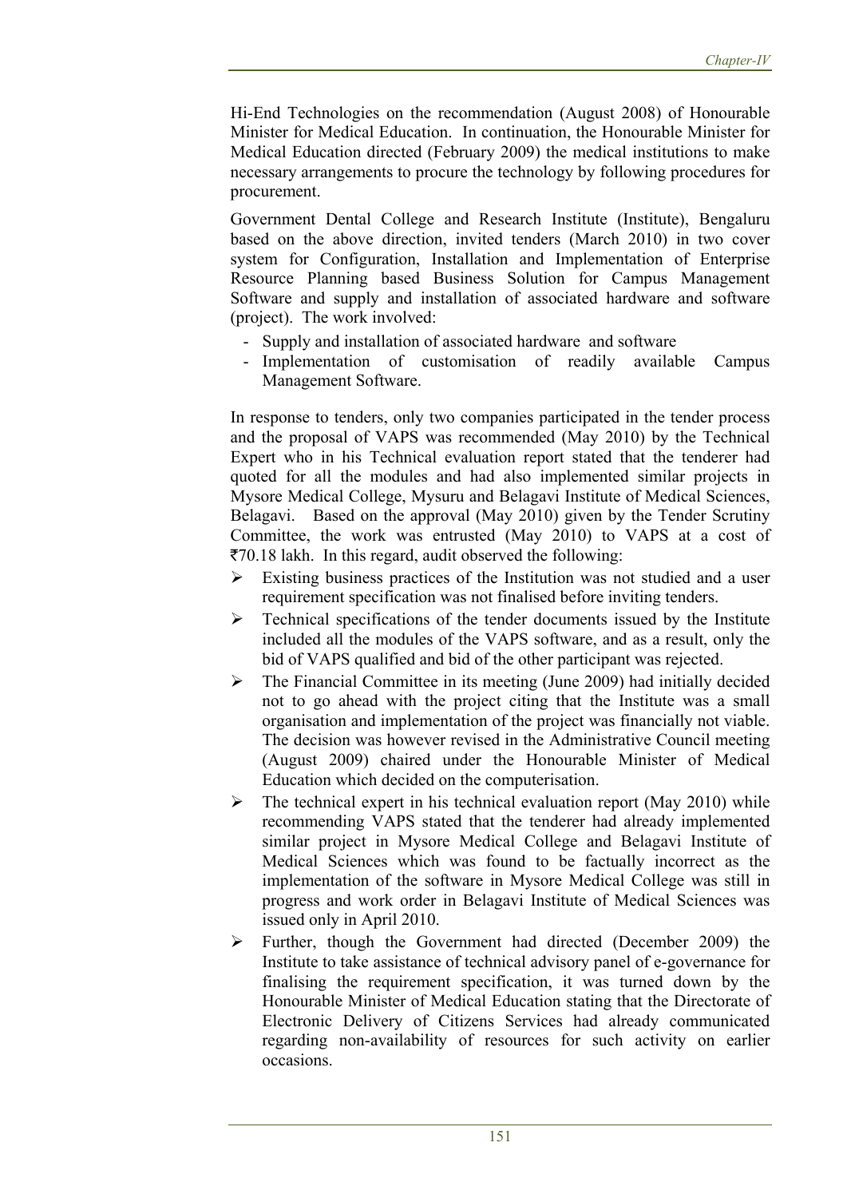Hi-End Technologies on the recommendation (August 2008) of Honourable Minister for Medical Education. In continuation, the Honourable Minister for Medical Education directed (February 2009) the medical institutions to make necessary arrangements to procure the technology by following procedures for procurement.

Government Dental College and Research Institute (Institute), Bengaluru based on the above direction, invited tenders (March 2010) in two cover system for Configuration, Installation and Implementation of Enterprise Resource Planning based Business Solution for Campus Management Software and supply and installation of associated hardware and software (project). The work involved:

- Supply and installation of associated hardware and software
- Implementation of customisation of readily available Campus Management Software.

In response to tenders, only two companies participated in the tender process and the proposal of VAPS was recommended (May 2010) by the Technical Expert who in his Technical evaluation report stated that the tenderer had quoted for all the modules and had also implemented similar projects in Mysore Medical College, Mysuru and Belagavi Institute of Medical Sciences, Belagavi. Based on the approval (May 2010) given by the Tender Scrutiny Committee, the work was entrusted (May 2010) to VAPS at a cost of ₹70.18 lakh. In this regard, audit observed the following:

- Existing business practices of the Institution was not studied and a user requirement specification was not finalised before inviting tenders.
- Technical specifications of the tender documents issued by the Institute included all the modules of the VAPS software, and as a result, only the bid of VAPS qualified and bid of the other participant was rejected.
- The Financial Committee in its meeting (June 2009) had initially decided not to go ahead with the project citing that the Institute was a small organisation and implementation of the project was financially not viable. The decision was however revised in the Administrative Council meeting (August 2009) chaired under the Honourable Minister of Medical Education which decided on the computerisation.
- The technical expert in his technical evaluation report (May 2010) while recommending VAPS stated that the tenderer had already implemented similar project in Mysore Medical College and Belagavi Institute of Medical Sciences which was found to be factually incorrect as the implementation of the software in Mysore Medical College was still in progress and work order in Belagavi Institute of Medical Sciences was issued only in April 2010.
- Further, though the Government had directed (December 2009) the Institute to take assistance of technical advisory panel of e-governance for finalising the requirement specification, it was turned down by the Honourable Minister of Medical Education stating that the Directorate of Electronic Delivery of Citizens Services had already communicated regarding non-availability of resources for such activity on earlier occasions.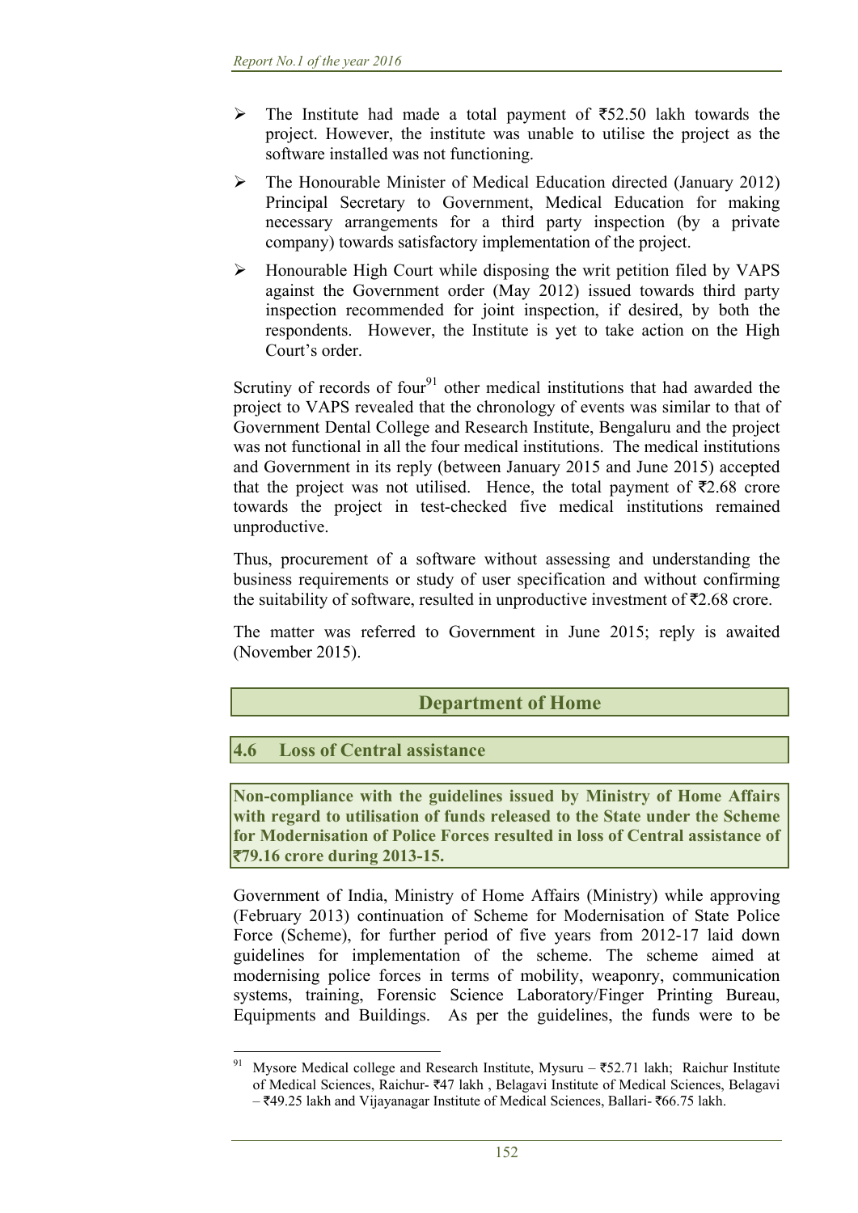- The Institute had made a total payment of ₹52.50 lakh towards the project. However, the institute was unable to utilise the project as the software installed was not functioning.
- The Honourable Minister of Medical Education directed (January 2012) Principal Secretary to Government, Medical Education for making necessary arrangements for a third party inspection (by a private company) towards satisfactory implementation of the project.
- Honourable High Court while disposing the writ petition filed by VAPS against the Government order (May 2012) issued towards third party inspection recommended for joint inspection, if desired, by both the respondents. However, the Institute is yet to take action on the High Court's order.

Scrutiny of records of four[91] other medical institutions that had awarded the project to VAPS revealed that the chronology of events was similar to that of Government Dental College and Research Institute, Bengaluru and the project was not functional in all the four medical institutions. The medical institutions and Government in its reply (between January 2015 and June 2015) accepted that the project was not utilised. Hence, the total payment of ₹2.68 crore towards the project in test-checked five medical institutions remained unproductive.

Thus, procurement of a software without assessing and understanding the business requirements or study of user specification and without confirming the suitability of software, resulted in unproductive investment of ₹2.68 crore.

The matter was referred to Government in June 2015; reply is awaited (November 2015).

## Department of Home

### 4.6 Loss of Central assistance

**Non-compliance with the guidelines issued by Ministry of Home Affairs with regard to utilisation of funds released to the State under the Scheme for Modernisation of Police Forces resulted in loss of Central assistance of ₹79.16 crore during 2013-15.**

Government of India, Ministry of Home Affairs (Ministry) while approving (February 2013) continuation of Scheme for Modernisation of State Police Force (Scheme), for further period of five years from 2012-17 laid down guidelines for implementation of the scheme. The scheme aimed at modernising police forces in terms of mobility, weaponry, communication systems, training, Forensic Science Laboratory/Finger Printing Bureau, Equipments and Buildings. As per the guidelines, the funds were to be

[91] Mysore Medical college and Research Institute, Mysuru – ₹52.71 lakh; Raichur Institute of Medical Sciences, Raichur- ₹47 lakh , Belagavi Institute of Medical Sciences, Belagavi – ₹49.25 lakh and Vijayanagar Institute of Medical Sciences, Ballari- ₹66.75 lakh.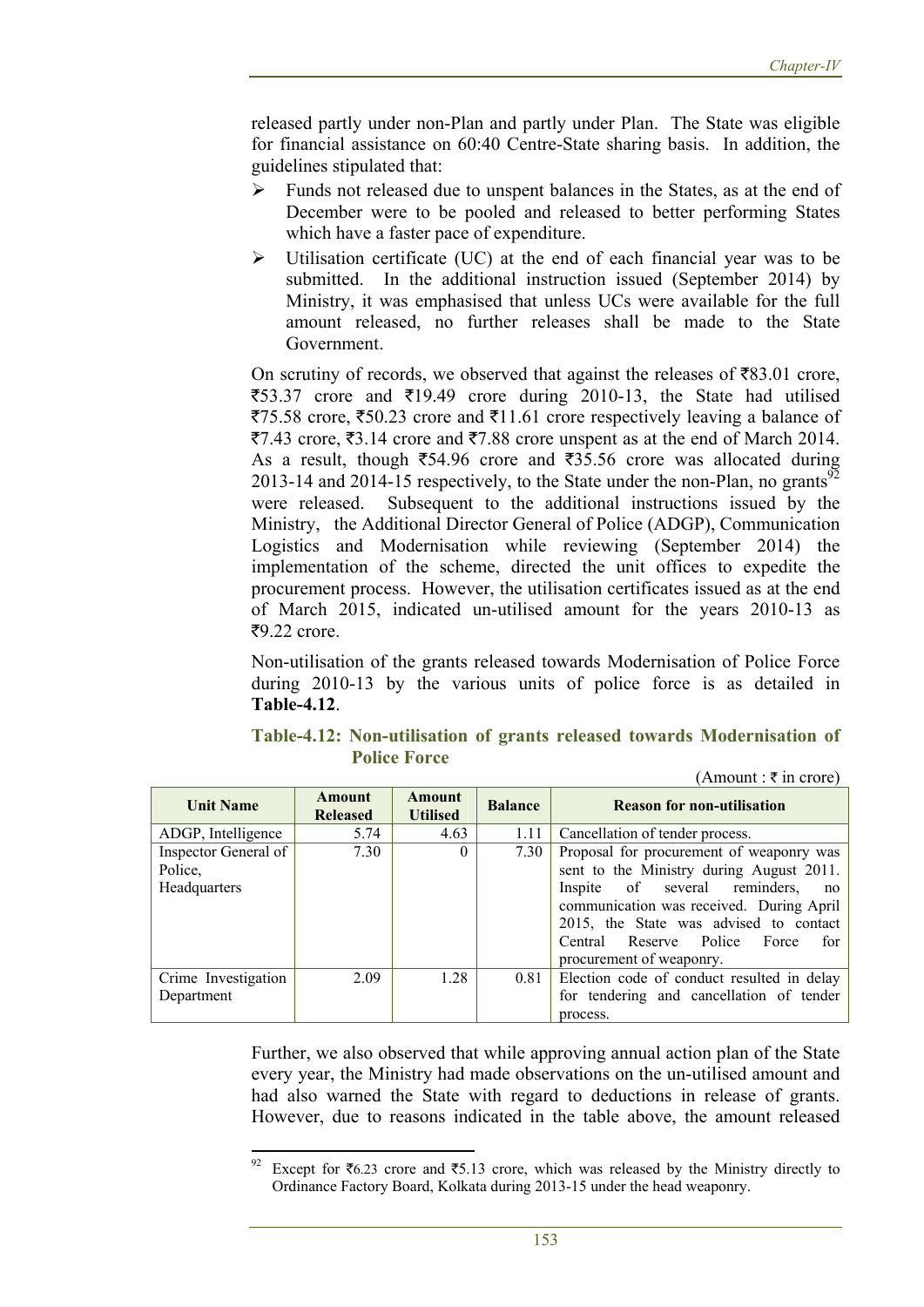released partly under non-Plan and partly under Plan. The State was eligible for financial assistance on 60:40 Centre-State sharing basis. In addition, the guidelines stipulated that:

- Funds not released due to unspent balances in the States, as at the end of December were to be pooled and released to better performing States which have a faster pace of expenditure.
- Utilisation certificate (UC) at the end of each financial year was to be submitted. In the additional instruction issued (September 2014) by Ministry, it was emphasised that unless UCs were available for the full amount released, no further releases shall be made to the State Government.

On scrutiny of records, we observed that against the releases of ₹83.01 crore, ₹53.37 crore and ₹19.49 crore during 2010-13, the State had utilised ₹75.58 crore, ₹50.23 crore and ₹11.61 crore respectively leaving a balance of ₹7.43 crore, ₹3.14 crore and ₹7.88 crore unspent as at the end of March 2014. As a result, though ₹54.96 crore and ₹35.56 crore was allocated during 2013-14 and 2014-15 respectively, to the State under the non-Plan, no grants[92] were released. Subsequent to the additional instructions issued by the Ministry, the Additional Director General of Police (ADGP), Communication Logistics and Modernisation while reviewing (September 2014) the implementation of the scheme, directed the unit offices to expedite the procurement process. However, the utilisation certificates issued as at the end of March 2015, indicated un-utilised amount for the years 2010-13 as ₹9.22 crore.

Non-utilisation of the grants released towards Modernisation of Police Force during 2010-13 by the various units of police force is as detailed in **Table-4.12**.

**Table-4.12: Non-utilisation of grants released towards Modernisation of Police Force**

(Amount : ₹ in crore)

| Unit Name | Amount Released | Amount Utilised | Balance | Reason for non-utilisation |
|---|---|---|---|---|
| ADGP, Intelligence | 5.74 | 4.63 | 1.11 | Cancellation of tender process. |
| Inspector General of Police, Headquarters | 7.30 | 0 | 7.30 | Proposal for procurement of weaponry was sent to the Ministry during August 2011. Inspite of several reminders, no communication was received. During April 2015, the State was advised to contact Central Reserve Police Force for procurement of weaponry. |
| Crime Investigation Department | 2.09 | 1.28 | 0.81 | Election code of conduct resulted in delay for tendering and cancellation of tender process. |

Further, we also observed that while approving annual action plan of the State every year, the Ministry had made observations on the un-utilised amount and had also warned the State with regard to deductions in release of grants. However, due to reasons indicated in the table above, the amount released

[92] Except for ₹6.23 crore and ₹5.13 crore, which was released by the Ministry directly to Ordinance Factory Board, Kolkata during 2013-15 under the head weaponry.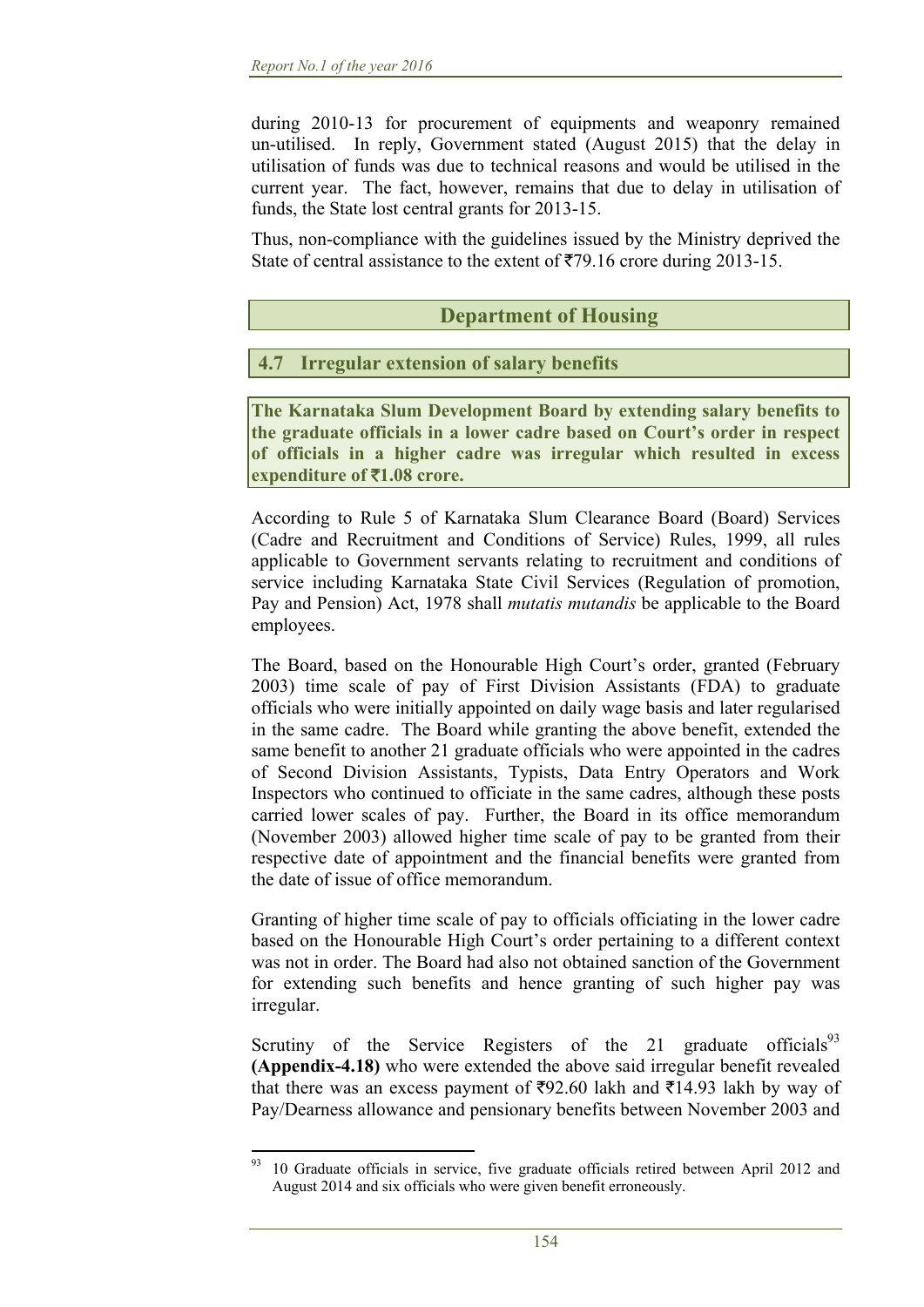during 2010-13 for procurement of equipments and weaponry remained un-utilised. In reply, Government stated (August 2015) that the delay in utilisation of funds was due to technical reasons and would be utilised in the current year. The fact, however, remains that due to delay in utilisation of funds, the State lost central grants for 2013-15.

Thus, non-compliance with the guidelines issued by the Ministry deprived the State of central assistance to the extent of ₹79.16 crore during 2013-15.

## Department of Housing

### 4.7 Irregular extension of salary benefits

**The Karnataka Slum Development Board by extending salary benefits to the graduate officials in a lower cadre based on Court's order in respect of officials in a higher cadre was irregular which resulted in excess expenditure of ₹1.08 crore.**

According to Rule 5 of Karnataka Slum Clearance Board (Board) Services (Cadre and Recruitment and Conditions of Service) Rules, 1999, all rules applicable to Government servants relating to recruitment and conditions of service including Karnataka State Civil Services (Regulation of promotion, Pay and Pension) Act, 1978 shall *mutatis mutandis* be applicable to the Board employees.

The Board, based on the Honourable High Court's order, granted (February 2003) time scale of pay of First Division Assistants (FDA) to graduate officials who were initially appointed on daily wage basis and later regularised in the same cadre. The Board while granting the above benefit, extended the same benefit to another 21 graduate officials who were appointed in the cadres of Second Division Assistants, Typists, Data Entry Operators and Work Inspectors who continued to officiate in the same cadres, although these posts carried lower scales of pay. Further, the Board in its office memorandum (November 2003) allowed higher time scale of pay to be granted from their respective date of appointment and the financial benefits were granted from the date of issue of office memorandum.

Granting of higher time scale of pay to officials officiating in the lower cadre based on the Honourable High Court's order pertaining to a different context was not in order. The Board had also not obtained sanction of the Government for extending such benefits and hence granting of such higher pay was irregular.

Scrutiny of the Service Registers of the 21 graduate officials[93] **(Appendix-4.18)** who were extended the above said irregular benefit revealed that there was an excess payment of ₹92.60 lakh and ₹14.93 lakh by way of Pay/Dearness allowance and pensionary benefits between November 2003 and

[93] 10 Graduate officials in service, five graduate officials retired between April 2012 and August 2014 and six officials who were given benefit erroneously.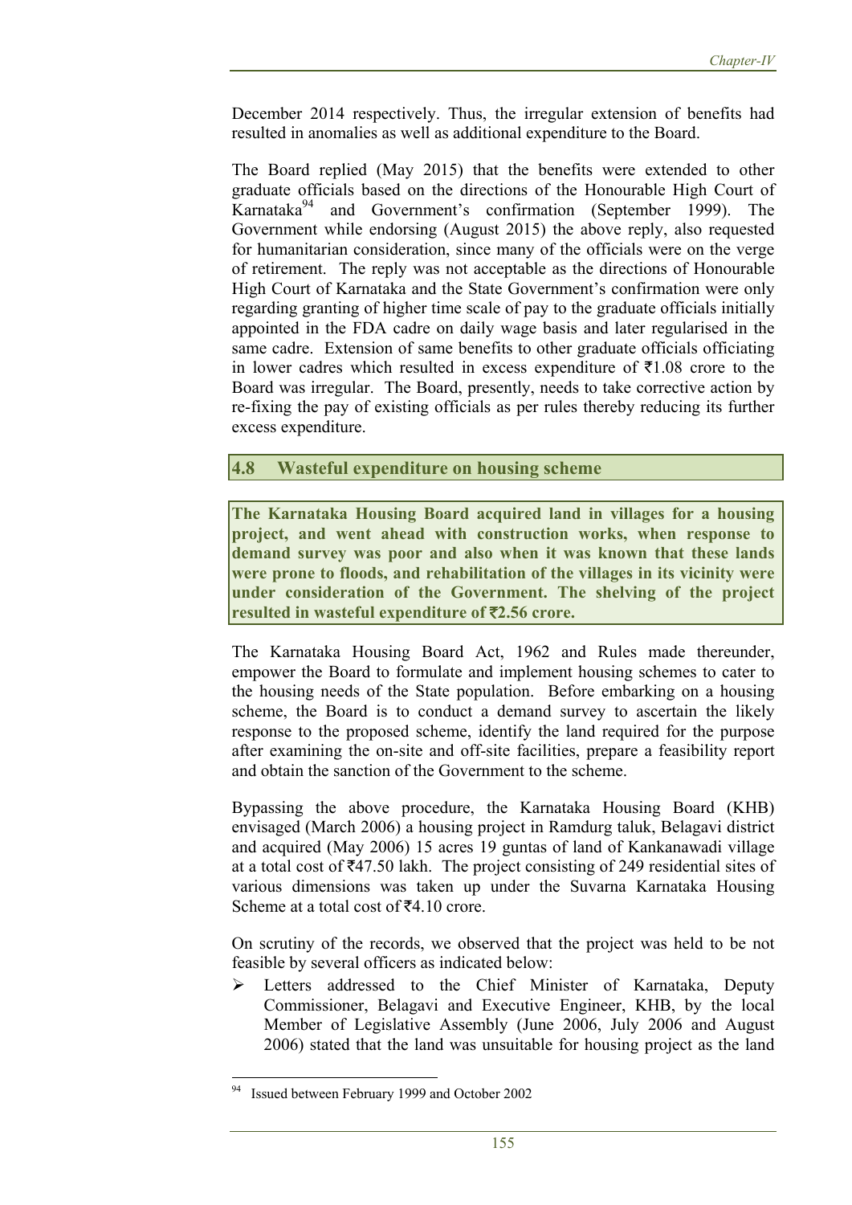December 2014 respectively. Thus, the irregular extension of benefits had resulted in anomalies as well as additional expenditure to the Board.

The Board replied (May 2015) that the benefits were extended to other graduate officials based on the directions of the Honourable High Court of Karnataka[94] and Government's confirmation (September 1999). The Government while endorsing (August 2015) the above reply, also requested for humanitarian consideration, since many of the officials were on the verge of retirement. The reply was not acceptable as the directions of Honourable High Court of Karnataka and the State Government's confirmation were only regarding granting of higher time scale of pay to the graduate officials initially appointed in the FDA cadre on daily wage basis and later regularised in the same cadre. Extension of same benefits to other graduate officials officiating in lower cadres which resulted in excess expenditure of ₹1.08 crore to the Board was irregular. The Board, presently, needs to take corrective action by re-fixing the pay of existing officials as per rules thereby reducing its further excess expenditure.

## 4.8 Wasteful expenditure on housing scheme

**The Karnataka Housing Board acquired land in villages for a housing project, and went ahead with construction works, when response to demand survey was poor and also when it was known that these lands were prone to floods, and rehabilitation of the villages in its vicinity were under consideration of the Government. The shelving of the project resulted in wasteful expenditure of ₹2.56 crore.**

The Karnataka Housing Board Act, 1962 and Rules made thereunder, empower the Board to formulate and implement housing schemes to cater to the housing needs of the State population. Before embarking on a housing scheme, the Board is to conduct a demand survey to ascertain the likely response to the proposed scheme, identify the land required for the purpose after examining the on-site and off-site facilities, prepare a feasibility report and obtain the sanction of the Government to the scheme.

Bypassing the above procedure, the Karnataka Housing Board (KHB) envisaged (March 2006) a housing project in Ramdurg taluk, Belagavi district and acquired (May 2006) 15 acres 19 guntas of land of Kankanawadi village at a total cost of ₹47.50 lakh. The project consisting of 249 residential sites of various dimensions was taken up under the Suvarna Karnataka Housing Scheme at a total cost of ₹4.10 crore.

On scrutiny of the records, we observed that the project was held to be not feasible by several officers as indicated below:

- Letters addressed to the Chief Minister of Karnataka, Deputy Commissioner, Belagavi and Executive Engineer, KHB, by the local Member of Legislative Assembly (June 2006, July 2006 and August 2006) stated that the land was unsuitable for housing project as the land

[94] Issued between February 1999 and October 2002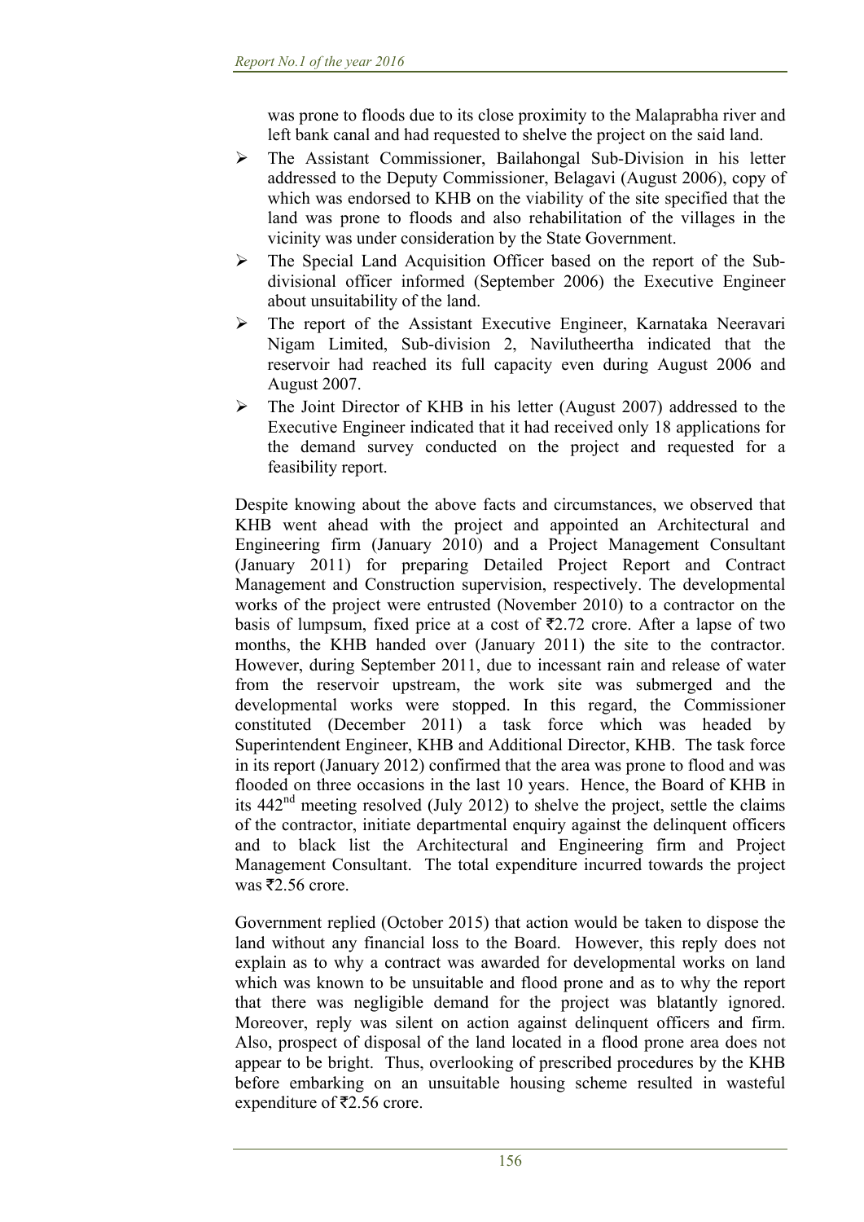was prone to floods due to its close proximity to the Malaprabha river and left bank canal and had requested to shelve the project on the said land.

- The Assistant Commissioner, Bailahongal Sub-Division in his letter addressed to the Deputy Commissioner, Belagavi (August 2006), copy of which was endorsed to KHB on the viability of the site specified that the land was prone to floods and also rehabilitation of the villages in the vicinity was under consideration by the State Government.
- The Special Land Acquisition Officer based on the report of the Sub-divisional officer informed (September 2006) the Executive Engineer about unsuitability of the land.
- The report of the Assistant Executive Engineer, Karnataka Neeravari Nigam Limited, Sub-division 2, Navilutheertha indicated that the reservoir had reached its full capacity even during August 2006 and August 2007.
- The Joint Director of KHB in his letter (August 2007) addressed to the Executive Engineer indicated that it had received only 18 applications for the demand survey conducted on the project and requested for a feasibility report.

Despite knowing about the above facts and circumstances, we observed that KHB went ahead with the project and appointed an Architectural and Engineering firm (January 2010) and a Project Management Consultant (January 2011) for preparing Detailed Project Report and Contract Management and Construction supervision, respectively. The developmental works of the project were entrusted (November 2010) to a contractor on the basis of lumpsum, fixed price at a cost of ₹2.72 crore. After a lapse of two months, the KHB handed over (January 2011) the site to the contractor. However, during September 2011, due to incessant rain and release of water from the reservoir upstream, the work site was submerged and the developmental works were stopped. In this regard, the Commissioner constituted (December 2011) a task force which was headed by Superintendent Engineer, KHB and Additional Director, KHB. The task force in its report (January 2012) confirmed that the area was prone to flood and was flooded on three occasions in the last 10 years. Hence, the Board of KHB in its 442nd meeting resolved (July 2012) to shelve the project, settle the claims of the contractor, initiate departmental enquiry against the delinquent officers and to black list the Architectural and Engineering firm and Project Management Consultant. The total expenditure incurred towards the project was ₹2.56 crore.

Government replied (October 2015) that action would be taken to dispose the land without any financial loss to the Board. However, this reply does not explain as to why a contract was awarded for developmental works on land which was known to be unsuitable and flood prone and as to why the report that there was negligible demand for the project was blatantly ignored. Moreover, reply was silent on action against delinquent officers and firm. Also, prospect of disposal of the land located in a flood prone area does not appear to be bright. Thus, overlooking of prescribed procedures by the KHB before embarking on an unsuitable housing scheme resulted in wasteful expenditure of ₹2.56 crore.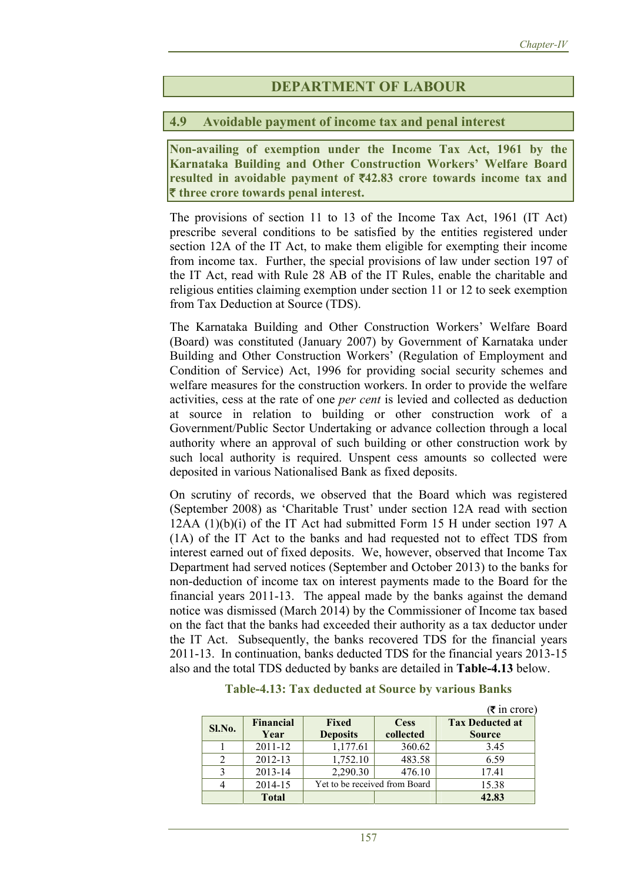## DEPARTMENT OF LABOUR

### 4.9 Avoidable payment of income tax and penal interest

**Non-availing of exemption under the Income Tax Act, 1961 by the Karnataka Building and Other Construction Workers' Welfare Board resulted in avoidable payment of ₹42.83 crore towards income tax and ₹ three crore towards penal interest.**

The provisions of section 11 to 13 of the Income Tax Act, 1961 (IT Act) prescribe several conditions to be satisfied by the entities registered under section 12A of the IT Act, to make them eligible for exempting their income from income tax. Further, the special provisions of law under section 197 of the IT Act, read with Rule 28 AB of the IT Rules, enable the charitable and religious entities claiming exemption under section 11 or 12 to seek exemption from Tax Deduction at Source (TDS).

The Karnataka Building and Other Construction Workers' Welfare Board (Board) was constituted (January 2007) by Government of Karnataka under Building and Other Construction Workers' (Regulation of Employment and Condition of Service) Act, 1996 for providing social security schemes and welfare measures for the construction workers. In order to provide the welfare activities, cess at the rate of one *per cent* is levied and collected as deduction at source in relation to building or other construction work of a Government/Public Sector Undertaking or advance collection through a local authority where an approval of such building or other construction work by such local authority is required. Unspent cess amounts so collected were deposited in various Nationalised Bank as fixed deposits.

On scrutiny of records, we observed that the Board which was registered (September 2008) as 'Charitable Trust' under section 12A read with section 12AA (1)(b)(i) of the IT Act had submitted Form 15 H under section 197 A (1A) of the IT Act to the banks and had requested not to effect TDS from interest earned out of fixed deposits. We, however, observed that Income Tax Department had served notices (September and October 2013) to the banks for non-deduction of income tax on interest payments made to the Board for the financial years 2011-13. The appeal made by the banks against the demand notice was dismissed (March 2014) by the Commissioner of Income tax based on the fact that the banks had exceeded their authority as a tax deductor under the IT Act. Subsequently, the banks recovered TDS for the financial years 2011-13. In continuation, banks deducted TDS for the financial years 2013-15 also and the total TDS deducted by banks are detailed in **Table-4.13** below.

**Table-4.13: Tax deducted at Source by various Banks**

(₹ in crore)

| Sl.No. | Financial Year | Fixed Deposits | Cess collected | Tax Deducted at Source |
|---|---|---|---|---|
| 1 | 2011-12 | 1,177.61 | 360.62 | 3.45 |
| 2 | 2012-13 | 1,752.10 | 483.58 | 6.59 |
| 3 | 2013-14 | 2,290.30 | 476.10 | 17.41 |
| 4 | 2014-15 | Yet to be received from Board | | 15.38 |
| | **Total** | | | **42.83** |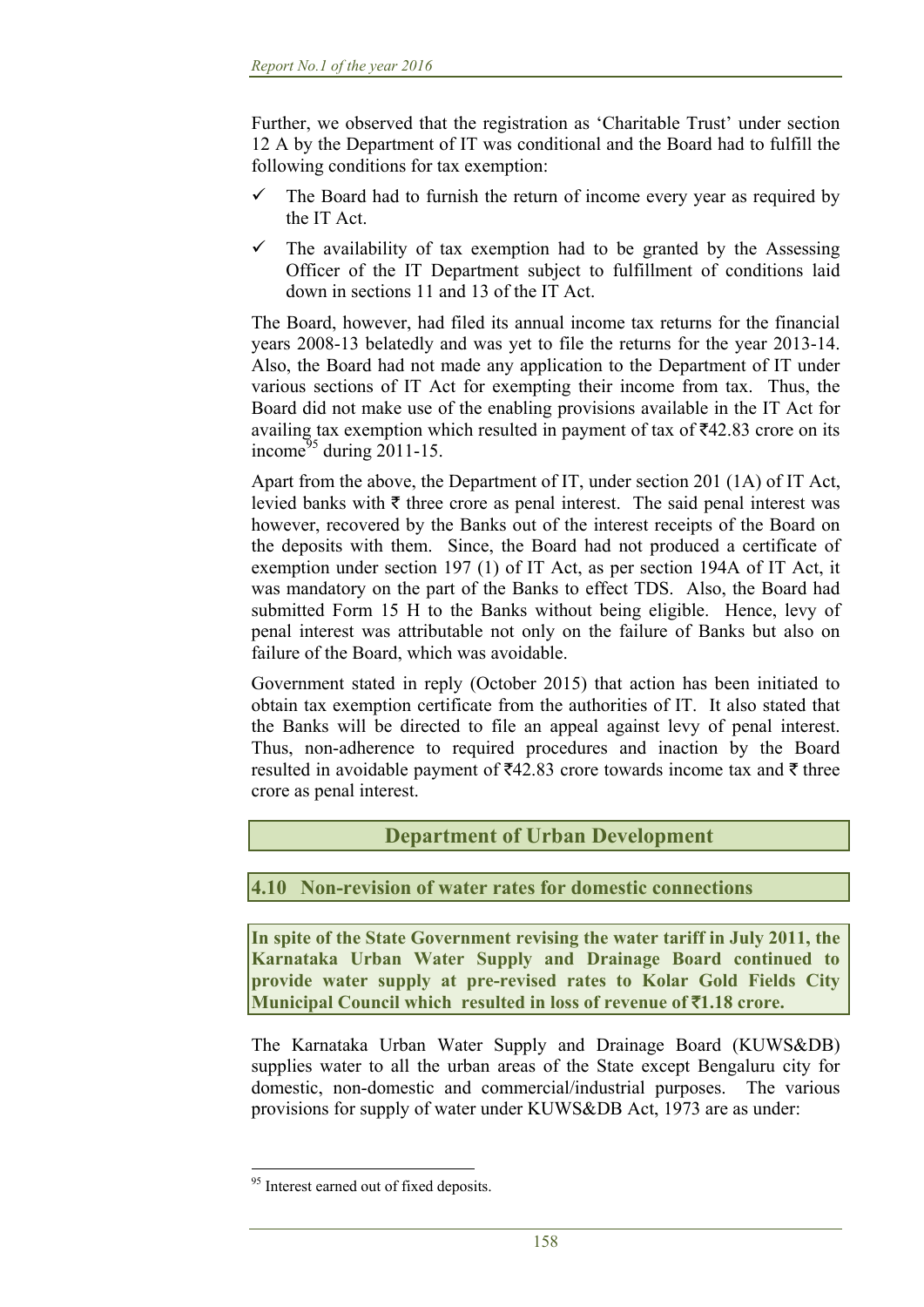Further, we observed that the registration as 'Charitable Trust' under section 12 A by the Department of IT was conditional and the Board had to fulfill the following conditions for tax exemption:

- ✓ The Board had to furnish the return of income every year as required by the IT Act.
- ✓ The availability of tax exemption had to be granted by the Assessing Officer of the IT Department subject to fulfillment of conditions laid down in sections 11 and 13 of the IT Act.

The Board, however, had filed its annual income tax returns for the financial years 2008-13 belatedly and was yet to file the returns for the year 2013-14. Also, the Board had not made any application to the Department of IT under various sections of IT Act for exempting their income from tax. Thus, the Board did not make use of the enabling provisions available in the IT Act for availing tax exemption which resulted in payment of tax of ₹42.83 crore on its income[95] during 2011-15.

Apart from the above, the Department of IT, under section 201 (1A) of IT Act, levied banks with ₹ three crore as penal interest. The said penal interest was however, recovered by the Banks out of the interest receipts of the Board on the deposits with them. Since, the Board had not produced a certificate of exemption under section 197 (1) of IT Act, as per section 194A of IT Act, it was mandatory on the part of the Banks to effect TDS. Also, the Board had submitted Form 15 H to the Banks without being eligible. Hence, levy of penal interest was attributable not only on the failure of Banks but also on failure of the Board, which was avoidable.

Government stated in reply (October 2015) that action has been initiated to obtain tax exemption certificate from the authorities of IT. It also stated that the Banks will be directed to file an appeal against levy of penal interest. Thus, non-adherence to required procedures and inaction by the Board resulted in avoidable payment of ₹42.83 crore towards income tax and ₹ three crore as penal interest.

## Department of Urban Development

### 4.10 Non-revision of water rates for domestic connections

**In spite of the State Government revising the water tariff in July 2011, the Karnataka Urban Water Supply and Drainage Board continued to provide water supply at pre-revised rates to Kolar Gold Fields City Municipal Council which resulted in loss of revenue of ₹1.18 crore.**

The Karnataka Urban Water Supply and Drainage Board (KUWS&DB) supplies water to all the urban areas of the State except Bengaluru city for domestic, non-domestic and commercial/industrial purposes. The various provisions for supply of water under KUWS&DB Act, 1973 are as under:

---

[95] Interest earned out of fixed deposits.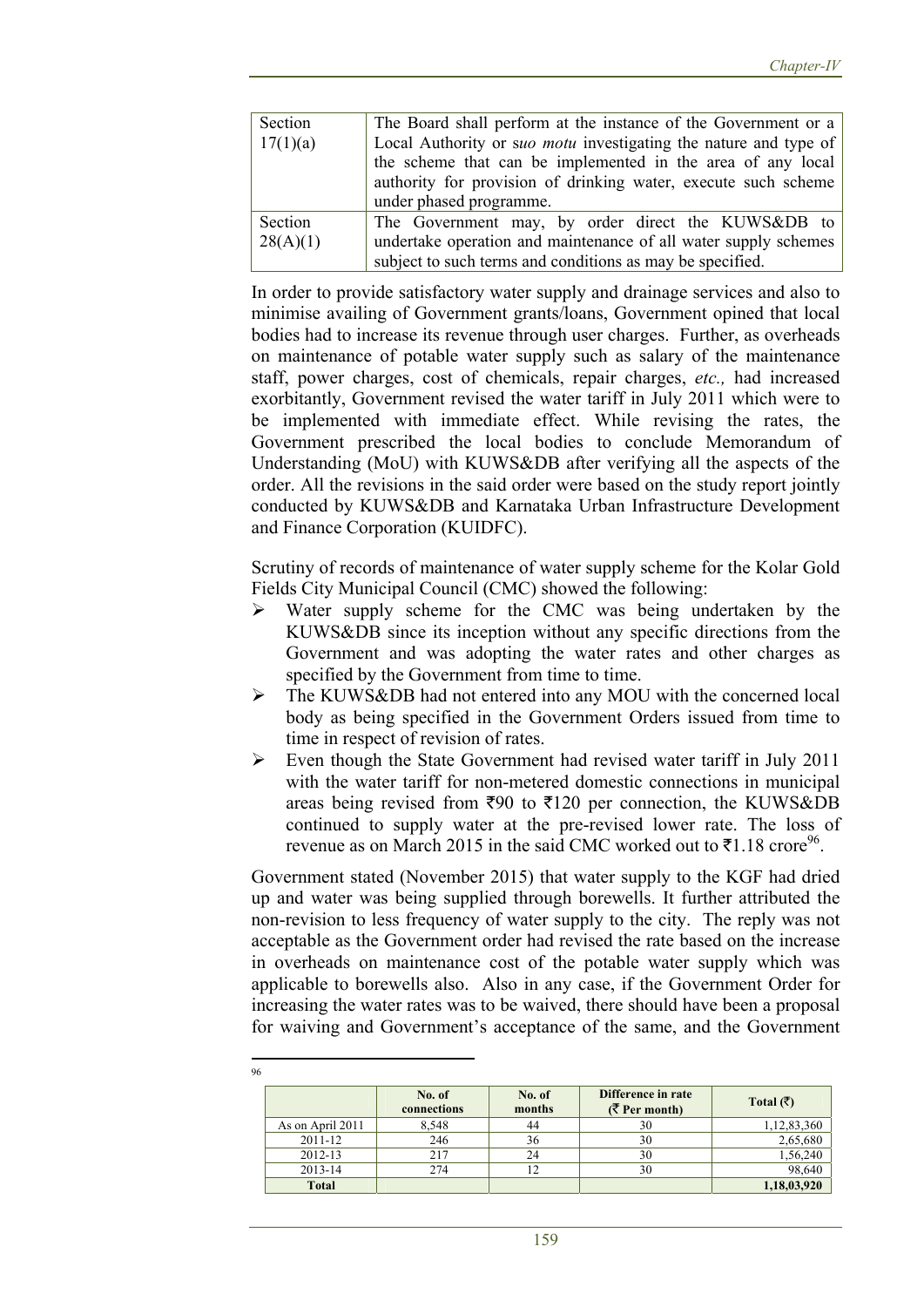| | |
|---|---|
| Section 17(1)(a) | The Board shall perform at the instance of the Government or a Local Authority or s*uo motu* investigating the nature and type of the scheme that can be implemented in the area of any local authority for provision of drinking water, execute such scheme under phased programme. |
| Section 28(A)(1) | The Government may, by order direct the KUWS&DB to undertake operation and maintenance of all water supply schemes subject to such terms and conditions as may be specified. |

In order to provide satisfactory water supply and drainage services and also to minimise availing of Government grants/loans, Government opined that local bodies had to increase its revenue through user charges. Further, as overheads on maintenance of potable water supply such as salary of the maintenance staff, power charges, cost of chemicals, repair charges, *etc.,* had increased exorbitantly, Government revised the water tariff in July 2011 which were to be implemented with immediate effect. While revising the rates, the Government prescribed the local bodies to conclude Memorandum of Understanding (MoU) with KUWS&DB after verifying all the aspects of the order. All the revisions in the said order were based on the study report jointly conducted by KUWS&DB and Karnataka Urban Infrastructure Development and Finance Corporation (KUIDFC).

Scrutiny of records of maintenance of water supply scheme for the Kolar Gold Fields City Municipal Council (CMC) showed the following:

- Water supply scheme for the CMC was being undertaken by the KUWS&DB since its inception without any specific directions from the Government and was adopting the water rates and other charges as specified by the Government from time to time.
- The KUWS&DB had not entered into any MOU with the concerned local body as being specified in the Government Orders issued from time to time in respect of revision of rates.
- Even though the State Government had revised water tariff in July 2011 with the water tariff for non-metered domestic connections in municipal areas being revised from ₹90 to ₹120 per connection, the KUWS&DB continued to supply water at the pre-revised lower rate. The loss of revenue as on March 2015 in the said CMC worked out to ₹1.18 crore[96].

Government stated (November 2015) that water supply to the KGF had dried up and water was being supplied through borewells. It further attributed the non-revision to less frequency of water supply to the city. The reply was not acceptable as the Government order had revised the rate based on the increase in overheads on maintenance cost of the potable water supply which was applicable to borewells also. Also in any case, if the Government Order for increasing the water rates was to be waived, there should have been a proposal for waiving and Government's acceptance of the same, and the Government

---

96

| | No. of connections | No. of months | Difference in rate (₹ Per month) | Total (₹) |
|---|---|---|---|---|
| As on April 2011 | 8,548 | 44 | 30 | 1,12,83,360 |
| 2011-12 | 246 | 36 | 30 | 2,65,680 |
| 2012-13 | 217 | 24 | 30 | 1,56,240 |
| 2013-14 | 274 | 12 | 30 | 98,640 |
| **Total** | | | | **1,18,03,920** |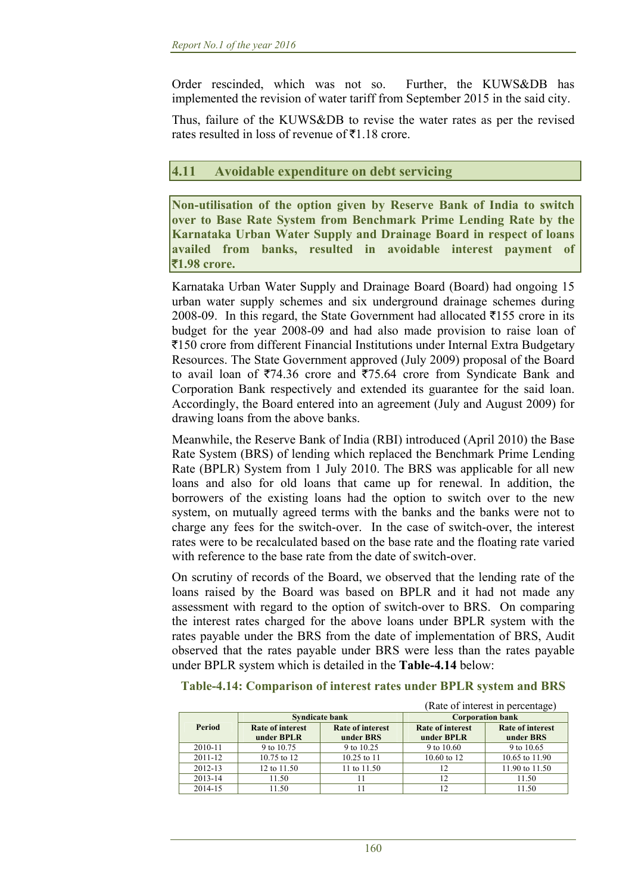Order rescinded, which was not so. Further, the KUWS&DB has implemented the revision of water tariff from September 2015 in the said city.

Thus, failure of the KUWS&DB to revise the water rates as per the revised rates resulted in loss of revenue of ₹1.18 crore.

## 4.11 Avoidable expenditure on debt servicing

**Non-utilisation of the option given by Reserve Bank of India to switch over to Base Rate System from Benchmark Prime Lending Rate by the Karnataka Urban Water Supply and Drainage Board in respect of loans availed from banks, resulted in avoidable interest payment of ₹1.98 crore.**

Karnataka Urban Water Supply and Drainage Board (Board) had ongoing 15 urban water supply schemes and six underground drainage schemes during 2008-09. In this regard, the State Government had allocated ₹155 crore in its budget for the year 2008-09 and had also made provision to raise loan of ₹150 crore from different Financial Institutions under Internal Extra Budgetary Resources. The State Government approved (July 2009) proposal of the Board to avail loan of ₹74.36 crore and ₹75.64 crore from Syndicate Bank and Corporation Bank respectively and extended its guarantee for the said loan. Accordingly, the Board entered into an agreement (July and August 2009) for drawing loans from the above banks.

Meanwhile, the Reserve Bank of India (RBI) introduced (April 2010) the Base Rate System (BRS) of lending which replaced the Benchmark Prime Lending Rate (BPLR) System from 1 July 2010. The BRS was applicable for all new loans and also for old loans that came up for renewal. In addition, the borrowers of the existing loans had the option to switch over to the new system, on mutually agreed terms with the banks and the banks were not to charge any fees for the switch-over. In the case of switch-over, the interest rates were to be recalculated based on the base rate and the floating rate varied with reference to the base rate from the date of switch-over.

On scrutiny of records of the Board, we observed that the lending rate of the loans raised by the Board was based on BPLR and it had not made any assessment with regard to the option of switch-over to BRS. On comparing the interest rates charged for the above loans under BPLR system with the rates payable under the BRS from the date of implementation of BRS, Audit observed that the rates payable under BRS were less than the rates payable under BPLR system which is detailed in the **Table-4.14** below:

**Table-4.14: Comparison of interest rates under BPLR system and BRS**

(Rate of interest in percentage)

| Period | Syndicate bank | | Corporation bank | |
|---|---|---|---|---|
| | Rate of interest under BPLR | Rate of interest under BRS | Rate of interest under BPLR | Rate of interest under BRS |
| 2010-11 | 9 to 10.75 | 9 to 10.25 | 9 to 10.60 | 9 to 10.65 |
| 2011-12 | 10.75 to 12 | 10.25 to 11 | 10.60 to 12 | 10.65 to 11.90 |
| 2012-13 | 12 to 11.50 | 11 to 11.50 | 12 | 11.90 to 11.50 |
| 2013-14 | 11.50 | 11 | 12 | 11.50 |
| 2014-15 | 11.50 | 11 | 12 | 11.50 |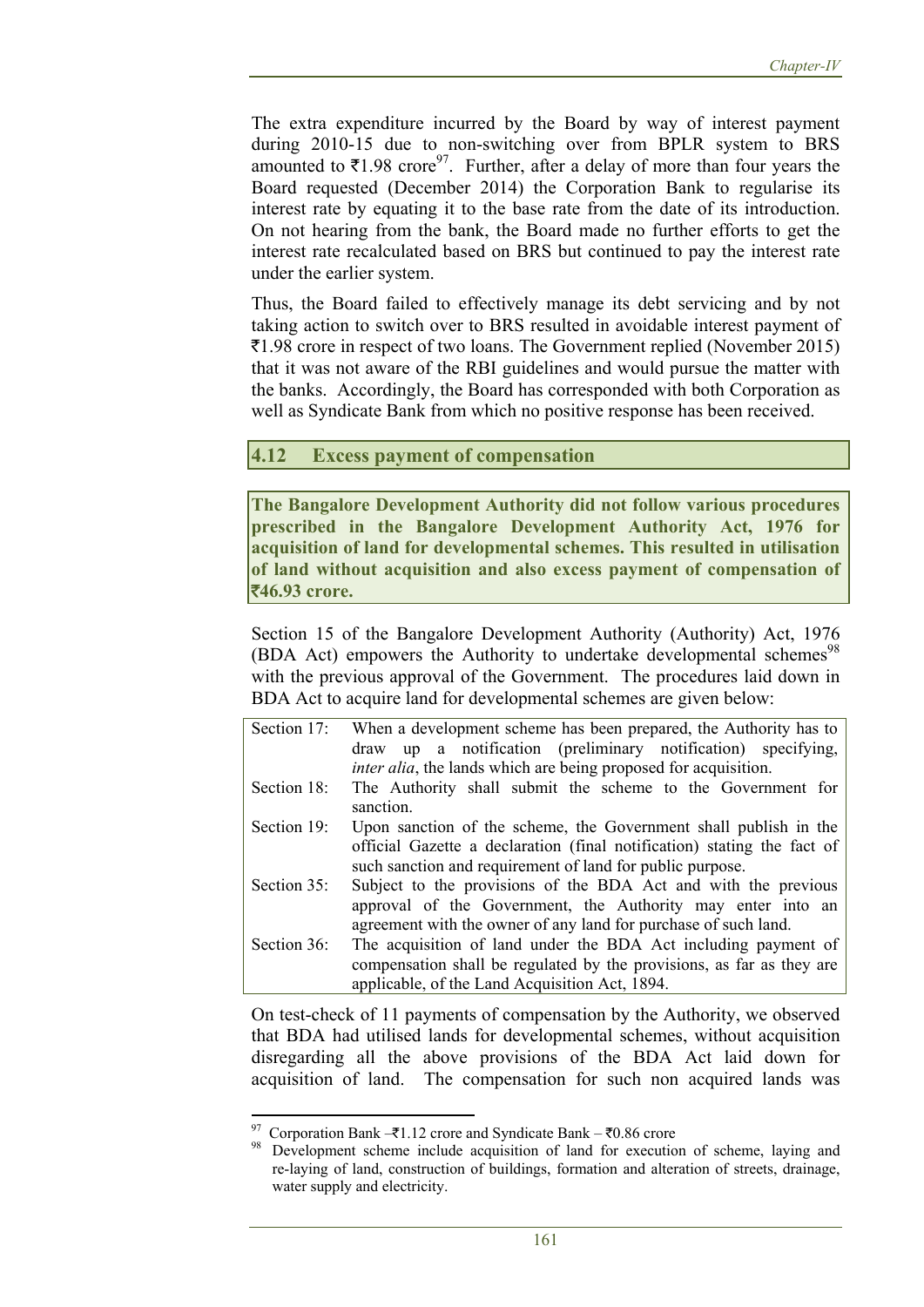The extra expenditure incurred by the Board by way of interest payment during 2010-15 due to non-switching over from BPLR system to BRS amounted to ₹1.98 crore[97]. Further, after a delay of more than four years the Board requested (December 2014) the Corporation Bank to regularise its interest rate by equating it to the base rate from the date of its introduction. On not hearing from the bank, the Board made no further efforts to get the interest rate recalculated based on BRS but continued to pay the interest rate under the earlier system.

Thus, the Board failed to effectively manage its debt servicing and by not taking action to switch over to BRS resulted in avoidable interest payment of ₹1.98 crore in respect of two loans. The Government replied (November 2015) that it was not aware of the RBI guidelines and would pursue the matter with the banks. Accordingly, the Board has corresponded with both Corporation as well as Syndicate Bank from which no positive response has been received.

## 4.12 Excess payment of compensation

**The Bangalore Development Authority did not follow various procedures prescribed in the Bangalore Development Authority Act, 1976 for acquisition of land for developmental schemes. This resulted in utilisation of land without acquisition and also excess payment of compensation of ₹46.93 crore.**

Section 15 of the Bangalore Development Authority (Authority) Act, 1976 (BDA Act) empowers the Authority to undertake developmental schemes[98] with the previous approval of the Government. The procedures laid down in BDA Act to acquire land for developmental schemes are given below:

| | |
|---|---|
| Section 17: | When a development scheme has been prepared, the Authority has to draw up a notification (preliminary notification) specifying, *inter alia*, the lands which are being proposed for acquisition. |
| Section 18: | The Authority shall submit the scheme to the Government for sanction. |
| Section 19: | Upon sanction of the scheme, the Government shall publish in the official Gazette a declaration (final notification) stating the fact of such sanction and requirement of land for public purpose. |
| Section 35: | Subject to the provisions of the BDA Act and with the previous approval of the Government, the Authority may enter into an agreement with the owner of any land for purchase of such land. |
| Section 36: | The acquisition of land under the BDA Act including payment of compensation shall be regulated by the provisions, as far as they are applicable, of the Land Acquisition Act, 1894. |

On test-check of 11 payments of compensation by the Authority, we observed that BDA had utilised lands for developmental schemes, without acquisition disregarding all the above provisions of the BDA Act laid down for acquisition of land. The compensation for such non acquired lands was

---

[97] Corporation Bank –₹1.12 crore and Syndicate Bank – ₹0.86 crore

[98] Development scheme include acquisition of land for execution of scheme, laying and re-laying of land, construction of buildings, formation and alteration of streets, drainage, water supply and electricity.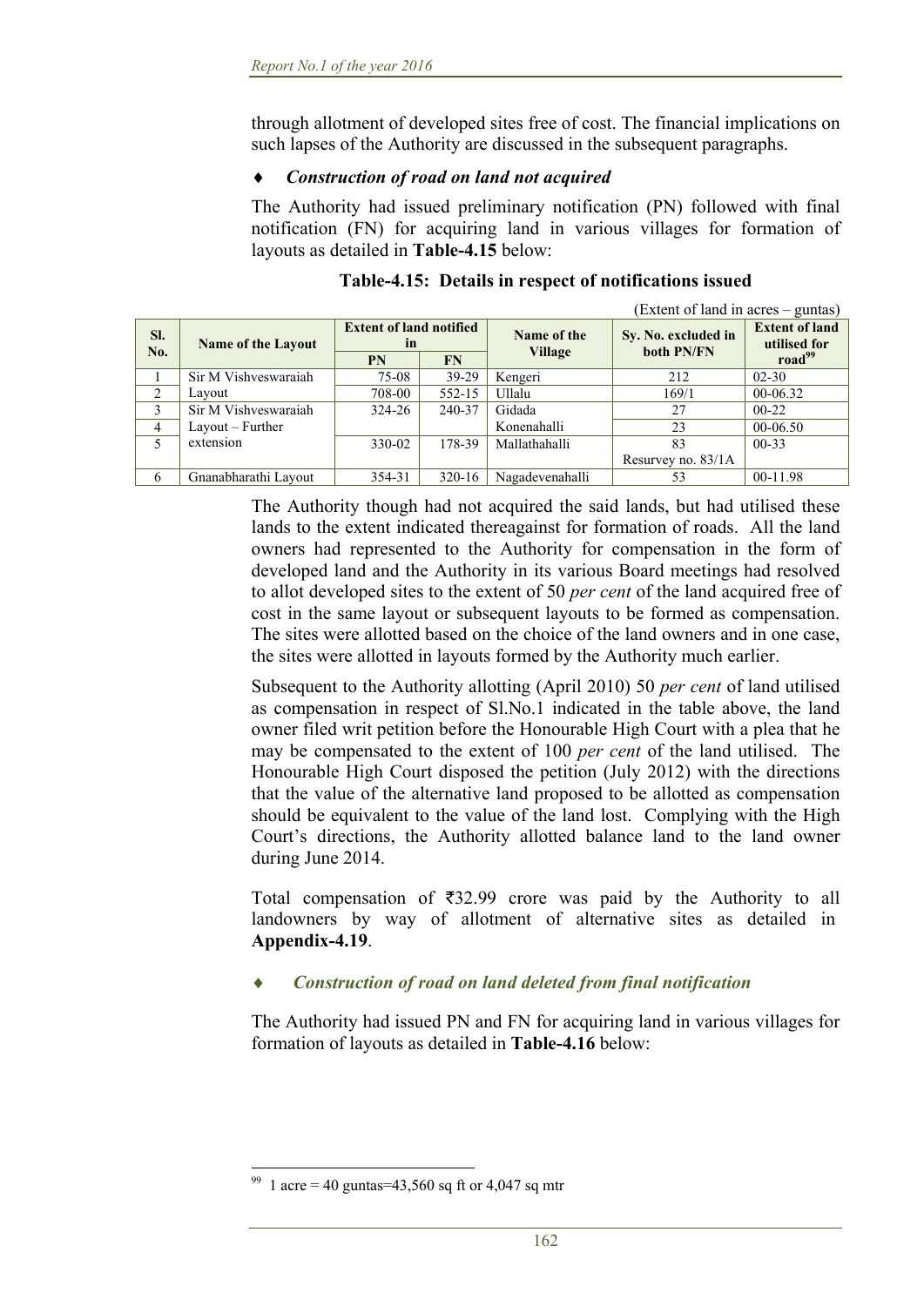through allotment of developed sites free of cost. The financial implications on such lapses of the Authority are discussed in the subsequent paragraphs.

♦ ***Construction of road on land not acquired***

The Authority had issued preliminary notification (PN) followed with final notification (FN) for acquiring land in various villages for formation of layouts as detailed in **Table-4.15** below:

**Table-4.15: Details in respect of notifications issued**

(Extent of land in acres – guntas)

| Sl. No. | Name of the Layout | Extent of land notified in | | Name of the Village | Sy. No. excluded in both PN/FN | Extent of land utilised for road[99] |
|---|---|---|---|---|---|---|
| | | PN | FN | | | |
| 1 | Sir M Vishveswaraiah Layout | 75-08 | 39-29 | Kengeri | 212 | 02-30 |
| 2 | | 708-00 | 552-15 | Ullalu | 169/1 | 00-06.32 |
| 3 | Sir M Vishveswaraiah Layout – Further extension | 324-26 | 240-37 | Gidada Konenahalli | 27 | 00-22 |
| 4 | | | | | 23 | 00-06.50 |
| 5 | | 330-02 | 178-39 | Mallathahalli | 83 Resurvey no. 83/1A | 00-33 |
| 6 | Gnanabharathi Layout | 354-31 | 320-16 | Nagadevenahalli | 53 | 00-11.98 |

The Authority though had not acquired the said lands, but had utilised these lands to the extent indicated thereagainst for formation of roads. All the land owners had represented to the Authority for compensation in the form of developed land and the Authority in its various Board meetings had resolved to allot developed sites to the extent of 50 *per cent* of the land acquired free of cost in the same layout or subsequent layouts to be formed as compensation. The sites were allotted based on the choice of the land owners and in one case, the sites were allotted in layouts formed by the Authority much earlier.

Subsequent to the Authority allotting (April 2010) 50 *per cent* of land utilised as compensation in respect of Sl.No.1 indicated in the table above, the land owner filed writ petition before the Honourable High Court with a plea that he may be compensated to the extent of 100 *per cent* of the land utilised. The Honourable High Court disposed the petition (July 2012) with the directions that the value of the alternative land proposed to be allotted as compensation should be equivalent to the value of the land lost. Complying with the High Court's directions, the Authority allotted balance land to the land owner during June 2014.

Total compensation of ₹32.99 crore was paid by the Authority to all landowners by way of allotment of alternative sites as detailed in **Appendix-4.19**.

♦ ***Construction of road on land deleted from final notification***

The Authority had issued PN and FN for acquiring land in various villages for formation of layouts as detailed in **Table-4.16** below:

---

[99] 1 acre = 40 guntas=43,560 sq ft or 4,047 sq mtr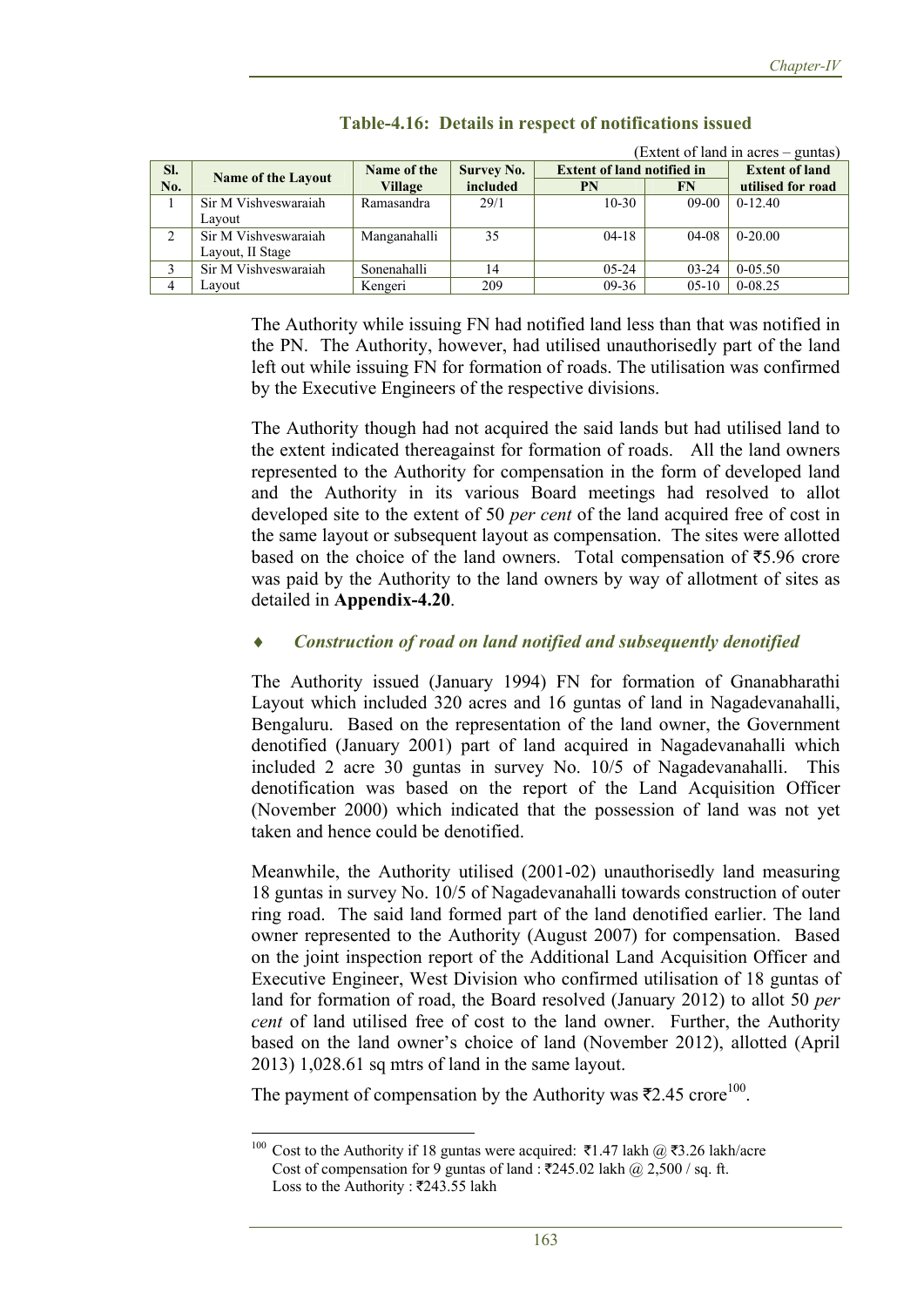**Table-4.16: Details in respect of notifications issued**

(Extent of land in acres – guntas)

| Sl. No. | Name of the Layout | Name of the Village | Survey No. included | Extent of land notified in | | Extent of land utilised for road |
|---|---|---|---|---|---|---|
| | | | | PN | FN | |
| 1 | Sir M Vishveswaraiah Layout | Ramasandra | 29/1 | 10-30 | 09-00 | 0-12.40 |
| 2 | Sir M Vishveswaraiah Layout, II Stage | Manganahalli | 35 | 04-18 | 04-08 | 0-20.00 |
| 3 | Sir M Vishveswaraiah Layout | Sonenahalli | 14 | 05-24 | 03-24 | 0-05.50 |
| 4 | | Kengeri | 209 | 09-36 | 05-10 | 0-08.25 |

The Authority while issuing FN had notified land less than that was notified in the PN. The Authority, however, had utilised unauthorisedly part of the land left out while issuing FN for formation of roads. The utilisation was confirmed by the Executive Engineers of the respective divisions.

The Authority though had not acquired the said lands but had utilised land to the extent indicated thereagainst for formation of roads. All the land owners represented to the Authority for compensation in the form of developed land and the Authority in its various Board meetings had resolved to allot developed site to the extent of 50 *per cent* of the land acquired free of cost in the same layout or subsequent layout as compensation. The sites were allotted based on the choice of the land owners. Total compensation of ₹5.96 crore was paid by the Authority to the land owners by way of allotment of sites as detailed in **Appendix-4.20**.

♦ ***Construction of road on land notified and subsequently denotified***

The Authority issued (January 1994) FN for formation of Gnanabharathi Layout which included 320 acres and 16 guntas of land in Nagadevanahalli, Bengaluru. Based on the representation of the land owner, the Government denotified (January 2001) part of land acquired in Nagadevanahalli which included 2 acre 30 guntas in survey No. 10/5 of Nagadevanahalli. This denotification was based on the report of the Land Acquisition Officer (November 2000) which indicated that the possession of land was not yet taken and hence could be denotified.

Meanwhile, the Authority utilised (2001-02) unauthorisedly land measuring 18 guntas in survey No. 10/5 of Nagadevanahalli towards construction of outer ring road. The said land formed part of the land denotified earlier. The land owner represented to the Authority (August 2007) for compensation. Based on the joint inspection report of the Additional Land Acquisition Officer and Executive Engineer, West Division who confirmed utilisation of 18 guntas of land for formation of road, the Board resolved (January 2012) to allot 50 *per cent* of land utilised free of cost to the land owner. Further, the Authority based on the land owner's choice of land (November 2012), allotted (April 2013) 1,028.61 sq mtrs of land in the same layout.

The payment of compensation by the Authority was ₹2.45 crore[100].

[100] Cost to the Authority if 18 guntas were acquired: ₹1.47 lakh @ ₹3.26 lakh/acre
Cost of compensation for 9 guntas of land : ₹245.02 lakh @ 2,500 / sq. ft.
Loss to the Authority : ₹243.55 lakh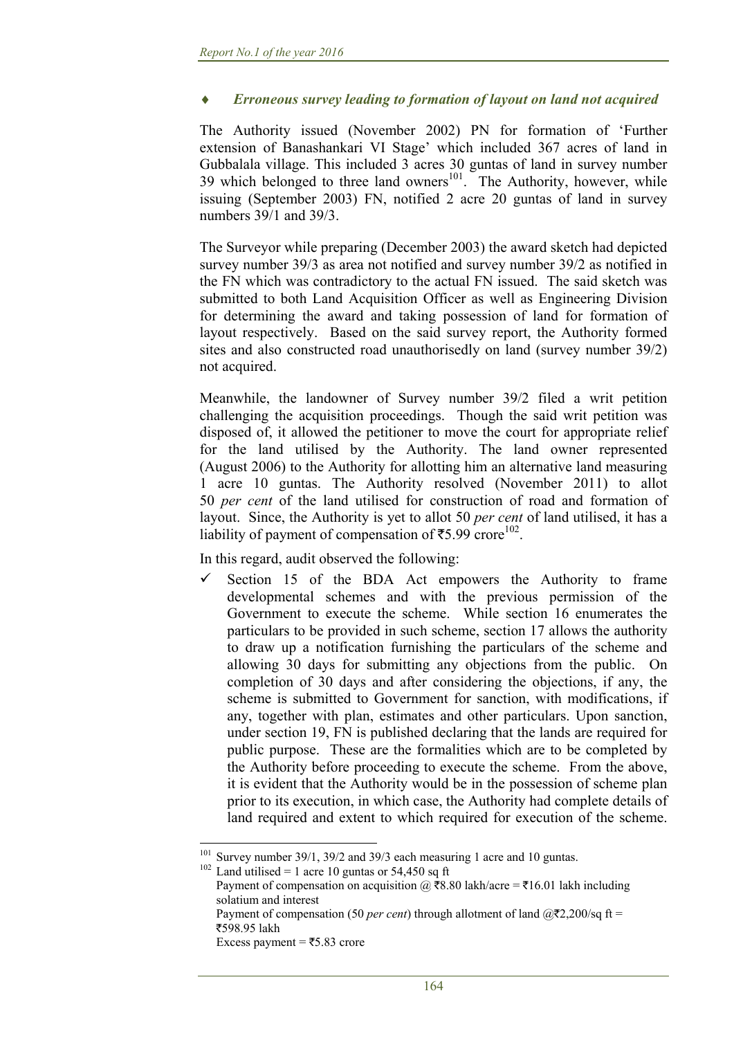♦ ***Erroneous survey leading to formation of layout on land not acquired***

The Authority issued (November 2002) PN for formation of 'Further extension of Banashankari VI Stage' which included 367 acres of land in Gubbalala village. This included 3 acres 30 guntas of land in survey number 39 which belonged to three land owners[101]. The Authority, however, while issuing (September 2003) FN, notified 2 acre 20 guntas of land in survey numbers 39/1 and 39/3.

The Surveyor while preparing (December 2003) the award sketch had depicted survey number 39/3 as area not notified and survey number 39/2 as notified in the FN which was contradictory to the actual FN issued. The said sketch was submitted to both Land Acquisition Officer as well as Engineering Division for determining the award and taking possession of land for formation of layout respectively. Based on the said survey report, the Authority formed sites and also constructed road unauthorisedly on land (survey number 39/2) not acquired.

Meanwhile, the landowner of Survey number 39/2 filed a writ petition challenging the acquisition proceedings. Though the said writ petition was disposed of, it allowed the petitioner to move the court for appropriate relief for the land utilised by the Authority. The land owner represented (August 2006) to the Authority for allotting him an alternative land measuring 1 acre 10 guntas. The Authority resolved (November 2011) to allot 50 *per cent* of the land utilised for construction of road and formation of layout. Since, the Authority is yet to allot 50 *per cent* of land utilised, it has a liability of payment of compensation of ₹5.99 crore[102].

In this regard, audit observed the following:

- ✓ Section 15 of the BDA Act empowers the Authority to frame developmental schemes and with the previous permission of the Government to execute the scheme. While section 16 enumerates the particulars to be provided in such scheme, section 17 allows the authority to draw up a notification furnishing the particulars of the scheme and allowing 30 days for submitting any objections from the public. On completion of 30 days and after considering the objections, if any, the scheme is submitted to Government for sanction, with modifications, if any, together with plan, estimates and other particulars. Upon sanction, under section 19, FN is published declaring that the lands are required for public purpose. These are the formalities which are to be completed by the Authority before proceeding to execute the scheme. From the above, it is evident that the Authority would be in the possession of scheme plan prior to its execution, in which case, the Authority had complete details of land required and extent to which required for execution of the scheme.

---

[101] Survey number 39/1, 39/2 and 39/3 each measuring 1 acre and 10 guntas.

[102] Land utilised = 1 acre 10 guntas or 54,450 sq ft
Payment of compensation on acquisition @ ₹8.80 lakh/acre = ₹16.01 lakh including solatium and interest
Payment of compensation (50 *per cent*) through allotment of land @₹2,200/sq ft = ₹598.95 lakh
Excess payment = ₹5.83 crore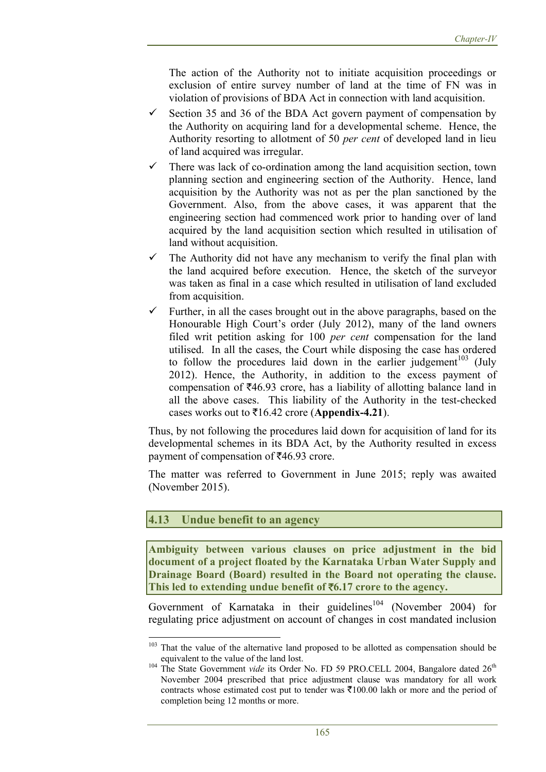The action of the Authority not to initiate acquisition proceedings or exclusion of entire survey number of land at the time of FN was in violation of provisions of BDA Act in connection with land acquisition.

- ✓ Section 35 and 36 of the BDA Act govern payment of compensation by the Authority on acquiring land for a developmental scheme. Hence, the Authority resorting to allotment of 50 *per cent* of developed land in lieu of land acquired was irregular.
- ✓ There was lack of co-ordination among the land acquisition section, town planning section and engineering section of the Authority. Hence, land acquisition by the Authority was not as per the plan sanctioned by the Government. Also, from the above cases, it was apparent that the engineering section had commenced work prior to handing over of land acquired by the land acquisition section which resulted in utilisation of land without acquisition.
- ✓ The Authority did not have any mechanism to verify the final plan with the land acquired before execution. Hence, the sketch of the surveyor was taken as final in a case which resulted in utilisation of land excluded from acquisition.
- ✓ Further, in all the cases brought out in the above paragraphs, based on the Honourable High Court's order (July 2012), many of the land owners filed writ petition asking for 100 *per cent* compensation for the land utilised. In all the cases, the Court while disposing the case has ordered to follow the procedures laid down in the earlier judgement[103] (July 2012). Hence, the Authority, in addition to the excess payment of compensation of ₹46.93 crore, has a liability of allotting balance land in all the above cases. This liability of the Authority in the test-checked cases works out to ₹16.42 crore (**Appendix-4.21**).

Thus, by not following the procedures laid down for acquisition of land for its developmental schemes in its BDA Act, by the Authority resulted in excess payment of compensation of ₹46.93 crore.

The matter was referred to Government in June 2015; reply was awaited (November 2015).

## 4.13 Undue benefit to an agency

**Ambiguity between various clauses on price adjustment in the bid document of a project floated by the Karnataka Urban Water Supply and Drainage Board (Board) resulted in the Board not operating the clause. This led to extending undue benefit of ₹6.17 crore to the agency.**

Government of Karnataka in their guidelines[104] (November 2004) for regulating price adjustment on account of changes in cost mandated inclusion

---

[103] That the value of the alternative land proposed to be allotted as compensation should be equivalent to the value of the land lost.

[104] The State Government *vide* its Order No. FD 59 PRO.CELL 2004, Bangalore dated 26th November 2004 prescribed that price adjustment clause was mandatory for all work contracts whose estimated cost put to tender was ₹100.00 lakh or more and the period of completion being 12 months or more.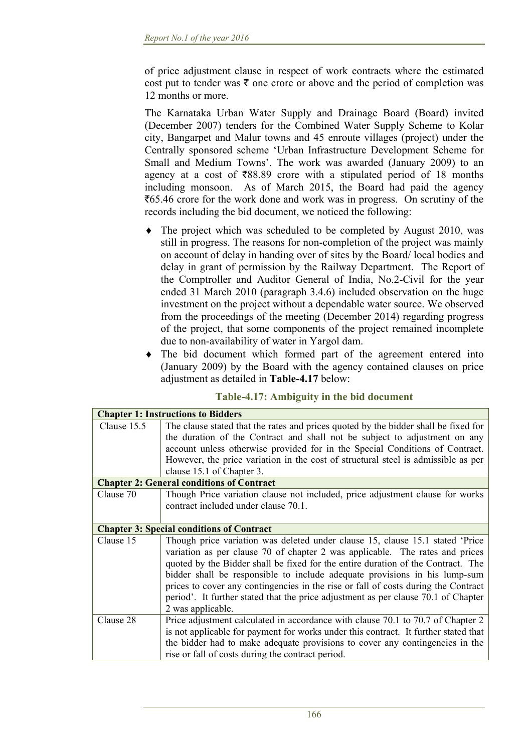of price adjustment clause in respect of work contracts where the estimated cost put to tender was ₹ one crore or above and the period of completion was 12 months or more.

The Karnataka Urban Water Supply and Drainage Board (Board) invited (December 2007) tenders for the Combined Water Supply Scheme to Kolar city, Bangarpet and Malur towns and 45 enroute villages (project) under the Centrally sponsored scheme 'Urban Infrastructure Development Scheme for Small and Medium Towns'. The work was awarded (January 2009) to an agency at a cost of ₹88.89 crore with a stipulated period of 18 months including monsoon. As of March 2015, the Board had paid the agency ₹65.46 crore for the work done and work was in progress. On scrutiny of the records including the bid document, we noticed the following:

- The project which was scheduled to be completed by August 2010, was still in progress. The reasons for non-completion of the project was mainly on account of delay in handing over of sites by the Board/ local bodies and delay in grant of permission by the Railway Department. The Report of the Comptroller and Auditor General of India, No.2-Civil for the year ended 31 March 2010 (paragraph 3.4.6) included observation on the huge investment on the project without a dependable water source. We observed from the proceedings of the meeting (December 2014) regarding progress of the project, that some components of the project remained incomplete due to non-availability of water in Yargol dam.
- The bid document which formed part of the agreement entered into (January 2009) by the Board with the agency contained clauses on price adjustment as detailed in **Table-4.17** below:

**Table-4.17: Ambiguity in the bid document**

| | |
|---|---|
| **Chapter 1: Instructions to Bidders** | |
| Clause 15.5 | The clause stated that the rates and prices quoted by the bidder shall be fixed for the duration of the Contract and shall not be subject to adjustment on any account unless otherwise provided for in the Special Conditions of Contract. However, the price variation in the cost of structural steel is admissible as per clause 15.1 of Chapter 3. |
| **Chapter 2: General conditions of Contract** | |
| Clause 70 | Though Price variation clause not included, price adjustment clause for works contract included under clause 70.1. |
| **Chapter 3: Special conditions of Contract** | |
| Clause 15 | Though price variation was deleted under clause 15, clause 15.1 stated 'Price variation as per clause 70 of chapter 2 was applicable. The rates and prices quoted by the Bidder shall be fixed for the entire duration of the Contract. The bidder shall be responsible to include adequate provisions in his lump-sum prices to cover any contingencies in the rise or fall of costs during the Contract period'. It further stated that the price adjustment as per clause 70.1 of Chapter 2 was applicable. |
| Clause 28 | Price adjustment calculated in accordance with clause 70.1 to 70.7 of Chapter 2 is not applicable for payment for works under this contract. It further stated that the bidder had to make adequate provisions to cover any contingencies in the rise or fall of costs during the contract period. |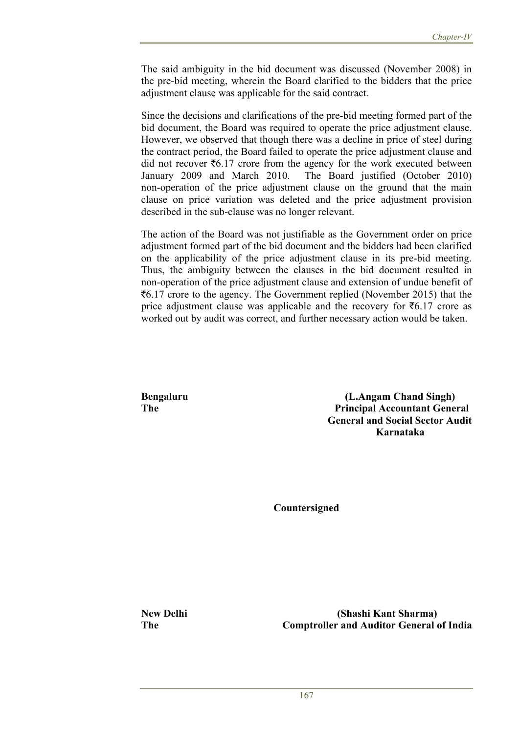The said ambiguity in the bid document was discussed (November 2008) in the pre-bid meeting, wherein the Board clarified to the bidders that the price adjustment clause was applicable for the said contract.

Since the decisions and clarifications of the pre-bid meeting formed part of the bid document, the Board was required to operate the price adjustment clause. However, we observed that though there was a decline in price of steel during the contract period, the Board failed to operate the price adjustment clause and did not recover ₹6.17 crore from the agency for the work executed between January 2009 and March 2010. The Board justified (October 2010) non-operation of the price adjustment clause on the ground that the main clause on price variation was deleted and the price adjustment provision described in the sub-clause was no longer relevant.

The action of the Board was not justifiable as the Government order on price adjustment formed part of the bid document and the bidders had been clarified on the applicability of the price adjustment clause in its pre-bid meeting. Thus, the ambiguity between the clauses in the bid document resulted in non-operation of the price adjustment clause and extension of undue benefit of ₹6.17 crore to the agency. The Government replied (November 2015) that the price adjustment clause was applicable and the recovery for ₹6.17 crore as worked out by audit was correct, and further necessary action would be taken.

**Bengaluru**
**The**

**(L.Angam Chand Singh)**
**Principal Accountant General**
**General and Social Sector Audit**
**Karnataka**

**Countersigned**

**New Delhi**
**The**

**(Shashi Kant Sharma)**
**Comptroller and Auditor General of India**